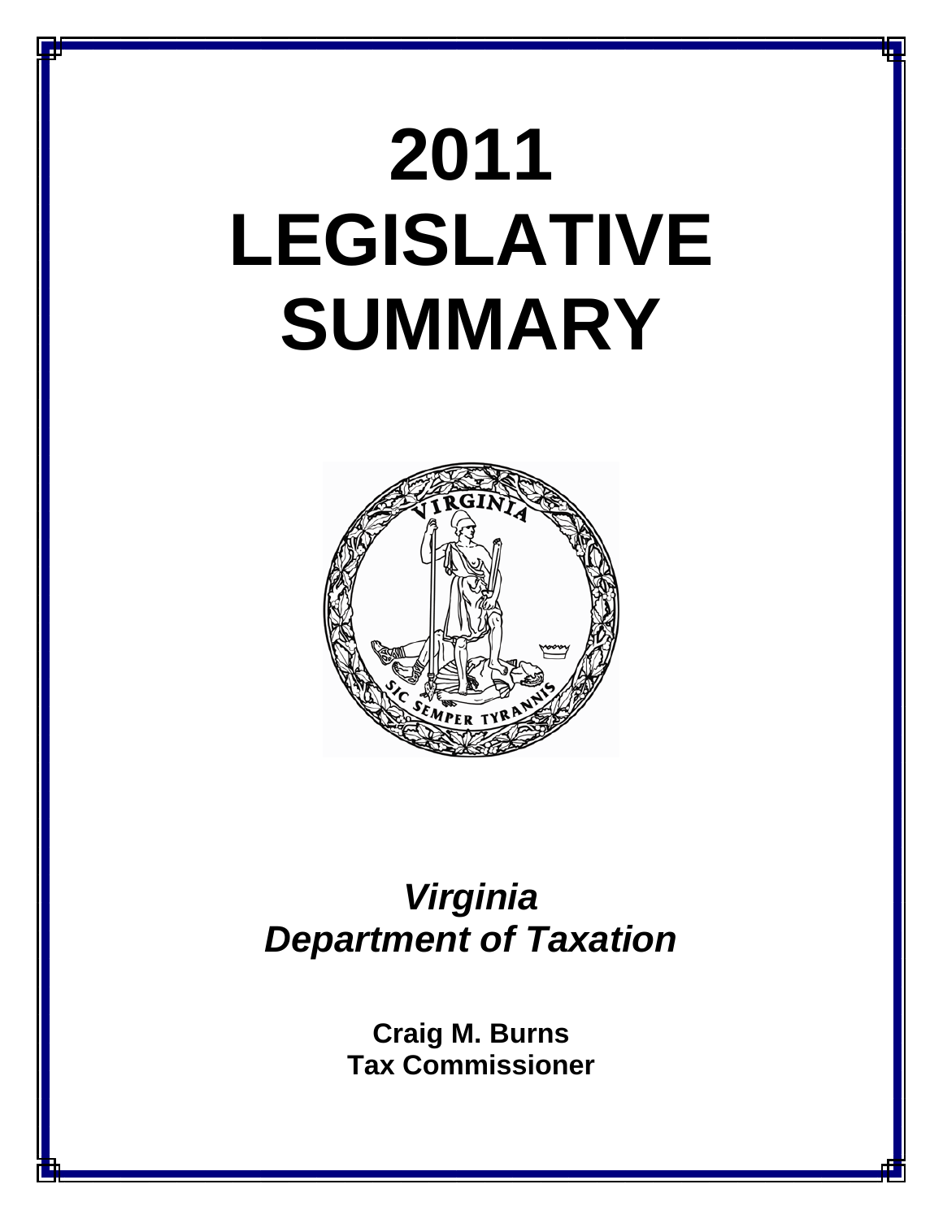# 2011 LEGISLATIVE SUMMARY

***Virginia Department of Taxation***

**Craig M. Burns**
**Tax Commissioner**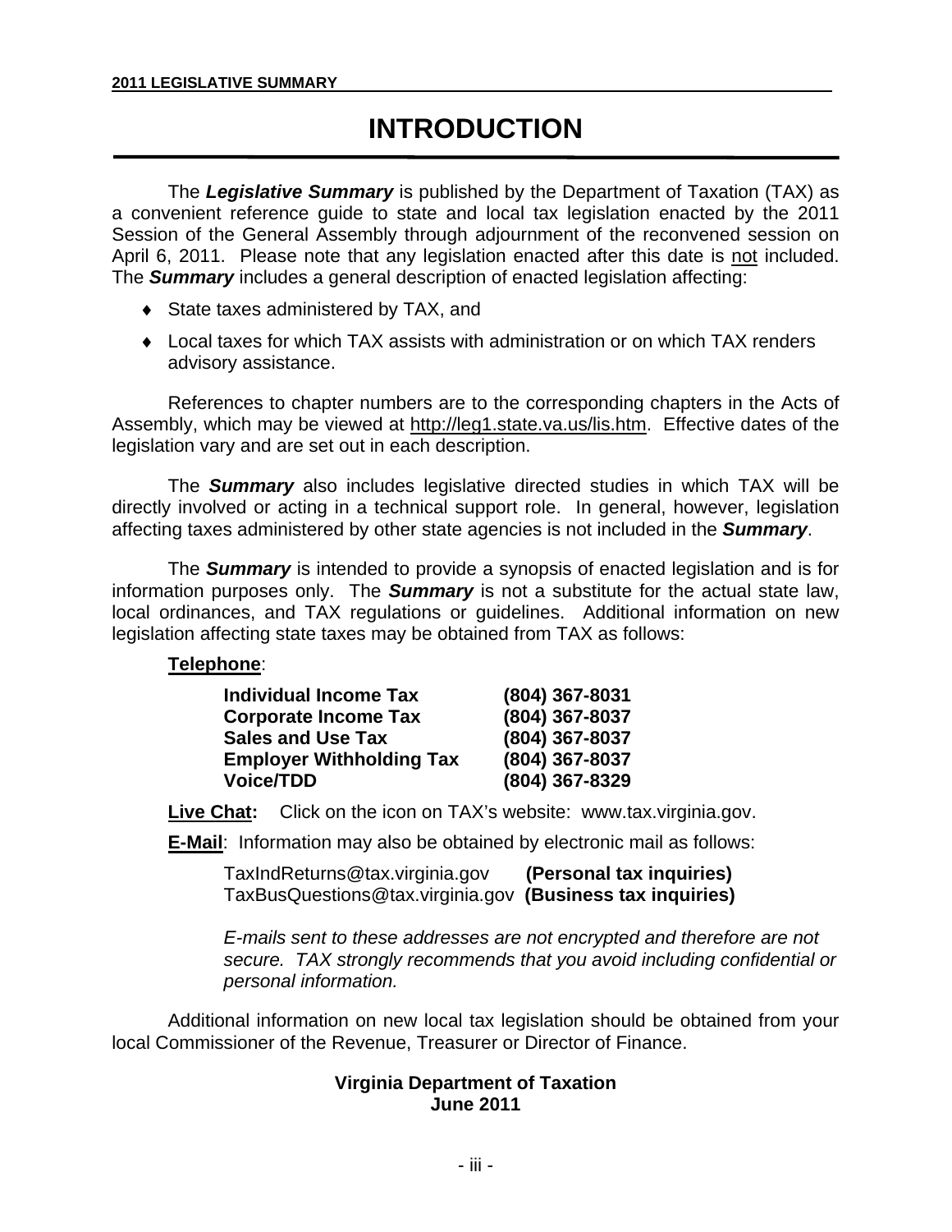# INTRODUCTION

The ***Legislative Summary*** is published by the Department of Taxation (TAX) as a convenient reference guide to state and local tax legislation enacted by the 2011 Session of the General Assembly through adjournment of the reconvened session on April 6, 2011. Please note that any legislation enacted after this date is not included. The ***Summary*** includes a general description of enacted legislation affecting:

- State taxes administered by TAX, and
- Local taxes for which TAX assists with administration or on which TAX renders advisory assistance.

References to chapter numbers are to the corresponding chapters in the Acts of Assembly, which may be viewed at http://leg1.state.va.us/lis.htm. Effective dates of the legislation vary and are set out in each description.

The ***Summary*** also includes legislative directed studies in which TAX will be directly involved or acting in a technical support role. In general, however, legislation affecting taxes administered by other state agencies is not included in the ***Summary***.

The ***Summary*** is intended to provide a synopsis of enacted legislation and is for information purposes only. The ***Summary*** is not a substitute for the actual state law, local ordinances, and TAX regulations or guidelines. Additional information on new legislation affecting state taxes may be obtained from TAX as follows:

**Telephone**:

| | |
|---|---|
| **Individual Income Tax** | **(804) 367-8031** |
| **Corporate Income Tax** | **(804) 367-8037** |
| **Sales and Use Tax** | **(804) 367-8037** |
| **Employer Withholding Tax** | **(804) 367-8037** |
| **Voice/TDD** | **(804) 367-8329** |

**Live Chat:** Click on the icon on TAX's website: www.tax.virginia.gov.

**E-Mail**: Information may also be obtained by electronic mail as follows:

TaxIndReturns@tax.virginia.gov **(Personal tax inquiries)**
TaxBusQuestions@tax.virginia.gov **(Business tax inquiries)**

*E-mails sent to these addresses are not encrypted and therefore are not secure. TAX strongly recommends that you avoid including confidential or personal information.*

Additional information on new local tax legislation should be obtained from your local Commissioner of the Revenue, Treasurer or Director of Finance.

**Virginia Department of Taxation**
**June 2011**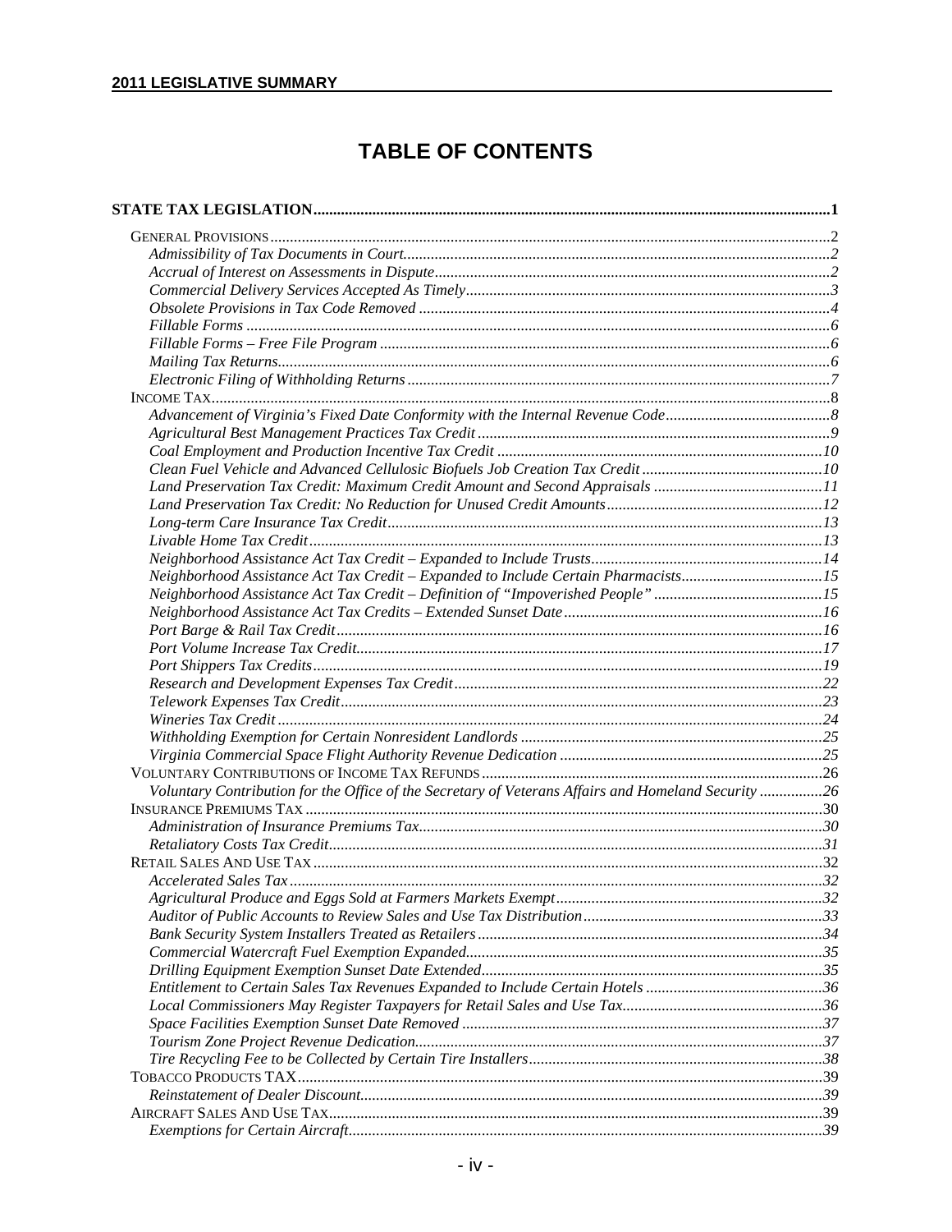# TABLE OF CONTENTS

**STATE TAX LEGISLATION .......... 1**

- GENERAL PROVISIONS .......... 2
  - *Admissibility of Tax Documents in Court* .......... 2
  - *Accrual of Interest on Assessments in Dispute* .......... 2
  - *Commercial Delivery Services Accepted As Timely* .......... 3
  - *Obsolete Provisions in Tax Code Removed* .......... 4
  - *Fillable Forms* .......... 6
  - *Fillable Forms – Free File Program* .......... 6
  - *Mailing Tax Returns* .......... 6
  - *Electronic Filing of Withholding Returns* .......... 7
- INCOME TAX .......... 8
  - *Advancement of Virginia's Fixed Date Conformity with the Internal Revenue Code* .......... 8
  - *Agricultural Best Management Practices Tax Credit* .......... 9
  - *Coal Employment and Production Incentive Tax Credit* .......... 10
  - *Clean Fuel Vehicle and Advanced Cellulosic Biofuels Job Creation Tax Credit* .......... 10
  - *Land Preservation Tax Credit: Maximum Credit Amount and Second Appraisals* .......... 11
  - *Land Preservation Tax Credit: No Reduction for Unused Credit Amounts* .......... 12
  - *Long-term Care Insurance Tax Credit* .......... 13
  - *Livable Home Tax Credit* .......... 13
  - *Neighborhood Assistance Act Tax Credit – Expanded to Include Trusts* .......... 14
  - *Neighborhood Assistance Act Tax Credit – Expanded to Include Certain Pharmacists* .......... 15
  - *Neighborhood Assistance Act Tax Credit – Definition of "Impoverished People"* .......... 15
  - *Neighborhood Assistance Act Tax Credits – Extended Sunset Date* .......... 16
  - *Port Barge & Rail Tax Credit* .......... 16
  - *Port Volume Increase Tax Credit* .......... 17
  - *Port Shippers Tax Credits* .......... 19
  - *Research and Development Expenses Tax Credit* .......... 22
  - *Telework Expenses Tax Credit* .......... 23
  - *Wineries Tax Credit* .......... 24
  - *Withholding Exemption for Certain Nonresident Landlords* .......... 25
  - *Virginia Commercial Space Flight Authority Revenue Dedication* .......... 25
- VOLUNTARY CONTRIBUTIONS OF INCOME TAX REFUNDS .......... 26
  - *Voluntary Contribution for the Office of the Secretary of Veterans Affairs and Homeland Security* .......... 26
- INSURANCE PREMIUMS TAX .......... 30
  - *Administration of Insurance Premiums Tax* .......... 30
  - *Retaliatory Costs Tax Credit* .......... 31
- RETAIL SALES AND USE TAX .......... 32
  - *Accelerated Sales Tax* .......... 32
  - *Agricultural Produce and Eggs Sold at Farmers Markets Exempt* .......... 32
  - *Auditor of Public Accounts to Review Sales and Use Tax Distribution* .......... 33
  - *Bank Security System Installers Treated as Retailers* .......... 34
  - *Commercial Watercraft Fuel Exemption Expanded* .......... 35
  - *Drilling Equipment Exemption Sunset Date Extended* .......... 35
  - *Entitlement to Certain Sales Tax Revenues Expanded to Include Certain Hotels* .......... 36
  - *Local Commissioners May Register Taxpayers for Retail Sales and Use Tax* .......... 36
  - *Space Facilities Exemption Sunset Date Removed* .......... 37
  - *Tourism Zone Project Revenue Dedication* .......... 37
  - *Tire Recycling Fee to be Collected by Certain Tire Installers* .......... 38
- TOBACCO PRODUCTS TAX .......... 39
  - *Reinstatement of Dealer Discount* .......... 39
- AIRCRAFT SALES AND USE TAX .......... 39
  - *Exemptions for Certain Aircraft* .......... 39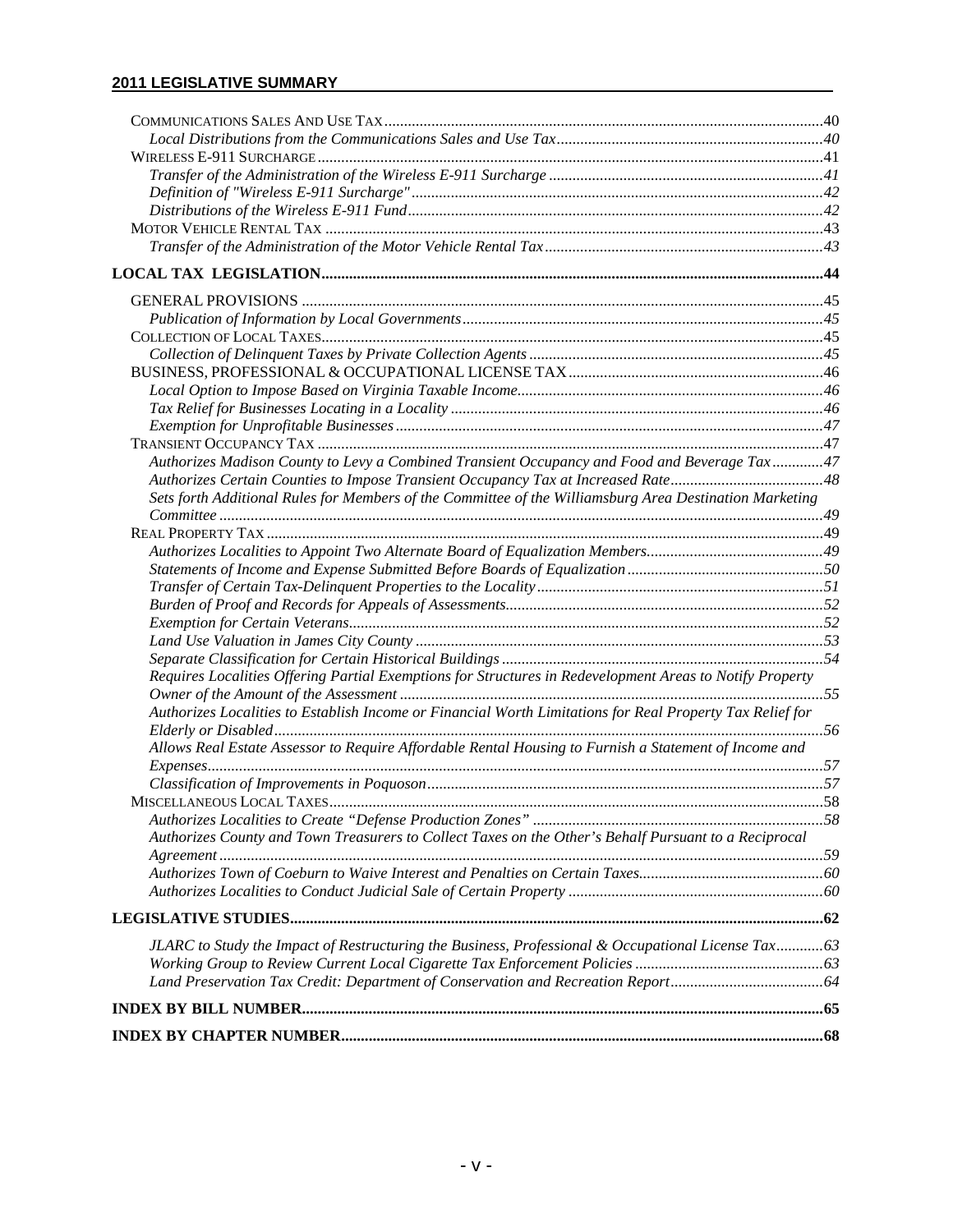Communications Sales And Use Tax ....................................................................................................................40

*Local Distributions from the Communications Sales and Use Tax* ....................................................................40

Wireless E-911 Surcharge ..................................................................................................................................41

*Transfer of the Administration of the Wireless E-911 Surcharge* ......................................................................41

*Definition of "Wireless E-911 Surcharge"* ...........................................................................................................42

*Distributions of the Wireless E-911 Fund* ...........................................................................................................42

Motor Vehicle Rental Tax ..................................................................................................................................43

*Transfer of the Administration of the Motor Vehicle Rental Tax* .......................................................................43

**LOCAL TAX LEGISLATION** ...................................................................................................................**44**

GENERAL PROVISIONS ....................................................................................................................................45

*Publication of Information by Local Governments* ............................................................................................45

Collection of Local Taxes ...................................................................................................................................45

*Collection of Delinquent Taxes by Private Collection Agents* ............................................................................45

BUSINESS, PROFESSIONAL & OCCUPATIONAL LICENSE TAX ..................................................................46

*Local Option to Impose Based on Virginia Taxable Income* ................................................................................46

*Tax Relief for Businesses Locating in a Locality* .................................................................................................46

*Exemption for Unprofitable Businesses* ..............................................................................................................47

Transient Occupancy Tax ...................................................................................................................................47

*Authorizes Madison County to Levy a Combined Transient Occupancy and Food and Beverage Tax* .............47

*Authorizes Certain Counties to Impose Transient Occupancy Tax at Increased Rate* ........................................48

*Sets forth Additional Rules for Members of the Committee of the Williamsburg Area Destination Marketing Committee* ..........................................................................................................................................................49

Real Property Tax ...............................................................................................................................................49

*Authorizes Localities to Appoint Two Alternate Board of Equalization Members* ..............................................49

*Statements of Income and Expense Submitted Before Boards of Equalization* ...................................................50

*Transfer of Certain Tax-Delinquent Properties to the Locality* ..........................................................................51

*Burden of Proof and Records for Appeals of Assessments* ..................................................................................52

*Exemption for Certain Veterans* ..........................................................................................................................52

*Land Use Valuation in James City County* ..........................................................................................................53

*Separate Classification for Certain Historical Buildings* ....................................................................................54

*Requires Localities Offering Partial Exemptions for Structures in Redevelopment Areas to Notify Property Owner of the Amount of the Assessment* ............................................................................................................55

*Authorizes Localities to Establish Income or Financial Worth Limitations for Real Property Tax Relief for Elderly or Disabled* ..............................................................................................................................................56

*Allows Real Estate Assessor to Require Affordable Rental Housing to Furnish a Statement of Income and Expenses* ...............................................................................................................................................................57

*Classification of Improvements in Poquoson* ......................................................................................................57

Miscellaneous Local Taxes .................................................................................................................................58

*Authorizes Localities to Create "Defense Production Zones"* ............................................................................58

*Authorizes County and Town Treasurers to Collect Taxes on the Other's Behalf Pursuant to a Reciprocal Agreement* ...........................................................................................................................................................59

*Authorizes Town of Coeburn to Waive Interest and Penalties on Certain Taxes* ................................................60

*Authorizes Localities to Conduct Judicial Sale of Certain Property* ..................................................................60

**LEGISLATIVE STUDIES** ..........................................................................................................................**62**

*JLARC to Study the Impact of Restructuring the Business, Professional & Occupational License Tax* ............63

*Working Group to Review Current Local Cigarette Tax Enforcement Policies* ..................................................63

*Land Preservation Tax Credit: Department of Conservation and Recreation Report* .........................................64

**INDEX BY BILL NUMBER** .......................................................................................................................**65**

**INDEX BY CHAPTER NUMBER** ..............................................................................................................**68**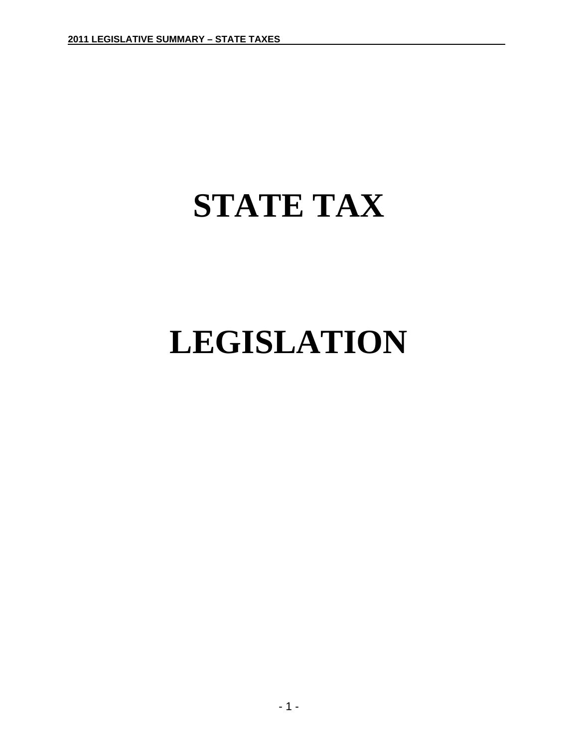# STATE TAX

# LEGISLATION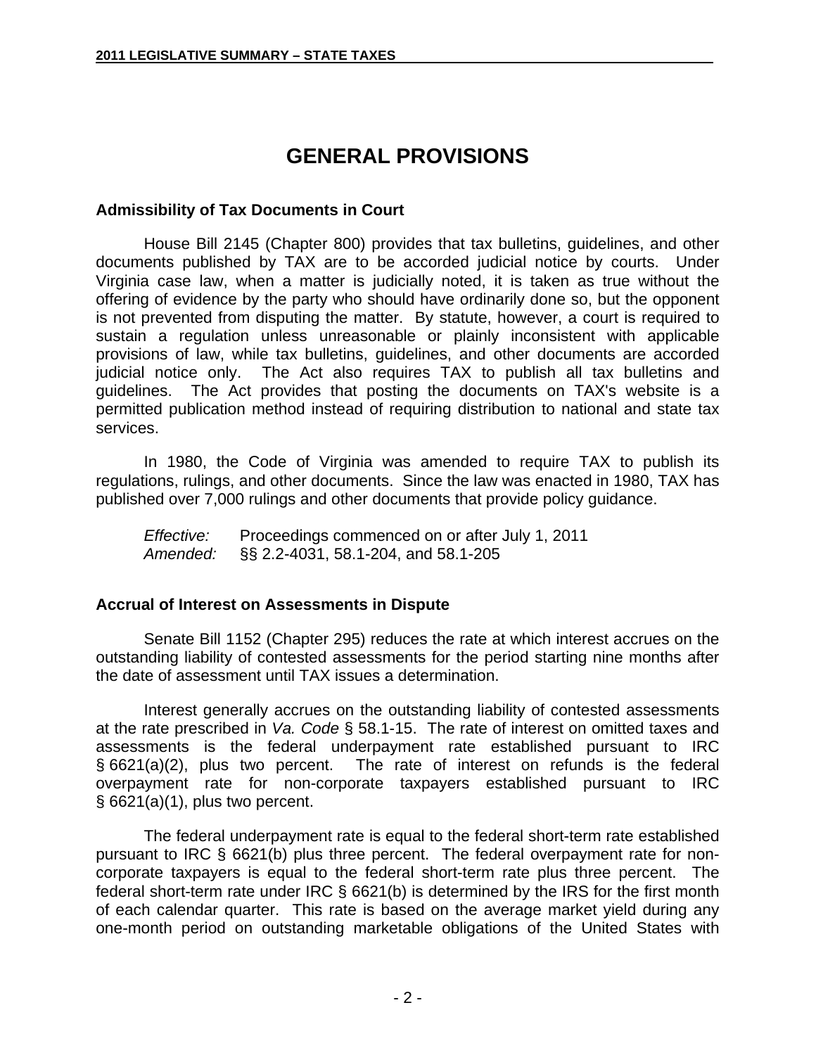# GENERAL PROVISIONS

### Admissibility of Tax Documents in Court

House Bill 2145 (Chapter 800) provides that tax bulletins, guidelines, and other documents published by TAX are to be accorded judicial notice by courts. Under Virginia case law, when a matter is judicially noted, it is taken as true without the offering of evidence by the party who should have ordinarily done so, but the opponent is not prevented from disputing the matter. By statute, however, a court is required to sustain a regulation unless unreasonable or plainly inconsistent with applicable provisions of law, while tax bulletins, guidelines, and other documents are accorded judicial notice only. The Act also requires TAX to publish all tax bulletins and guidelines. The Act provides that posting the documents on TAX's website is a permitted publication method instead of requiring distribution to national and state tax services.

In 1980, the Code of Virginia was amended to require TAX to publish its regulations, rulings, and other documents. Since the law was enacted in 1980, TAX has published over 7,000 rulings and other documents that provide policy guidance.

*Effective:* Proceedings commenced on or after July 1, 2011
*Amended:* §§ 2.2-4031, 58.1-204, and 58.1-205

### Accrual of Interest on Assessments in Dispute

Senate Bill 1152 (Chapter 295) reduces the rate at which interest accrues on the outstanding liability of contested assessments for the period starting nine months after the date of assessment until TAX issues a determination.

Interest generally accrues on the outstanding liability of contested assessments at the rate prescribed in *Va. Code* § 58.1-15. The rate of interest on omitted taxes and assessments is the federal underpayment rate established pursuant to IRC § 6621(a)(2), plus two percent. The rate of interest on refunds is the federal overpayment rate for non-corporate taxpayers established pursuant to IRC § 6621(a)(1), plus two percent.

The federal underpayment rate is equal to the federal short-term rate established pursuant to IRC § 6621(b) plus three percent. The federal overpayment rate for non-corporate taxpayers is equal to the federal short-term rate plus three percent. The federal short-term rate under IRC § 6621(b) is determined by the IRS for the first month of each calendar quarter. This rate is based on the average market yield during any one-month period on outstanding marketable obligations of the United States with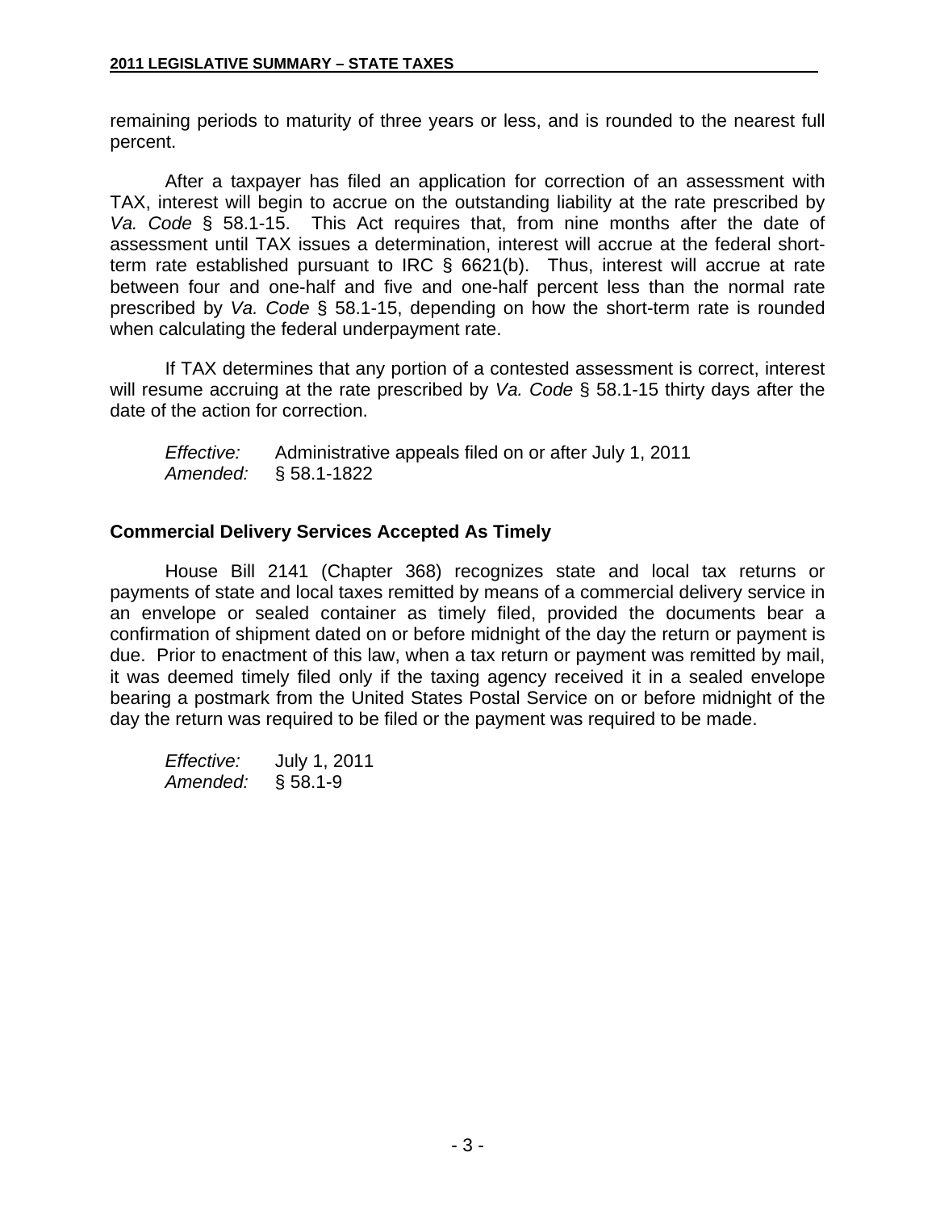remaining periods to maturity of three years or less, and is rounded to the nearest full percent.

After a taxpayer has filed an application for correction of an assessment with TAX, interest will begin to accrue on the outstanding liability at the rate prescribed by *Va. Code* § 58.1-15. This Act requires that, from nine months after the date of assessment until TAX issues a determination, interest will accrue at the federal short-term rate established pursuant to IRC § 6621(b). Thus, interest will accrue at rate between four and one-half and five and one-half percent less than the normal rate prescribed by *Va. Code* § 58.1-15, depending on how the short-term rate is rounded when calculating the federal underpayment rate.

If TAX determines that any portion of a contested assessment is correct, interest will resume accruing at the rate prescribed by *Va. Code* § 58.1-15 thirty days after the date of the action for correction.

*Effective:* Administrative appeals filed on or after July 1, 2011
*Amended:* § 58.1-1822

### Commercial Delivery Services Accepted As Timely

House Bill 2141 (Chapter 368) recognizes state and local tax returns or payments of state and local taxes remitted by means of a commercial delivery service in an envelope or sealed container as timely filed, provided the documents bear a confirmation of shipment dated on or before midnight of the day the return or payment is due. Prior to enactment of this law, when a tax return or payment was remitted by mail, it was deemed timely filed only if the taxing agency received it in a sealed envelope bearing a postmark from the United States Postal Service on or before midnight of the day the return was required to be filed or the payment was required to be made.

*Effective:* July 1, 2011
*Amended:* § 58.1-9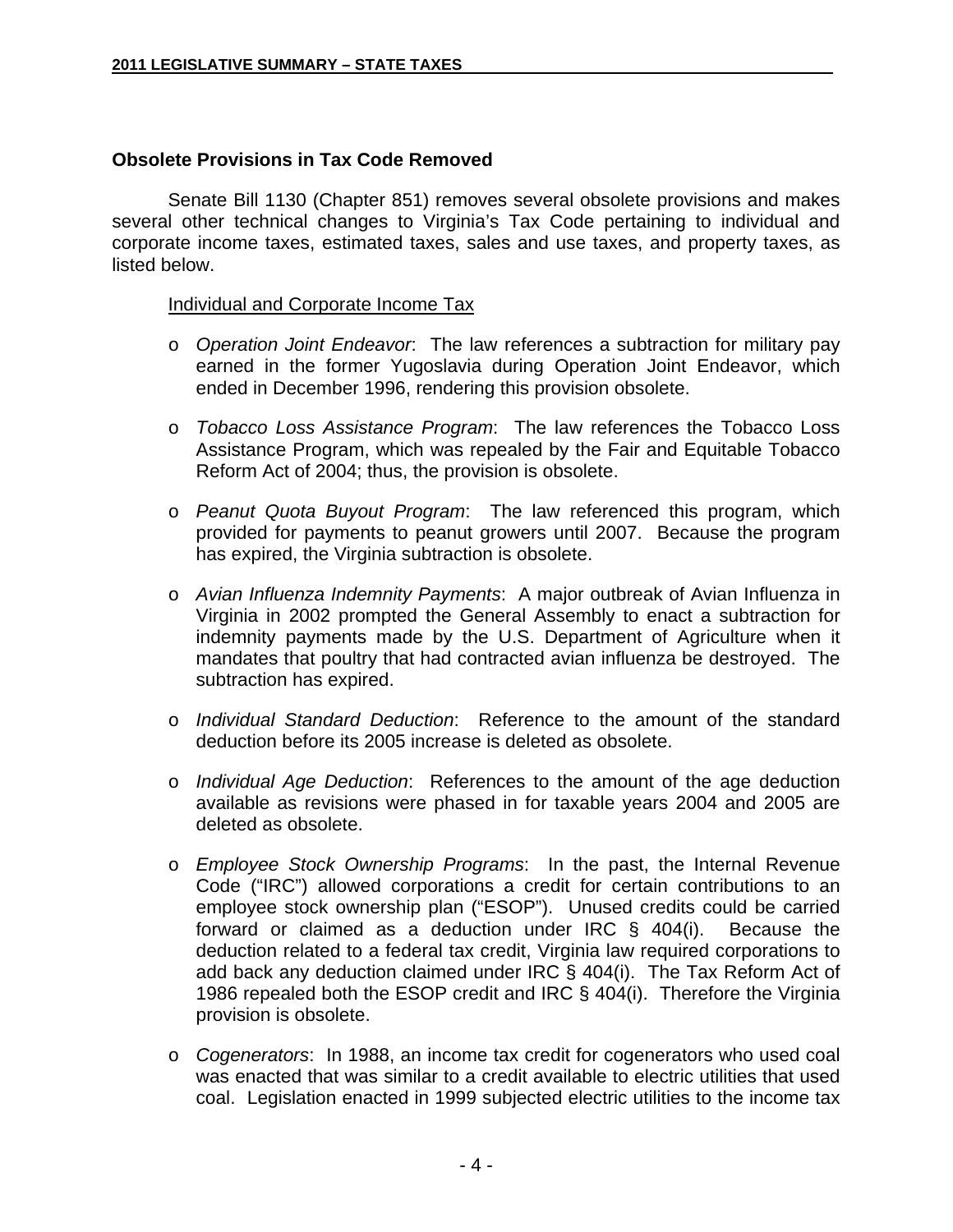## Obsolete Provisions in Tax Code Removed

Senate Bill 1130 (Chapter 851) removes several obsolete provisions and makes several other technical changes to Virginia's Tax Code pertaining to individual and corporate income taxes, estimated taxes, sales and use taxes, and property taxes, as listed below.

<u>Individual and Corporate Income Tax</u>

- *Operation Joint Endeavor*: The law references a subtraction for military pay earned in the former Yugoslavia during Operation Joint Endeavor, which ended in December 1996, rendering this provision obsolete.

- *Tobacco Loss Assistance Program*: The law references the Tobacco Loss Assistance Program, which was repealed by the Fair and Equitable Tobacco Reform Act of 2004; thus, the provision is obsolete.

- *Peanut Quota Buyout Program*: The law referenced this program, which provided for payments to peanut growers until 2007. Because the program has expired, the Virginia subtraction is obsolete.

- *Avian Influenza Indemnity Payments*: A major outbreak of Avian Influenza in Virginia in 2002 prompted the General Assembly to enact a subtraction for indemnity payments made by the U.S. Department of Agriculture when it mandates that poultry that had contracted avian influenza be destroyed. The subtraction has expired.

- *Individual Standard Deduction*: Reference to the amount of the standard deduction before its 2005 increase is deleted as obsolete.

- *Individual Age Deduction*: References to the amount of the age deduction available as revisions were phased in for taxable years 2004 and 2005 are deleted as obsolete.

- *Employee Stock Ownership Programs*: In the past, the Internal Revenue Code ("IRC") allowed corporations a credit for certain contributions to an employee stock ownership plan ("ESOP"). Unused credits could be carried forward or claimed as a deduction under IRC § 404(i). Because the deduction related to a federal tax credit, Virginia law required corporations to add back any deduction claimed under IRC § 404(i). The Tax Reform Act of 1986 repealed both the ESOP credit and IRC § 404(i). Therefore the Virginia provision is obsolete.

- *Cogenerators*: In 1988, an income tax credit for cogenerators who used coal was enacted that was similar to a credit available to electric utilities that used coal. Legislation enacted in 1999 subjected electric utilities to the income tax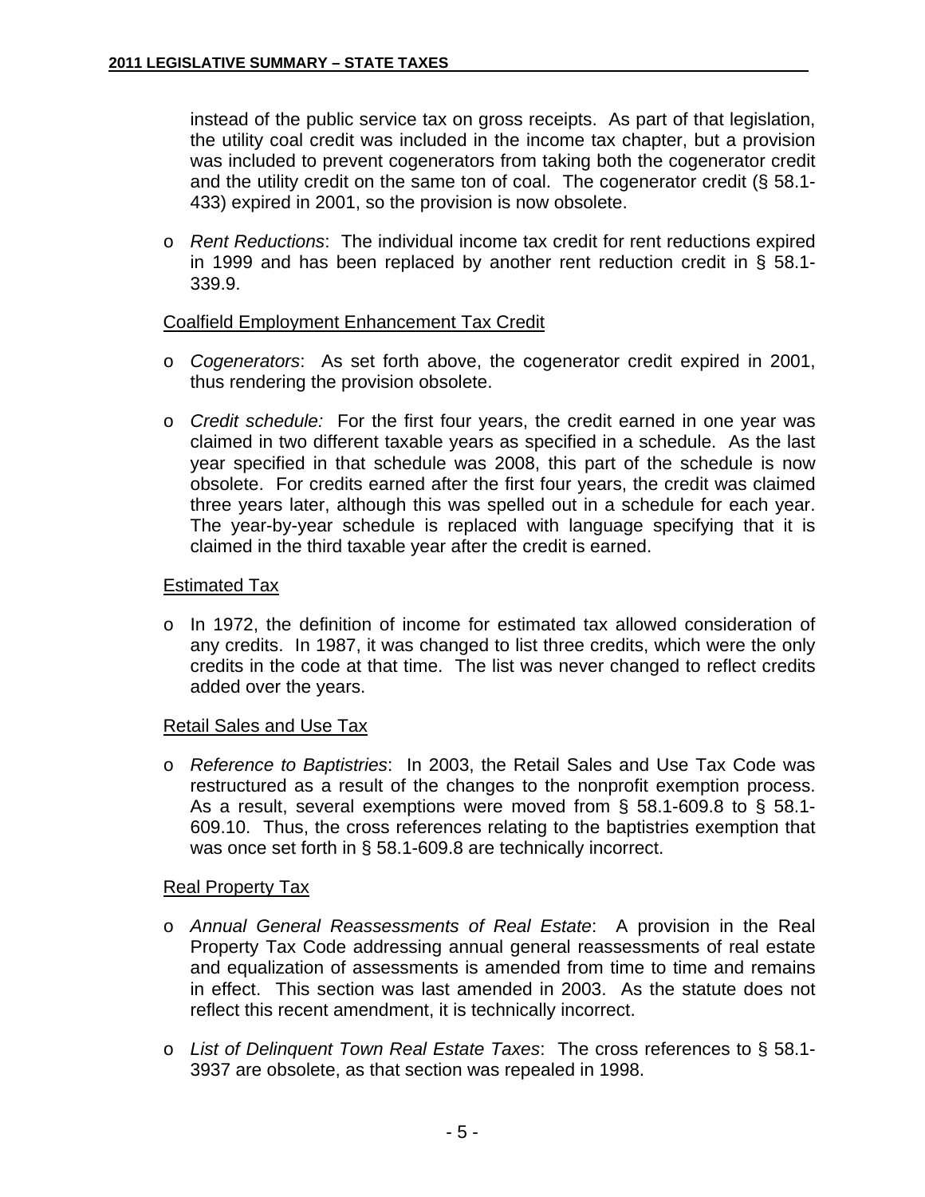instead of the public service tax on gross receipts. As part of that legislation, the utility coal credit was included in the income tax chapter, but a provision was included to prevent cogenerators from taking both the cogenerator credit and the utility credit on the same ton of coal. The cogenerator credit (§ 58.1-433) expired in 2001, so the provision is now obsolete.

- *Rent Reductions*: The individual income tax credit for rent reductions expired in 1999 and has been replaced by another rent reduction credit in § 58.1-339.9.

<u>Coalfield Employment Enhancement Tax Credit</u>

- *Cogenerators*: As set forth above, the cogenerator credit expired in 2001, thus rendering the provision obsolete.

- *Credit schedule:* For the first four years, the credit earned in one year was claimed in two different taxable years as specified in a schedule. As the last year specified in that schedule was 2008, this part of the schedule is now obsolete. For credits earned after the first four years, the credit was claimed three years later, although this was spelled out in a schedule for each year. The year-by-year schedule is replaced with language specifying that it is claimed in the third taxable year after the credit is earned.

<u>Estimated Tax</u>

- In 1972, the definition of income for estimated tax allowed consideration of any credits. In 1987, it was changed to list three credits, which were the only credits in the code at that time. The list was never changed to reflect credits added over the years.

<u>Retail Sales and Use Tax</u>

- *Reference to Baptistries*: In 2003, the Retail Sales and Use Tax Code was restructured as a result of the changes to the nonprofit exemption process. As a result, several exemptions were moved from § 58.1-609.8 to § 58.1-609.10. Thus, the cross references relating to the baptistries exemption that was once set forth in § 58.1-609.8 are technically incorrect.

<u>Real Property Tax</u>

- *Annual General Reassessments of Real Estate*: A provision in the Real Property Tax Code addressing annual general reassessments of real estate and equalization of assessments is amended from time to time and remains in effect. This section was last amended in 2003. As the statute does not reflect this recent amendment, it is technically incorrect.

- *List of Delinquent Town Real Estate Taxes*: The cross references to § 58.1-3937 are obsolete, as that section was repealed in 1998.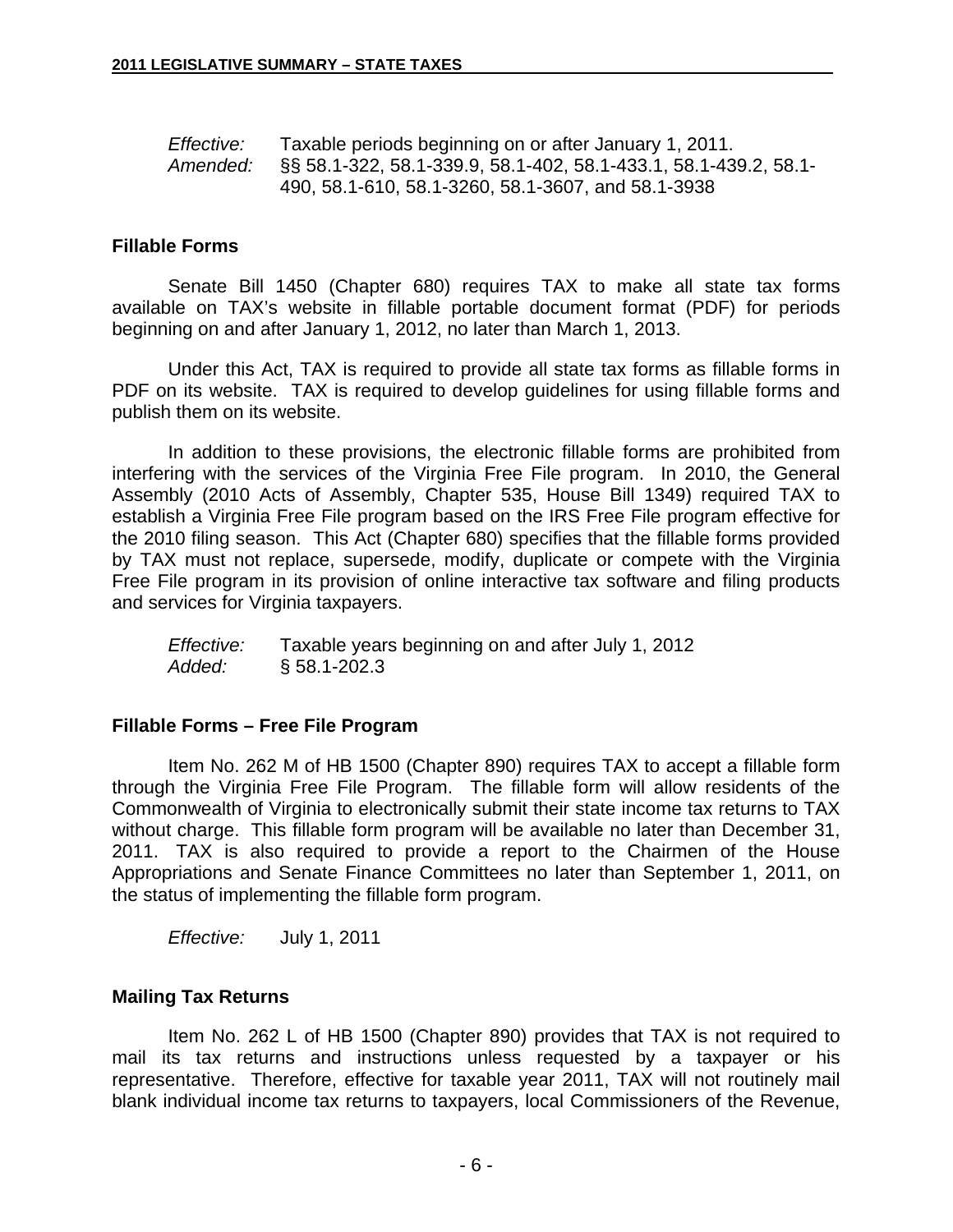*Effective:* Taxable periods beginning on or after January 1, 2011.
*Amended:* §§ 58.1-322, 58.1-339.9, 58.1-402, 58.1-433.1, 58.1-439.2, 58.1-490, 58.1-610, 58.1-3260, 58.1-3607, and 58.1-3938

**Fillable Forms**

Senate Bill 1450 (Chapter 680) requires TAX to make all state tax forms available on TAX's website in fillable portable document format (PDF) for periods beginning on and after January 1, 2012, no later than March 1, 2013.

Under this Act, TAX is required to provide all state tax forms as fillable forms in PDF on its website. TAX is required to develop guidelines for using fillable forms and publish them on its website.

In addition to these provisions, the electronic fillable forms are prohibited from interfering with the services of the Virginia Free File program. In 2010, the General Assembly (2010 Acts of Assembly, Chapter 535, House Bill 1349) required TAX to establish a Virginia Free File program based on the IRS Free File program effective for the 2010 filing season. This Act (Chapter 680) specifies that the fillable forms provided by TAX must not replace, supersede, modify, duplicate or compete with the Virginia Free File program in its provision of online interactive tax software and filing products and services for Virginia taxpayers.

*Effective:* Taxable years beginning on and after July 1, 2012
*Added:* § 58.1-202.3

**Fillable Forms – Free File Program**

Item No. 262 M of HB 1500 (Chapter 890) requires TAX to accept a fillable form through the Virginia Free File Program. The fillable form will allow residents of the Commonwealth of Virginia to electronically submit their state income tax returns to TAX without charge. This fillable form program will be available no later than December 31, 2011. TAX is also required to provide a report to the Chairmen of the House Appropriations and Senate Finance Committees no later than September 1, 2011, on the status of implementing the fillable form program.

*Effective:* July 1, 2011

**Mailing Tax Returns**

Item No. 262 L of HB 1500 (Chapter 890) provides that TAX is not required to mail its tax returns and instructions unless requested by a taxpayer or his representative. Therefore, effective for taxable year 2011, TAX will not routinely mail blank individual income tax returns to taxpayers, local Commissioners of the Revenue,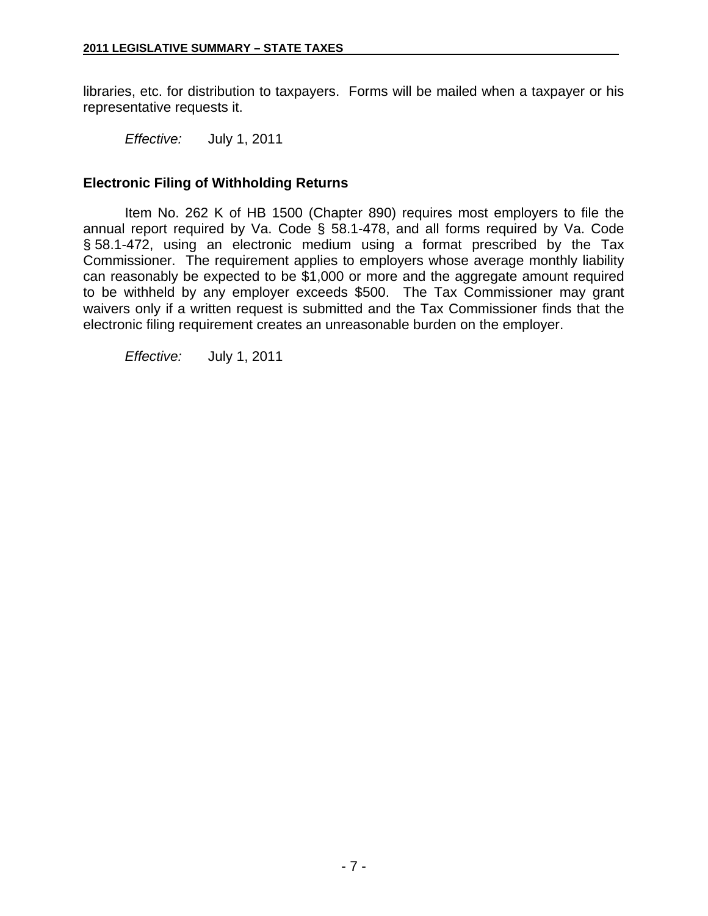libraries, etc. for distribution to taxpayers. Forms will be mailed when a taxpayer or his representative requests it.

*Effective:* July 1, 2011

### Electronic Filing of Withholding Returns

Item No. 262 K of HB 1500 (Chapter 890) requires most employers to file the annual report required by Va. Code § 58.1-478, and all forms required by Va. Code § 58.1-472, using an electronic medium using a format prescribed by the Tax Commissioner. The requirement applies to employers whose average monthly liability can reasonably be expected to be $1,000 or more and the aggregate amount required to be withheld by any employer exceeds $500. The Tax Commissioner may grant waivers only if a written request is submitted and the Tax Commissioner finds that the electronic filing requirement creates an unreasonable burden on the employer.

*Effective:* July 1, 2011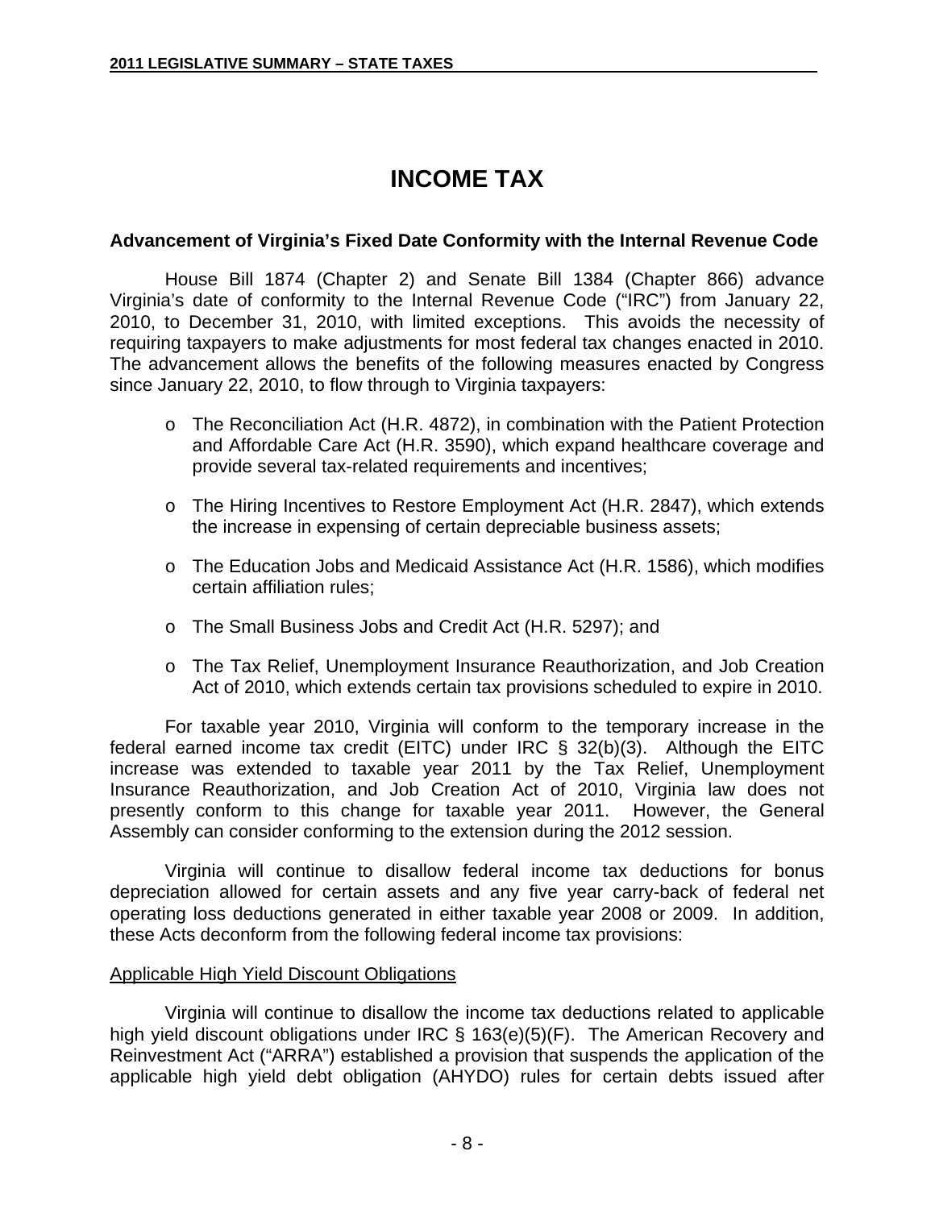# INCOME TAX

### Advancement of Virginia's Fixed Date Conformity with the Internal Revenue Code

House Bill 1874 (Chapter 2) and Senate Bill 1384 (Chapter 866) advance Virginia's date of conformity to the Internal Revenue Code ("IRC") from January 22, 2010, to December 31, 2010, with limited exceptions. This avoids the necessity of requiring taxpayers to make adjustments for most federal tax changes enacted in 2010. The advancement allows the benefits of the following measures enacted by Congress since January 22, 2010, to flow through to Virginia taxpayers:

- The Reconciliation Act (H.R. 4872), in combination with the Patient Protection and Affordable Care Act (H.R. 3590), which expand healthcare coverage and provide several tax-related requirements and incentives;
- The Hiring Incentives to Restore Employment Act (H.R. 2847), which extends the increase in expensing of certain depreciable business assets;
- The Education Jobs and Medicaid Assistance Act (H.R. 1586), which modifies certain affiliation rules;
- The Small Business Jobs and Credit Act (H.R. 5297); and
- The Tax Relief, Unemployment Insurance Reauthorization, and Job Creation Act of 2010, which extends certain tax provisions scheduled to expire in 2010.

For taxable year 2010, Virginia will conform to the temporary increase in the federal earned income tax credit (EITC) under IRC § 32(b)(3). Although the EITC increase was extended to taxable year 2011 by the Tax Relief, Unemployment Insurance Reauthorization, and Job Creation Act of 2010, Virginia law does not presently conform to this change for taxable year 2011. However, the General Assembly can consider conforming to the extension during the 2012 session.

Virginia will continue to disallow federal income tax deductions for bonus depreciation allowed for certain assets and any five year carry-back of federal net operating loss deductions generated in either taxable year 2008 or 2009. In addition, these Acts deconform from the following federal income tax provisions:

<u>Applicable High Yield Discount Obligations</u>

Virginia will continue to disallow the income tax deductions related to applicable high yield discount obligations under IRC § 163(e)(5)(F). The American Recovery and Reinvestment Act ("ARRA") established a provision that suspends the application of the applicable high yield debt obligation (AHYDO) rules for certain debts issued after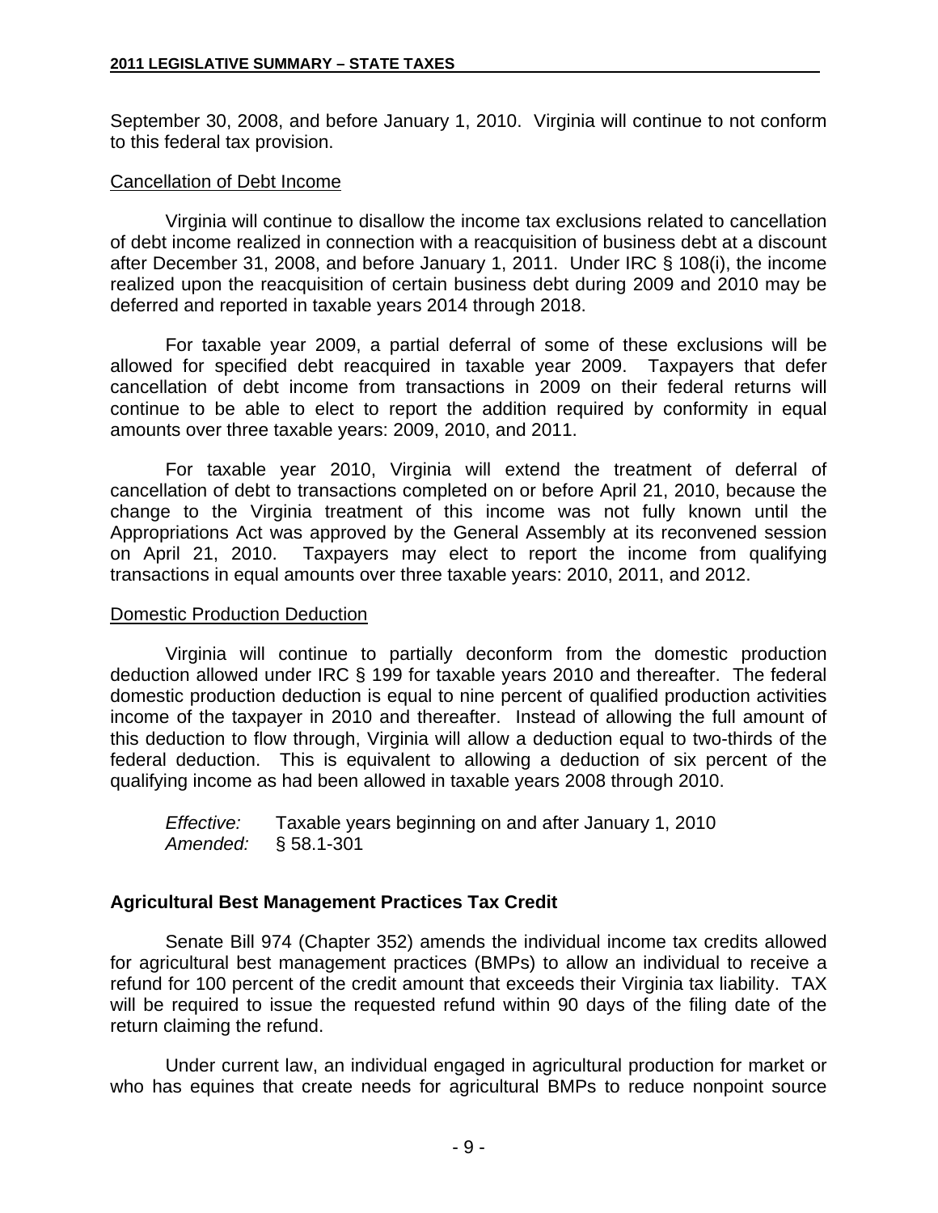September 30, 2008, and before January 1, 2010. Virginia will continue to not conform to this federal tax provision.

Cancellation of Debt Income

Virginia will continue to disallow the income tax exclusions related to cancellation of debt income realized in connection with a reacquisition of business debt at a discount after December 31, 2008, and before January 1, 2011. Under IRC § 108(i), the income realized upon the reacquisition of certain business debt during 2009 and 2010 may be deferred and reported in taxable years 2014 through 2018.

For taxable year 2009, a partial deferral of some of these exclusions will be allowed for specified debt reacquired in taxable year 2009. Taxpayers that defer cancellation of debt income from transactions in 2009 on their federal returns will continue to be able to elect to report the addition required by conformity in equal amounts over three taxable years: 2009, 2010, and 2011.

For taxable year 2010, Virginia will extend the treatment of deferral of cancellation of debt to transactions completed on or before April 21, 2010, because the change to the Virginia treatment of this income was not fully known until the Appropriations Act was approved by the General Assembly at its reconvened session on April 21, 2010. Taxpayers may elect to report the income from qualifying transactions in equal amounts over three taxable years: 2010, 2011, and 2012.

Domestic Production Deduction

Virginia will continue to partially deconform from the domestic production deduction allowed under IRC § 199 for taxable years 2010 and thereafter. The federal domestic production deduction is equal to nine percent of qualified production activities income of the taxpayer in 2010 and thereafter. Instead of allowing the full amount of this deduction to flow through, Virginia will allow a deduction equal to two-thirds of the federal deduction. This is equivalent to allowing a deduction of six percent of the qualifying income as had been allowed in taxable years 2008 through 2010.

*Effective:* Taxable years beginning on and after January 1, 2010
*Amended:* § 58.1-301

## Agricultural Best Management Practices Tax Credit

Senate Bill 974 (Chapter 352) amends the individual income tax credits allowed for agricultural best management practices (BMPs) to allow an individual to receive a refund for 100 percent of the credit amount that exceeds their Virginia tax liability. TAX will be required to issue the requested refund within 90 days of the filing date of the return claiming the refund.

Under current law, an individual engaged in agricultural production for market or who has equines that create needs for agricultural BMPs to reduce nonpoint source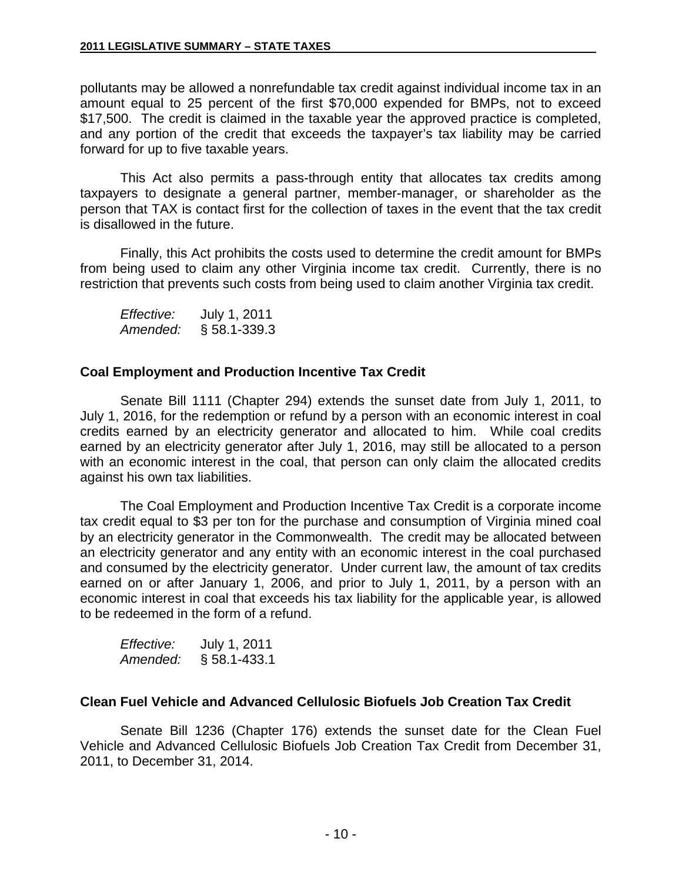pollutants may be allowed a nonrefundable tax credit against individual income tax in an amount equal to 25 percent of the first $70,000 expended for BMPs, not to exceed $17,500. The credit is claimed in the taxable year the approved practice is completed, and any portion of the credit that exceeds the taxpayer's tax liability may be carried forward for up to five taxable years.

This Act also permits a pass-through entity that allocates tax credits among taxpayers to designate a general partner, member-manager, or shareholder as the person that TAX is contact first for the collection of taxes in the event that the tax credit is disallowed in the future.

Finally, this Act prohibits the costs used to determine the credit amount for BMPs from being used to claim any other Virginia income tax credit. Currently, there is no restriction that prevents such costs from being used to claim another Virginia tax credit.

*Effective:* July 1, 2011
*Amended:* § 58.1-339.3

### Coal Employment and Production Incentive Tax Credit

Senate Bill 1111 (Chapter 294) extends the sunset date from July 1, 2011, to July 1, 2016, for the redemption or refund by a person with an economic interest in coal credits earned by an electricity generator and allocated to him. While coal credits earned by an electricity generator after July 1, 2016, may still be allocated to a person with an economic interest in the coal, that person can only claim the allocated credits against his own tax liabilities.

The Coal Employment and Production Incentive Tax Credit is a corporate income tax credit equal to $3 per ton for the purchase and consumption of Virginia mined coal by an electricity generator in the Commonwealth. The credit may be allocated between an electricity generator and any entity with an economic interest in the coal purchased and consumed by the electricity generator. Under current law, the amount of tax credits earned on or after January 1, 2006, and prior to July 1, 2011, by a person with an economic interest in coal that exceeds his tax liability for the applicable year, is allowed to be redeemed in the form of a refund.

*Effective:* July 1, 2011
*Amended:* § 58.1-433.1

### Clean Fuel Vehicle and Advanced Cellulosic Biofuels Job Creation Tax Credit

Senate Bill 1236 (Chapter 176) extends the sunset date for the Clean Fuel Vehicle and Advanced Cellulosic Biofuels Job Creation Tax Credit from December 31, 2011, to December 31, 2014.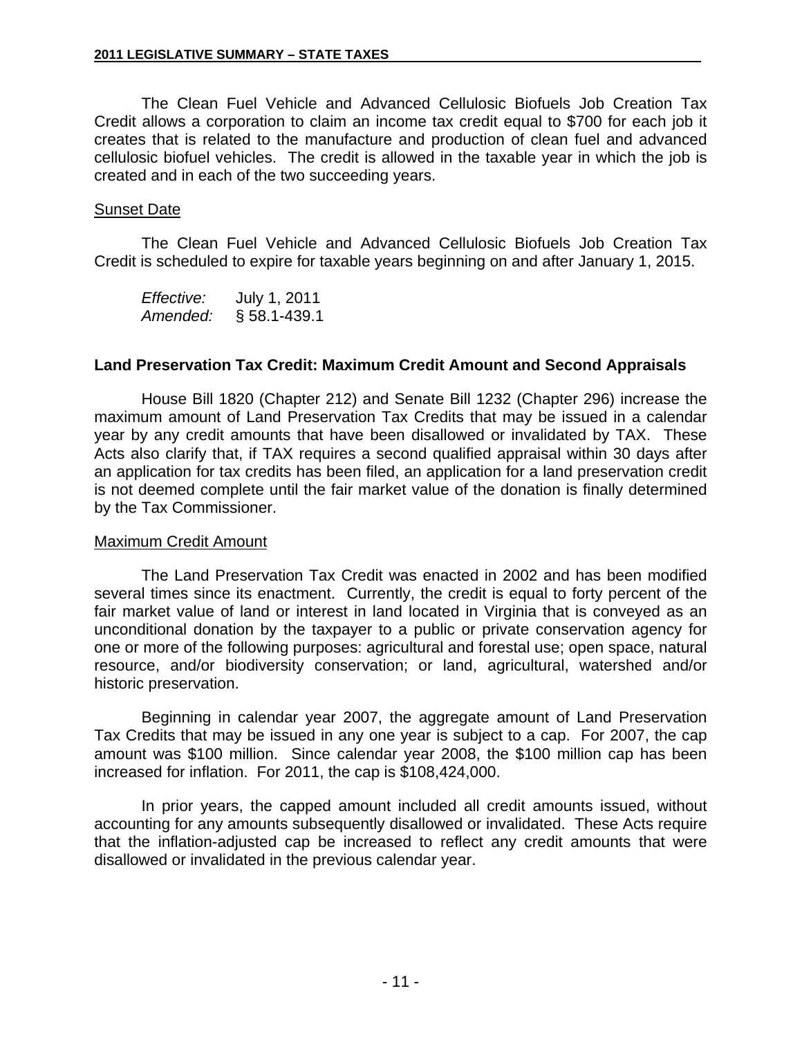The Clean Fuel Vehicle and Advanced Cellulosic Biofuels Job Creation Tax Credit allows a corporation to claim an income tax credit equal to $700 for each job it creates that is related to the manufacture and production of clean fuel and advanced cellulosic biofuel vehicles. The credit is allowed in the taxable year in which the job is created and in each of the two succeeding years.

<u>Sunset Date</u>

The Clean Fuel Vehicle and Advanced Cellulosic Biofuels Job Creation Tax Credit is scheduled to expire for taxable years beginning on and after January 1, 2015.

*Effective:* July 1, 2011
*Amended:* § 58.1-439.1

**Land Preservation Tax Credit: Maximum Credit Amount and Second Appraisals**

House Bill 1820 (Chapter 212) and Senate Bill 1232 (Chapter 296) increase the maximum amount of Land Preservation Tax Credits that may be issued in a calendar year by any credit amounts that have been disallowed or invalidated by TAX. These Acts also clarify that, if TAX requires a second qualified appraisal within 30 days after an application for tax credits has been filed, an application for a land preservation credit is not deemed complete until the fair market value of the donation is finally determined by the Tax Commissioner.

<u>Maximum Credit Amount</u>

The Land Preservation Tax Credit was enacted in 2002 and has been modified several times since its enactment. Currently, the credit is equal to forty percent of the fair market value of land or interest in land located in Virginia that is conveyed as an unconditional donation by the taxpayer to a public or private conservation agency for one or more of the following purposes: agricultural and forestal use; open space, natural resource, and/or biodiversity conservation; or land, agricultural, watershed and/or historic preservation.

Beginning in calendar year 2007, the aggregate amount of Land Preservation Tax Credits that may be issued in any one year is subject to a cap. For 2007, the cap amount was $100 million. Since calendar year 2008, the $100 million cap has been increased for inflation. For 2011, the cap is $108,424,000.

In prior years, the capped amount included all credit amounts issued, without accounting for any amounts subsequently disallowed or invalidated. These Acts require that the inflation-adjusted cap be increased to reflect any credit amounts that were disallowed or invalidated in the previous calendar year.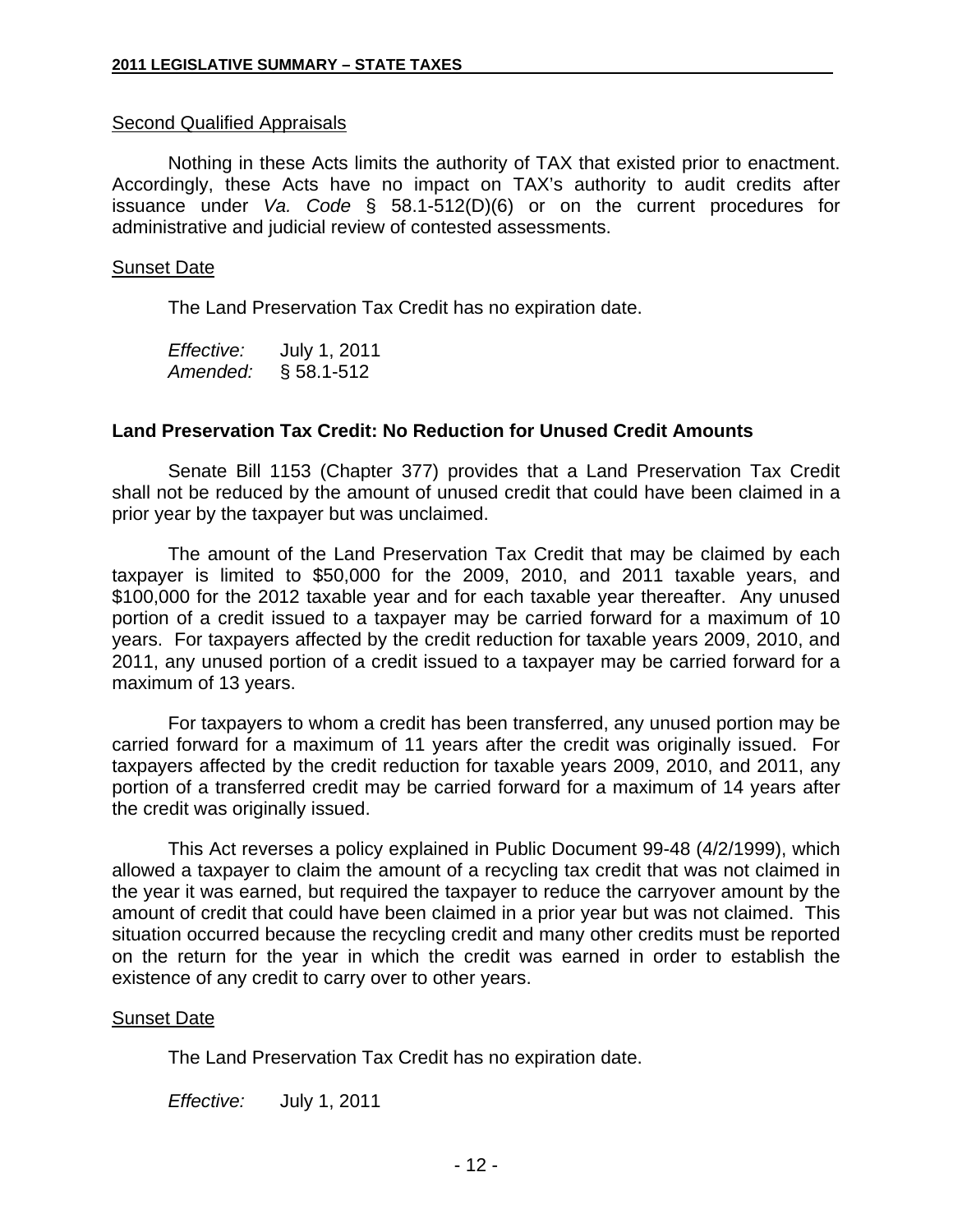Second Qualified Appraisals

Nothing in these Acts limits the authority of TAX that existed prior to enactment. Accordingly, these Acts have no impact on TAX's authority to audit credits after issuance under *Va. Code* § 58.1-512(D)(6) or on the current procedures for administrative and judicial review of contested assessments.

Sunset Date

The Land Preservation Tax Credit has no expiration date.

*Effective:* July 1, 2011
*Amended:* § 58.1-512

**Land Preservation Tax Credit: No Reduction for Unused Credit Amounts**

Senate Bill 1153 (Chapter 377) provides that a Land Preservation Tax Credit shall not be reduced by the amount of unused credit that could have been claimed in a prior year by the taxpayer but was unclaimed.

The amount of the Land Preservation Tax Credit that may be claimed by each taxpayer is limited to $50,000 for the 2009, 2010, and 2011 taxable years, and $100,000 for the 2012 taxable year and for each taxable year thereafter. Any unused portion of a credit issued to a taxpayer may be carried forward for a maximum of 10 years. For taxpayers affected by the credit reduction for taxable years 2009, 2010, and 2011, any unused portion of a credit issued to a taxpayer may be carried forward for a maximum of 13 years.

For taxpayers to whom a credit has been transferred, any unused portion may be carried forward for a maximum of 11 years after the credit was originally issued. For taxpayers affected by the credit reduction for taxable years 2009, 2010, and 2011, any portion of a transferred credit may be carried forward for a maximum of 14 years after the credit was originally issued.

This Act reverses a policy explained in Public Document 99-48 (4/2/1999), which allowed a taxpayer to claim the amount of a recycling tax credit that was not claimed in the year it was earned, but required the taxpayer to reduce the carryover amount by the amount of credit that could have been claimed in a prior year but was not claimed. This situation occurred because the recycling credit and many other credits must be reported on the return for the year in which the credit was earned in order to establish the existence of any credit to carry over to other years.

Sunset Date

The Land Preservation Tax Credit has no expiration date.

*Effective:* July 1, 2011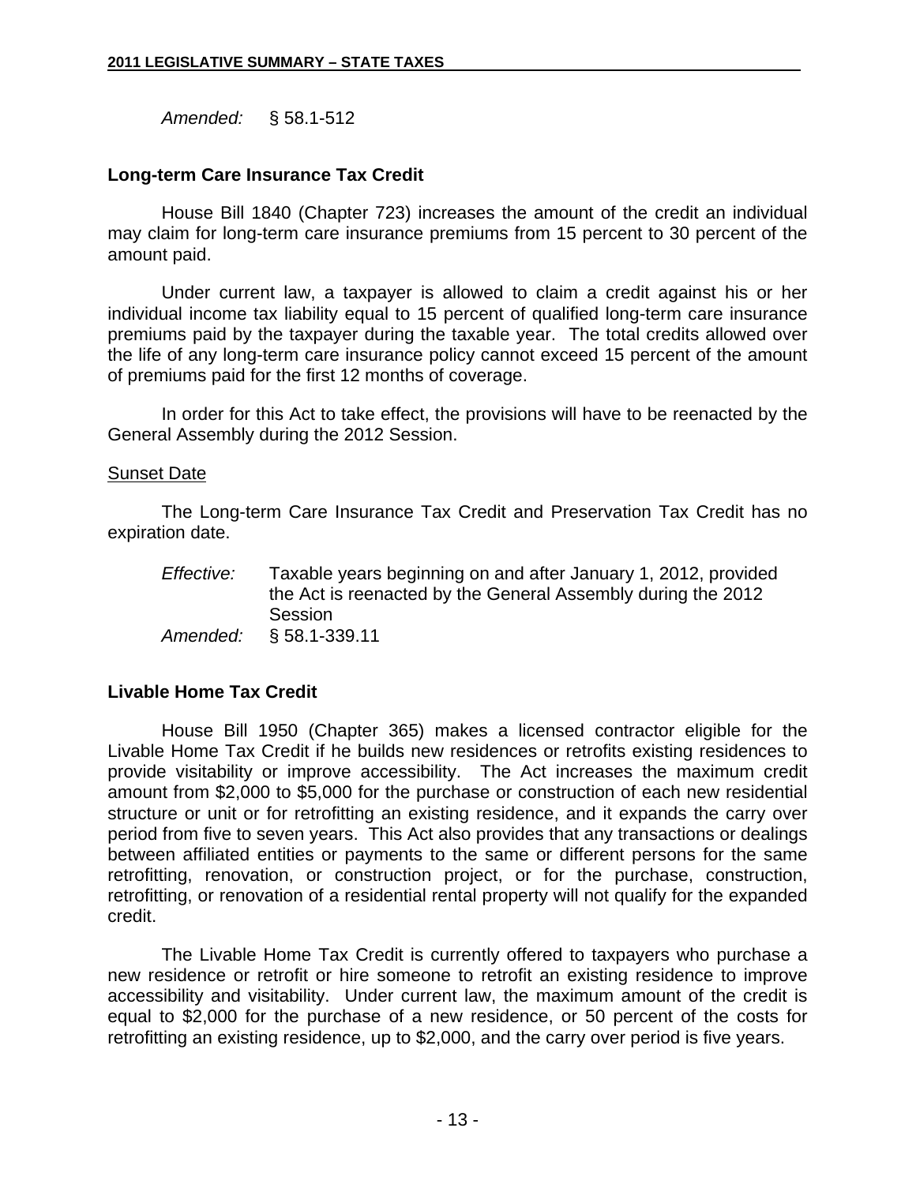*Amended:* § 58.1-512

**Long-term Care Insurance Tax Credit**

House Bill 1840 (Chapter 723) increases the amount of the credit an individual may claim for long-term care insurance premiums from 15 percent to 30 percent of the amount paid.

Under current law, a taxpayer is allowed to claim a credit against his or her individual income tax liability equal to 15 percent of qualified long-term care insurance premiums paid by the taxpayer during the taxable year. The total credits allowed over the life of any long-term care insurance policy cannot exceed 15 percent of the amount of premiums paid for the first 12 months of coverage.

In order for this Act to take effect, the provisions will have to be reenacted by the General Assembly during the 2012 Session.

Sunset Date

The Long-term Care Insurance Tax Credit and Preservation Tax Credit has no expiration date.

*Effective:* Taxable years beginning on and after January 1, 2012, provided the Act is reenacted by the General Assembly during the 2012 Session
*Amended:* § 58.1-339.11

**Livable Home Tax Credit**

House Bill 1950 (Chapter 365) makes a licensed contractor eligible for the Livable Home Tax Credit if he builds new residences or retrofits existing residences to provide visitability or improve accessibility. The Act increases the maximum credit amount from $2,000 to $5,000 for the purchase or construction of each new residential structure or unit or for retrofitting an existing residence, and it expands the carry over period from five to seven years. This Act also provides that any transactions or dealings between affiliated entities or payments to the same or different persons for the same retrofitting, renovation, or construction project, or for the purchase, construction, retrofitting, or renovation of a residential rental property will not qualify for the expanded credit.

The Livable Home Tax Credit is currently offered to taxpayers who purchase a new residence or retrofit or hire someone to retrofit an existing residence to improve accessibility and visitability. Under current law, the maximum amount of the credit is equal to $2,000 for the purchase of a new residence, or 50 percent of the costs for retrofitting an existing residence, up to $2,000, and the carry over period is five years.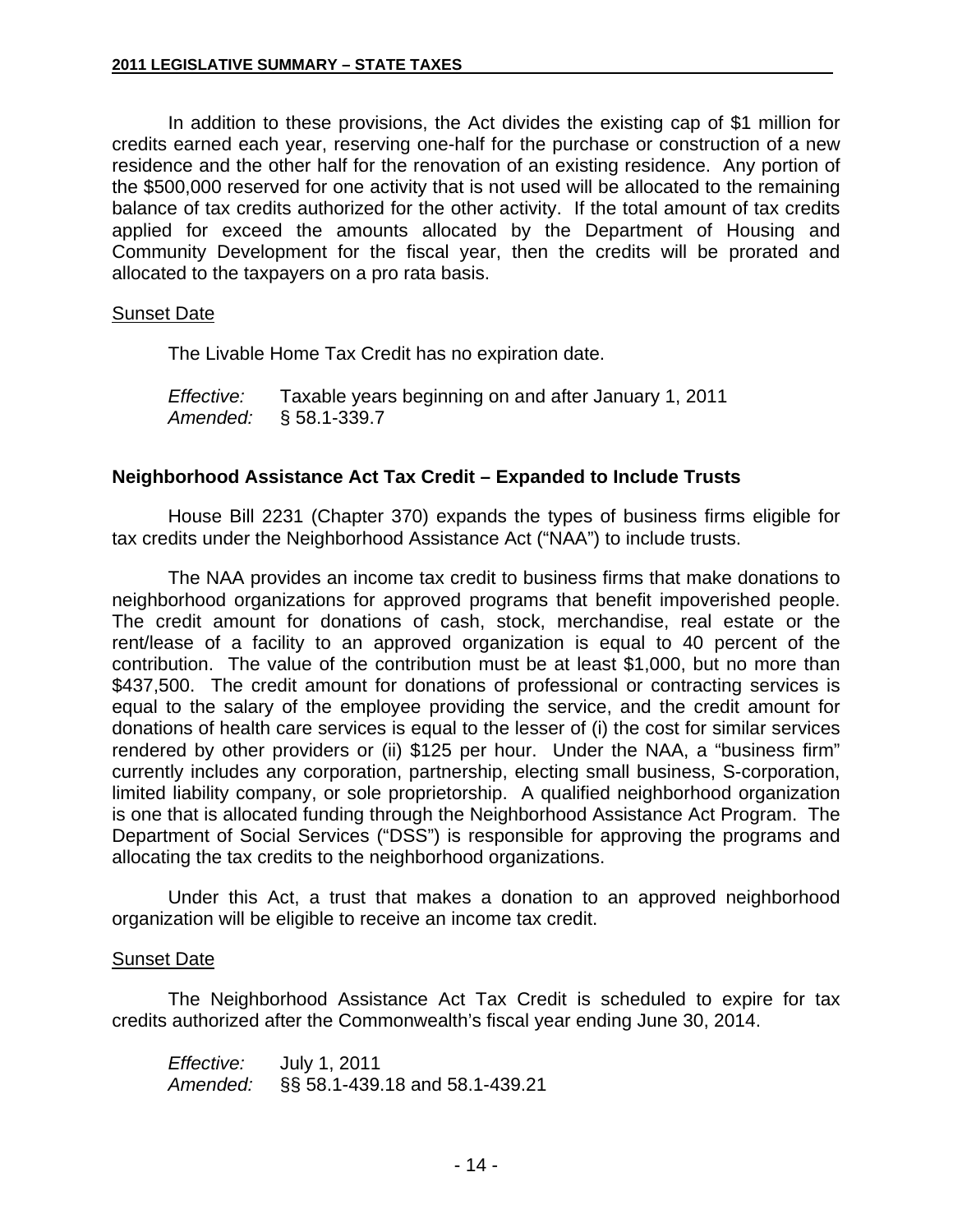In addition to these provisions, the Act divides the existing cap of $1 million for credits earned each year, reserving one-half for the purchase or construction of a new residence and the other half for the renovation of an existing residence. Any portion of the $500,000 reserved for one activity that is not used will be allocated to the remaining balance of tax credits authorized for the other activity. If the total amount of tax credits applied for exceed the amounts allocated by the Department of Housing and Community Development for the fiscal year, then the credits will be prorated and allocated to the taxpayers on a pro rata basis.

Sunset Date

The Livable Home Tax Credit has no expiration date.

*Effective:* Taxable years beginning on and after January 1, 2011
*Amended:* § 58.1-339.7

**Neighborhood Assistance Act Tax Credit – Expanded to Include Trusts**

House Bill 2231 (Chapter 370) expands the types of business firms eligible for tax credits under the Neighborhood Assistance Act ("NAA") to include trusts.

The NAA provides an income tax credit to business firms that make donations to neighborhood organizations for approved programs that benefit impoverished people. The credit amount for donations of cash, stock, merchandise, real estate or the rent/lease of a facility to an approved organization is equal to 40 percent of the contribution. The value of the contribution must be at least $1,000, but no more than $437,500. The credit amount for donations of professional or contracting services is equal to the salary of the employee providing the service, and the credit amount for donations of health care services is equal to the lesser of (i) the cost for similar services rendered by other providers or (ii) $125 per hour. Under the NAA, a "business firm" currently includes any corporation, partnership, electing small business, S-corporation, limited liability company, or sole proprietorship. A qualified neighborhood organization is one that is allocated funding through the Neighborhood Assistance Act Program. The Department of Social Services ("DSS") is responsible for approving the programs and allocating the tax credits to the neighborhood organizations.

Under this Act, a trust that makes a donation to an approved neighborhood organization will be eligible to receive an income tax credit.

Sunset Date

The Neighborhood Assistance Act Tax Credit is scheduled to expire for tax credits authorized after the Commonwealth's fiscal year ending June 30, 2014.

*Effective:* July 1, 2011
*Amended:* §§ 58.1-439.18 and 58.1-439.21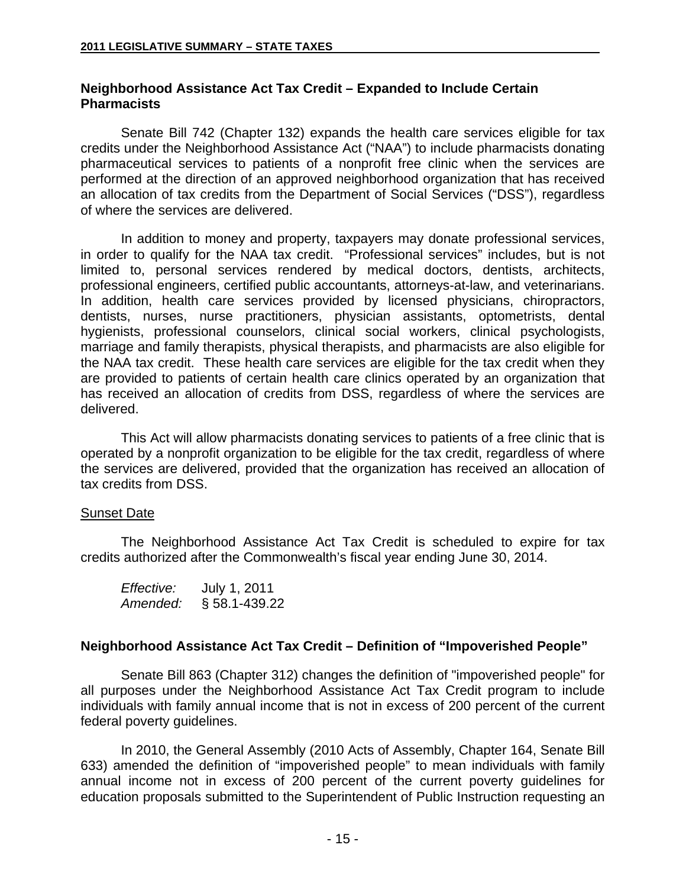## Neighborhood Assistance Act Tax Credit – Expanded to Include Certain Pharmacists

Senate Bill 742 (Chapter 132) expands the health care services eligible for tax credits under the Neighborhood Assistance Act ("NAA") to include pharmacists donating pharmaceutical services to patients of a nonprofit free clinic when the services are performed at the direction of an approved neighborhood organization that has received an allocation of tax credits from the Department of Social Services ("DSS"), regardless of where the services are delivered.

In addition to money and property, taxpayers may donate professional services, in order to qualify for the NAA tax credit. "Professional services" includes, but is not limited to, personal services rendered by medical doctors, dentists, architects, professional engineers, certified public accountants, attorneys-at-law, and veterinarians. In addition, health care services provided by licensed physicians, chiropractors, dentists, nurses, nurse practitioners, physician assistants, optometrists, dental hygienists, professional counselors, clinical social workers, clinical psychologists, marriage and family therapists, physical therapists, and pharmacists are also eligible for the NAA tax credit. These health care services are eligible for the tax credit when they are provided to patients of certain health care clinics operated by an organization that has received an allocation of credits from DSS, regardless of where the services are delivered.

This Act will allow pharmacists donating services to patients of a free clinic that is operated by a nonprofit organization to be eligible for the tax credit, regardless of where the services are delivered, provided that the organization has received an allocation of tax credits from DSS.

Sunset Date

The Neighborhood Assistance Act Tax Credit is scheduled to expire for tax credits authorized after the Commonwealth's fiscal year ending June 30, 2014.

*Effective:* July 1, 2011
*Amended:* § 58.1-439.22

## Neighborhood Assistance Act Tax Credit – Definition of "Impoverished People"

Senate Bill 863 (Chapter 312) changes the definition of "impoverished people" for all purposes under the Neighborhood Assistance Act Tax Credit program to include individuals with family annual income that is not in excess of 200 percent of the current federal poverty guidelines.

In 2010, the General Assembly (2010 Acts of Assembly, Chapter 164, Senate Bill 633) amended the definition of "impoverished people" to mean individuals with family annual income not in excess of 200 percent of the current poverty guidelines for education proposals submitted to the Superintendent of Public Instruction requesting an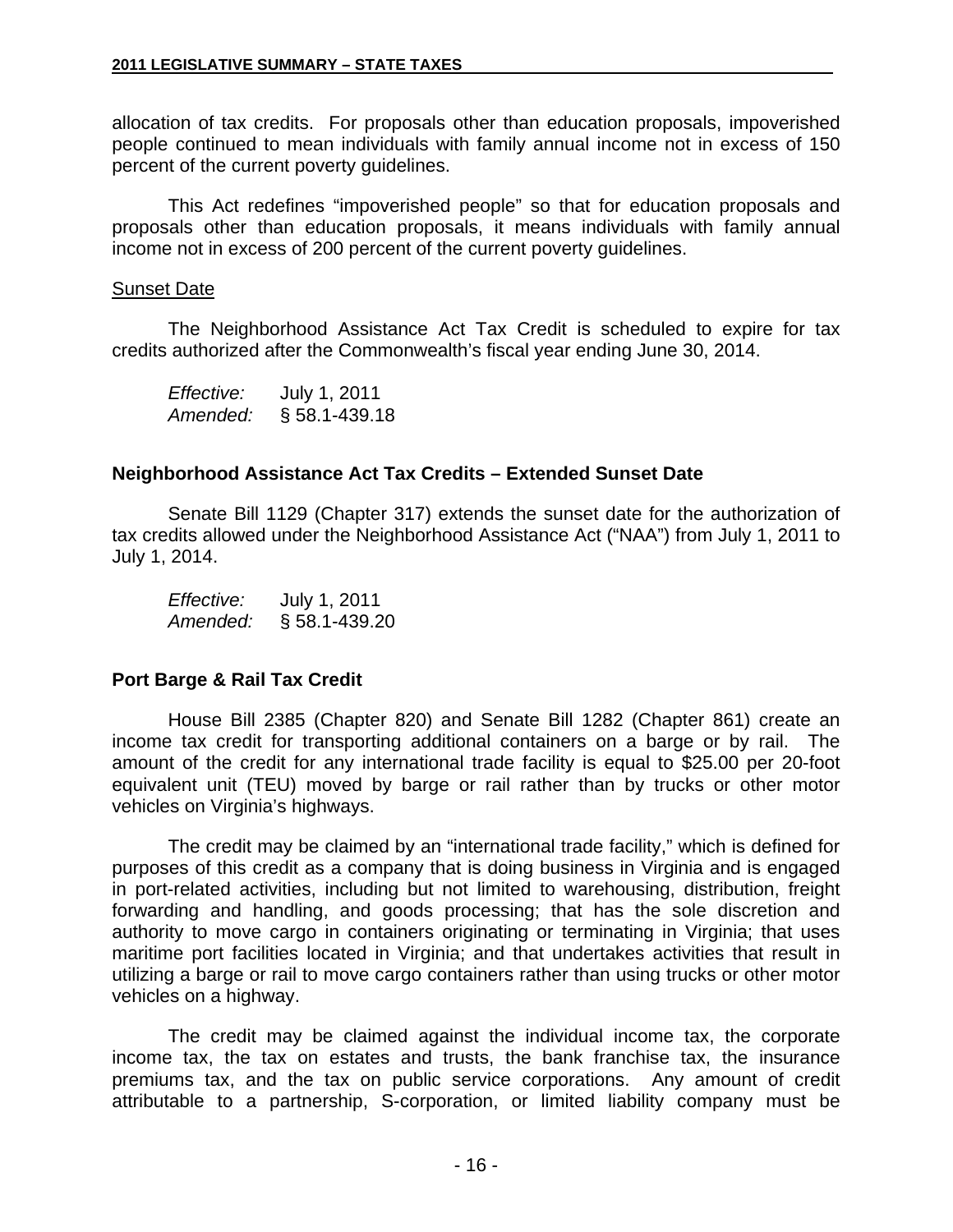allocation of tax credits. For proposals other than education proposals, impoverished people continued to mean individuals with family annual income not in excess of 150 percent of the current poverty guidelines.

This Act redefines "impoverished people" so that for education proposals and proposals other than education proposals, it means individuals with family annual income not in excess of 200 percent of the current poverty guidelines.

Sunset Date

The Neighborhood Assistance Act Tax Credit is scheduled to expire for tax credits authorized after the Commonwealth's fiscal year ending June 30, 2014.

*Effective:* July 1, 2011
*Amended:* § 58.1-439.18

### Neighborhood Assistance Act Tax Credits – Extended Sunset Date

Senate Bill 1129 (Chapter 317) extends the sunset date for the authorization of tax credits allowed under the Neighborhood Assistance Act ("NAA") from July 1, 2011 to July 1, 2014.

*Effective:* July 1, 2011
*Amended:* § 58.1-439.20

### Port Barge & Rail Tax Credit

House Bill 2385 (Chapter 820) and Senate Bill 1282 (Chapter 861) create an income tax credit for transporting additional containers on a barge or by rail. The amount of the credit for any international trade facility is equal to $25.00 per 20-foot equivalent unit (TEU) moved by barge or rail rather than by trucks or other motor vehicles on Virginia's highways.

The credit may be claimed by an "international trade facility," which is defined for purposes of this credit as a company that is doing business in Virginia and is engaged in port-related activities, including but not limited to warehousing, distribution, freight forwarding and handling, and goods processing; that has the sole discretion and authority to move cargo in containers originating or terminating in Virginia; that uses maritime port facilities located in Virginia; and that undertakes activities that result in utilizing a barge or rail to move cargo containers rather than using trucks or other motor vehicles on a highway.

The credit may be claimed against the individual income tax, the corporate income tax, the tax on estates and trusts, the bank franchise tax, the insurance premiums tax, and the tax on public service corporations. Any amount of credit attributable to a partnership, S-corporation, or limited liability company must be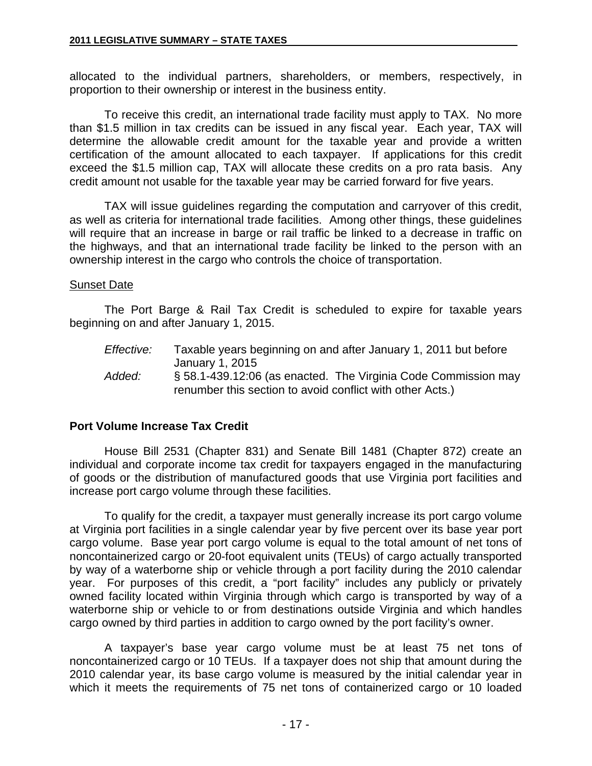allocated to the individual partners, shareholders, or members, respectively, in proportion to their ownership or interest in the business entity.

To receive this credit, an international trade facility must apply to TAX. No more than $1.5 million in tax credits can be issued in any fiscal year. Each year, TAX will determine the allowable credit amount for the taxable year and provide a written certification of the amount allocated to each taxpayer. If applications for this credit exceed the $1.5 million cap, TAX will allocate these credits on a pro rata basis. Any credit amount not usable for the taxable year may be carried forward for five years.

TAX will issue guidelines regarding the computation and carryover of this credit, as well as criteria for international trade facilities. Among other things, these guidelines will require that an increase in barge or rail traffic be linked to a decrease in traffic on the highways, and that an international trade facility be linked to the person with an ownership interest in the cargo who controls the choice of transportation.

Sunset Date

The Port Barge & Rail Tax Credit is scheduled to expire for taxable years beginning on and after January 1, 2015.

*Effective:* Taxable years beginning on and after January 1, 2011 but before January 1, 2015

*Added:* § 58.1-439.12:06 (as enacted. The Virginia Code Commission may renumber this section to avoid conflict with other Acts.)

**Port Volume Increase Tax Credit**

House Bill 2531 (Chapter 831) and Senate Bill 1481 (Chapter 872) create an individual and corporate income tax credit for taxpayers engaged in the manufacturing of goods or the distribution of manufactured goods that use Virginia port facilities and increase port cargo volume through these facilities.

To qualify for the credit, a taxpayer must generally increase its port cargo volume at Virginia port facilities in a single calendar year by five percent over its base year port cargo volume. Base year port cargo volume is equal to the total amount of net tons of noncontainerized cargo or 20-foot equivalent units (TEUs) of cargo actually transported by way of a waterborne ship or vehicle through a port facility during the 2010 calendar year. For purposes of this credit, a "port facility" includes any publicly or privately owned facility located within Virginia through which cargo is transported by way of a waterborne ship or vehicle to or from destinations outside Virginia and which handles cargo owned by third parties in addition to cargo owned by the port facility's owner.

A taxpayer's base year cargo volume must be at least 75 net tons of noncontainerized cargo or 10 TEUs. If a taxpayer does not ship that amount during the 2010 calendar year, its base cargo volume is measured by the initial calendar year in which it meets the requirements of 75 net tons of containerized cargo or 10 loaded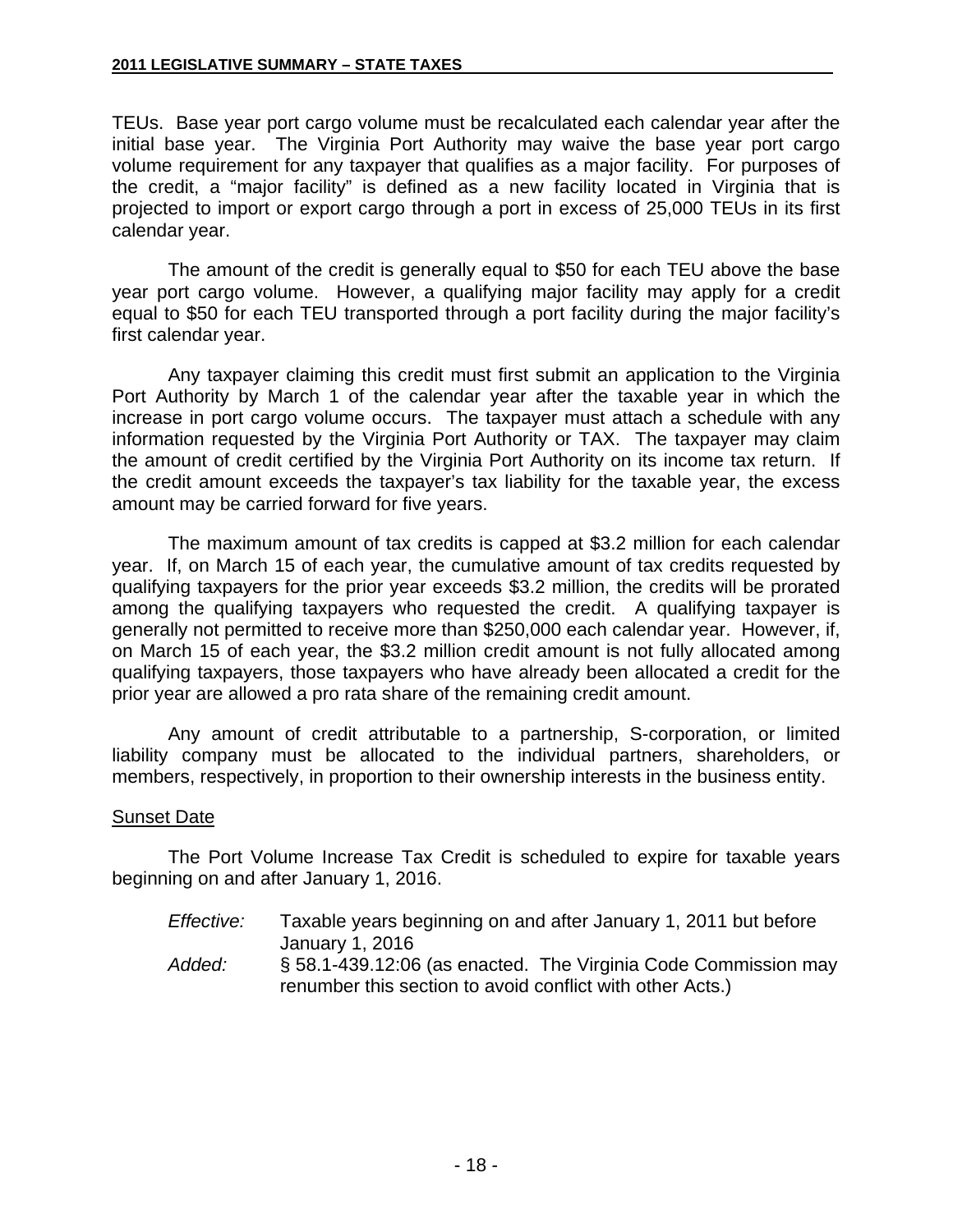TEUs. Base year port cargo volume must be recalculated each calendar year after the initial base year. The Virginia Port Authority may waive the base year port cargo volume requirement for any taxpayer that qualifies as a major facility. For purposes of the credit, a "major facility" is defined as a new facility located in Virginia that is projected to import or export cargo through a port in excess of 25,000 TEUs in its first calendar year.

The amount of the credit is generally equal to \$50 for each TEU above the base year port cargo volume. However, a qualifying major facility may apply for a credit equal to \$50 for each TEU transported through a port facility during the major facility's first calendar year.

Any taxpayer claiming this credit must first submit an application to the Virginia Port Authority by March 1 of the calendar year after the taxable year in which the increase in port cargo volume occurs. The taxpayer must attach a schedule with any information requested by the Virginia Port Authority or TAX. The taxpayer may claim the amount of credit certified by the Virginia Port Authority on its income tax return. If the credit amount exceeds the taxpayer's tax liability for the taxable year, the excess amount may be carried forward for five years.

The maximum amount of tax credits is capped at \$3.2 million for each calendar year. If, on March 15 of each year, the cumulative amount of tax credits requested by qualifying taxpayers for the prior year exceeds \$3.2 million, the credits will be prorated among the qualifying taxpayers who requested the credit. A qualifying taxpayer is generally not permitted to receive more than \$250,000 each calendar year. However, if, on March 15 of each year, the \$3.2 million credit amount is not fully allocated among qualifying taxpayers, those taxpayers who have already been allocated a credit for the prior year are allowed a pro rata share of the remaining credit amount.

Any amount of credit attributable to a partnership, S-corporation, or limited liability company must be allocated to the individual partners, shareholders, or members, respectively, in proportion to their ownership interests in the business entity.

<u>Sunset Date</u>

The Port Volume Increase Tax Credit is scheduled to expire for taxable years beginning on and after January 1, 2016.

*Effective:* Taxable years beginning on and after January 1, 2011 but before January 1, 2016

*Added:* § 58.1-439.12:06 (as enacted. The Virginia Code Commission may renumber this section to avoid conflict with other Acts.)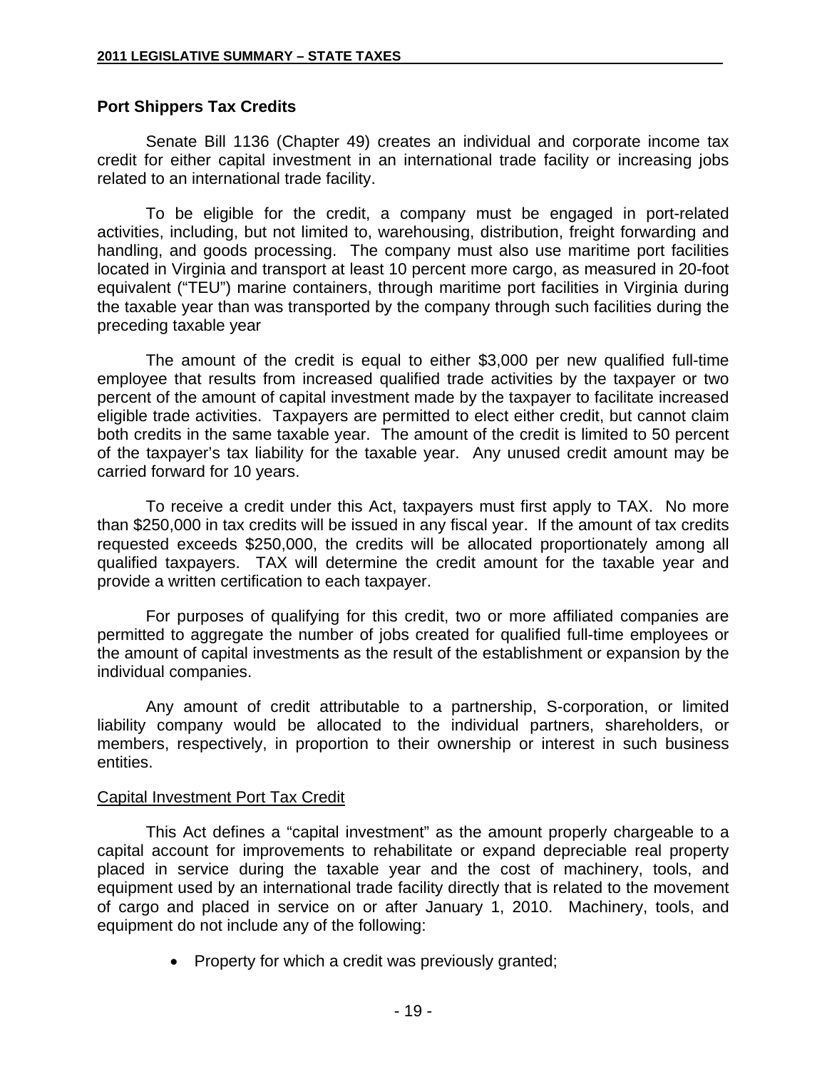## Port Shippers Tax Credits

Senate Bill 1136 (Chapter 49) creates an individual and corporate income tax credit for either capital investment in an international trade facility or increasing jobs related to an international trade facility.

To be eligible for the credit, a company must be engaged in port-related activities, including, but not limited to, warehousing, distribution, freight forwarding and handling, and goods processing. The company must also use maritime port facilities located in Virginia and transport at least 10 percent more cargo, as measured in 20-foot equivalent ("TEU") marine containers, through maritime port facilities in Virginia during the taxable year than was transported by the company through such facilities during the preceding taxable year

The amount of the credit is equal to either $3,000 per new qualified full-time employee that results from increased qualified trade activities by the taxpayer or two percent of the amount of capital investment made by the taxpayer to facilitate increased eligible trade activities. Taxpayers are permitted to elect either credit, but cannot claim both credits in the same taxable year. The amount of the credit is limited to 50 percent of the taxpayer's tax liability for the taxable year. Any unused credit amount may be carried forward for 10 years.

To receive a credit under this Act, taxpayers must first apply to TAX. No more than $250,000 in tax credits will be issued in any fiscal year. If the amount of tax credits requested exceeds $250,000, the credits will be allocated proportionately among all qualified taxpayers. TAX will determine the credit amount for the taxable year and provide a written certification to each taxpayer.

For purposes of qualifying for this credit, two or more affiliated companies are permitted to aggregate the number of jobs created for qualified full-time employees or the amount of capital investments as the result of the establishment or expansion by the individual companies.

Any amount of credit attributable to a partnership, S-corporation, or limited liability company would be allocated to the individual partners, shareholders, or members, respectively, in proportion to their ownership or interest in such business entities.

### Capital Investment Port Tax Credit

This Act defines a "capital investment" as the amount properly chargeable to a capital account for improvements to rehabilitate or expand depreciable real property placed in service during the taxable year and the cost of machinery, tools, and equipment used by an international trade facility directly that is related to the movement of cargo and placed in service on or after January 1, 2010. Machinery, tools, and equipment do not include any of the following:

- Property for which a credit was previously granted;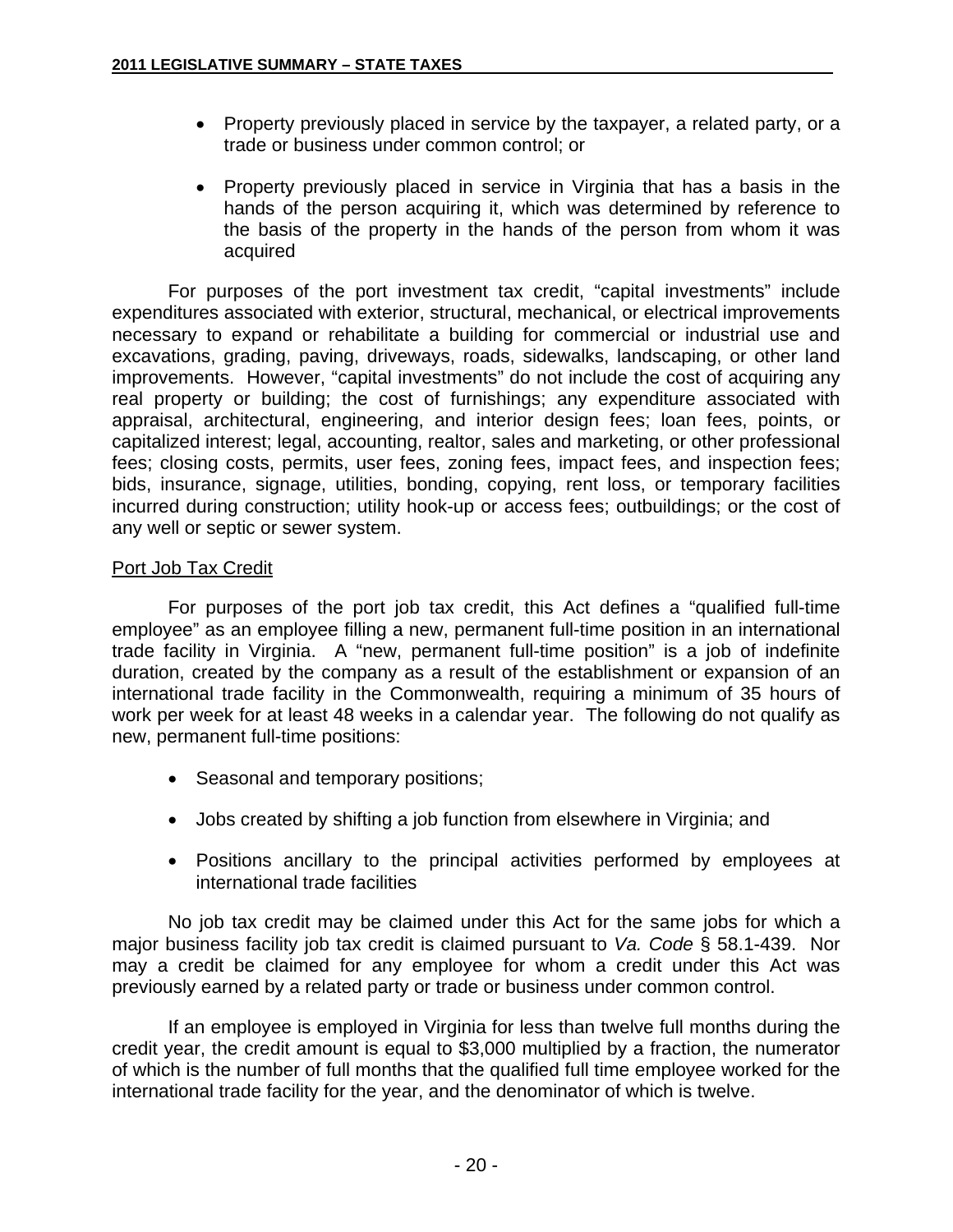- Property previously placed in service by the taxpayer, a related party, or a trade or business under common control; or

- Property previously placed in service in Virginia that has a basis in the hands of the person acquiring it, which was determined by reference to the basis of the property in the hands of the person from whom it was acquired

For purposes of the port investment tax credit, "capital investments" include expenditures associated with exterior, structural, mechanical, or electrical improvements necessary to expand or rehabilitate a building for commercial or industrial use and excavations, grading, paving, driveways, roads, sidewalks, landscaping, or other land improvements. However, "capital investments" do not include the cost of acquiring any real property or building; the cost of furnishings; any expenditure associated with appraisal, architectural, engineering, and interior design fees; loan fees, points, or capitalized interest; legal, accounting, realtor, sales and marketing, or other professional fees; closing costs, permits, user fees, zoning fees, impact fees, and inspection fees; bids, insurance, signage, utilities, bonding, copying, rent loss, or temporary facilities incurred during construction; utility hook-up or access fees; outbuildings; or the cost of any well or septic or sewer system.

## Port Job Tax Credit

For purposes of the port job tax credit, this Act defines a "qualified full-time employee" as an employee filling a new, permanent full-time position in an international trade facility in Virginia. A "new, permanent full-time position" is a job of indefinite duration, created by the company as a result of the establishment or expansion of an international trade facility in the Commonwealth, requiring a minimum of 35 hours of work per week for at least 48 weeks in a calendar year. The following do not qualify as new, permanent full-time positions:

- Seasonal and temporary positions;

- Jobs created by shifting a job function from elsewhere in Virginia; and

- Positions ancillary to the principal activities performed by employees at international trade facilities

No job tax credit may be claimed under this Act for the same jobs for which a major business facility job tax credit is claimed pursuant to *Va. Code* § 58.1-439. Nor may a credit be claimed for any employee for whom a credit under this Act was previously earned by a related party or trade or business under common control.

If an employee is employed in Virginia for less than twelve full months during the credit year, the credit amount is equal to $3,000 multiplied by a fraction, the numerator of which is the number of full months that the qualified full time employee worked for the international trade facility for the year, and the denominator of which is twelve.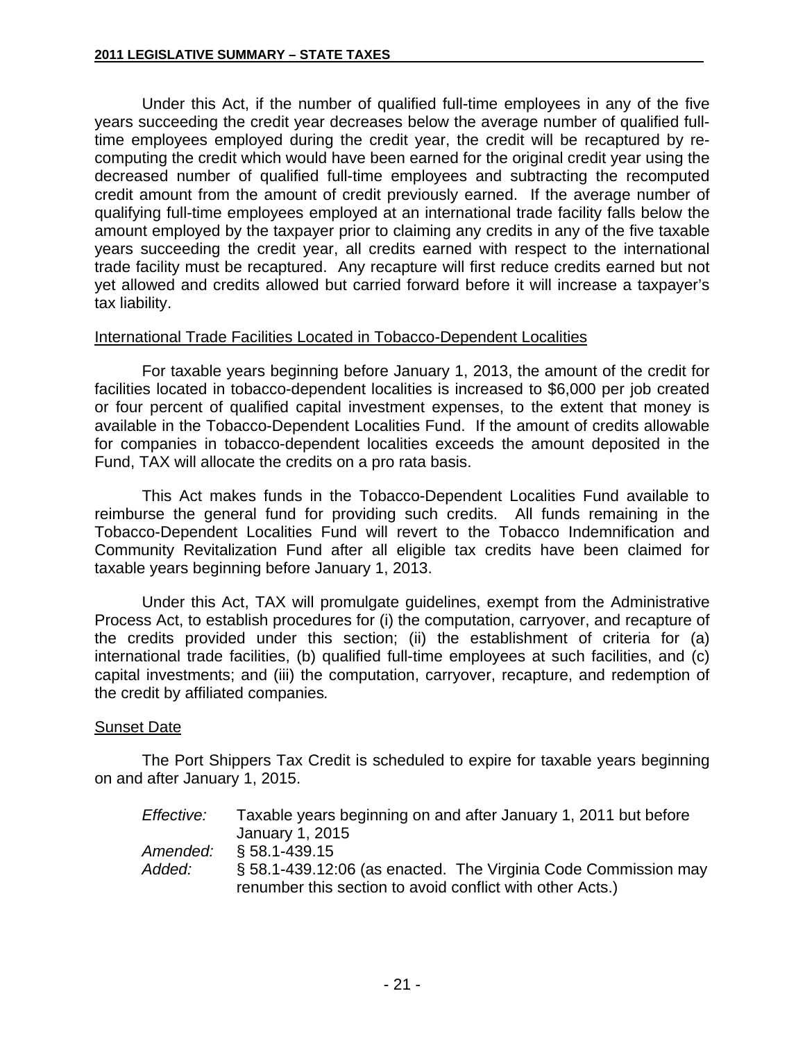Under this Act, if the number of qualified full-time employees in any of the five years succeeding the credit year decreases below the average number of qualified full-time employees employed during the credit year, the credit will be recaptured by re-computing the credit which would have been earned for the original credit year using the decreased number of qualified full-time employees and subtracting the recomputed credit amount from the amount of credit previously earned. If the average number of qualifying full-time employees employed at an international trade facility falls below the amount employed by the taxpayer prior to claiming any credits in any of the five taxable years succeeding the credit year, all credits earned with respect to the international trade facility must be recaptured. Any recapture will first reduce credits earned but not yet allowed and credits allowed but carried forward before it will increase a taxpayer's tax liability.

<u>International Trade Facilities Located in Tobacco-Dependent Localities</u>

For taxable years beginning before January 1, 2013, the amount of the credit for facilities located in tobacco-dependent localities is increased to $6,000 per job created or four percent of qualified capital investment expenses, to the extent that money is available in the Tobacco-Dependent Localities Fund. If the amount of credits allowable for companies in tobacco-dependent localities exceeds the amount deposited in the Fund, TAX will allocate the credits on a pro rata basis.

This Act makes funds in the Tobacco-Dependent Localities Fund available to reimburse the general fund for providing such credits. All funds remaining in the Tobacco-Dependent Localities Fund will revert to the Tobacco Indemnification and Community Revitalization Fund after all eligible tax credits have been claimed for taxable years beginning before January 1, 2013.

Under this Act, TAX will promulgate guidelines, exempt from the Administrative Process Act, to establish procedures for (i) the computation, carryover, and recapture of the credits provided under this section; (ii) the establishment of criteria for (a) international trade facilities, (b) qualified full-time employees at such facilities, and (c) capital investments; and (iii) the computation, carryover, recapture, and redemption of the credit by affiliated companies*.*

<u>Sunset Date</u>

The Port Shippers Tax Credit is scheduled to expire for taxable years beginning on and after January 1, 2015.

*Effective:* Taxable years beginning on and after January 1, 2011 but before January 1, 2015
*Amended:* § 58.1-439.15
*Added:* § 58.1-439.12:06 (as enacted. The Virginia Code Commission may renumber this section to avoid conflict with other Acts.)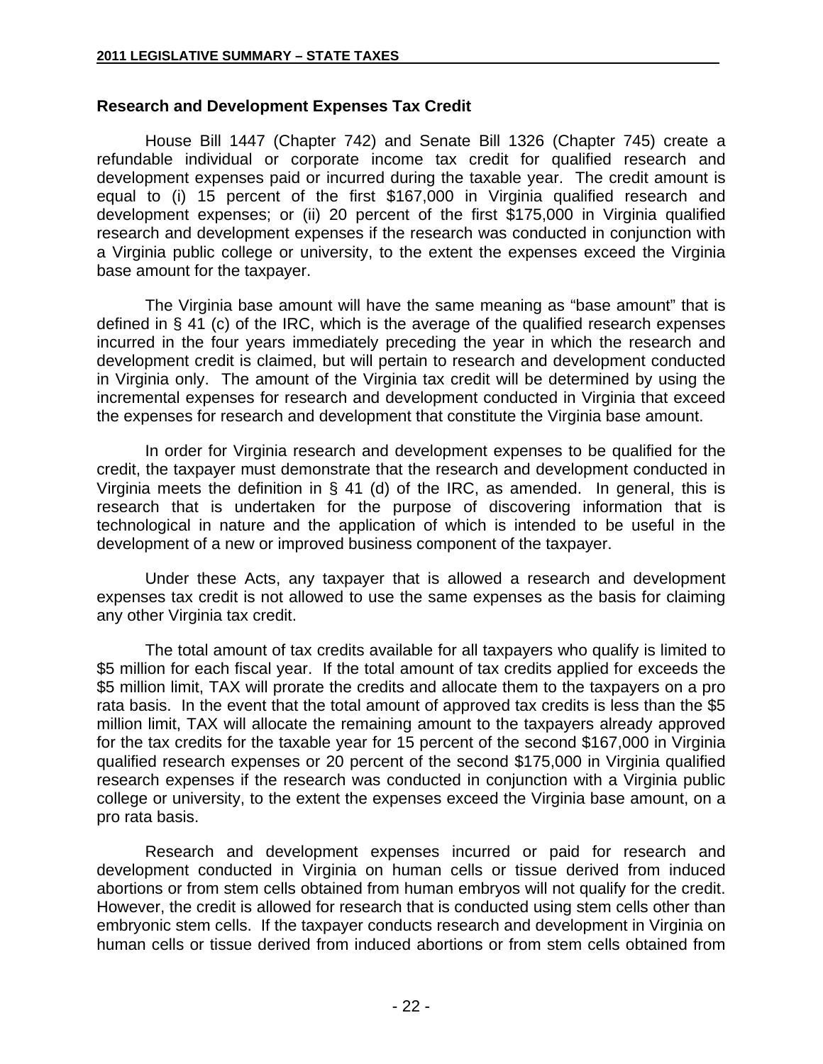## Research and Development Expenses Tax Credit

House Bill 1447 (Chapter 742) and Senate Bill 1326 (Chapter 745) create a refundable individual or corporate income tax credit for qualified research and development expenses paid or incurred during the taxable year. The credit amount is equal to (i) 15 percent of the first $167,000 in Virginia qualified research and development expenses; or (ii) 20 percent of the first $175,000 in Virginia qualified research and development expenses if the research was conducted in conjunction with a Virginia public college or university, to the extent the expenses exceed the Virginia base amount for the taxpayer.

The Virginia base amount will have the same meaning as "base amount" that is defined in § 41 (c) of the IRC, which is the average of the qualified research expenses incurred in the four years immediately preceding the year in which the research and development credit is claimed, but will pertain to research and development conducted in Virginia only. The amount of the Virginia tax credit will be determined by using the incremental expenses for research and development conducted in Virginia that exceed the expenses for research and development that constitute the Virginia base amount.

In order for Virginia research and development expenses to be qualified for the credit, the taxpayer must demonstrate that the research and development conducted in Virginia meets the definition in § 41 (d) of the IRC, as amended. In general, this is research that is undertaken for the purpose of discovering information that is technological in nature and the application of which is intended to be useful in the development of a new or improved business component of the taxpayer.

Under these Acts, any taxpayer that is allowed a research and development expenses tax credit is not allowed to use the same expenses as the basis for claiming any other Virginia tax credit.

The total amount of tax credits available for all taxpayers who qualify is limited to $5 million for each fiscal year. If the total amount of tax credits applied for exceeds the $5 million limit, TAX will prorate the credits and allocate them to the taxpayers on a pro rata basis. In the event that the total amount of approved tax credits is less than the $5 million limit, TAX will allocate the remaining amount to the taxpayers already approved for the tax credits for the taxable year for 15 percent of the second $167,000 in Virginia qualified research expenses or 20 percent of the second $175,000 in Virginia qualified research expenses if the research was conducted in conjunction with a Virginia public college or university, to the extent the expenses exceed the Virginia base amount, on a pro rata basis.

Research and development expenses incurred or paid for research and development conducted in Virginia on human cells or tissue derived from induced abortions or from stem cells obtained from human embryos will not qualify for the credit. However, the credit is allowed for research that is conducted using stem cells other than embryonic stem cells. If the taxpayer conducts research and development in Virginia on human cells or tissue derived from induced abortions or from stem cells obtained from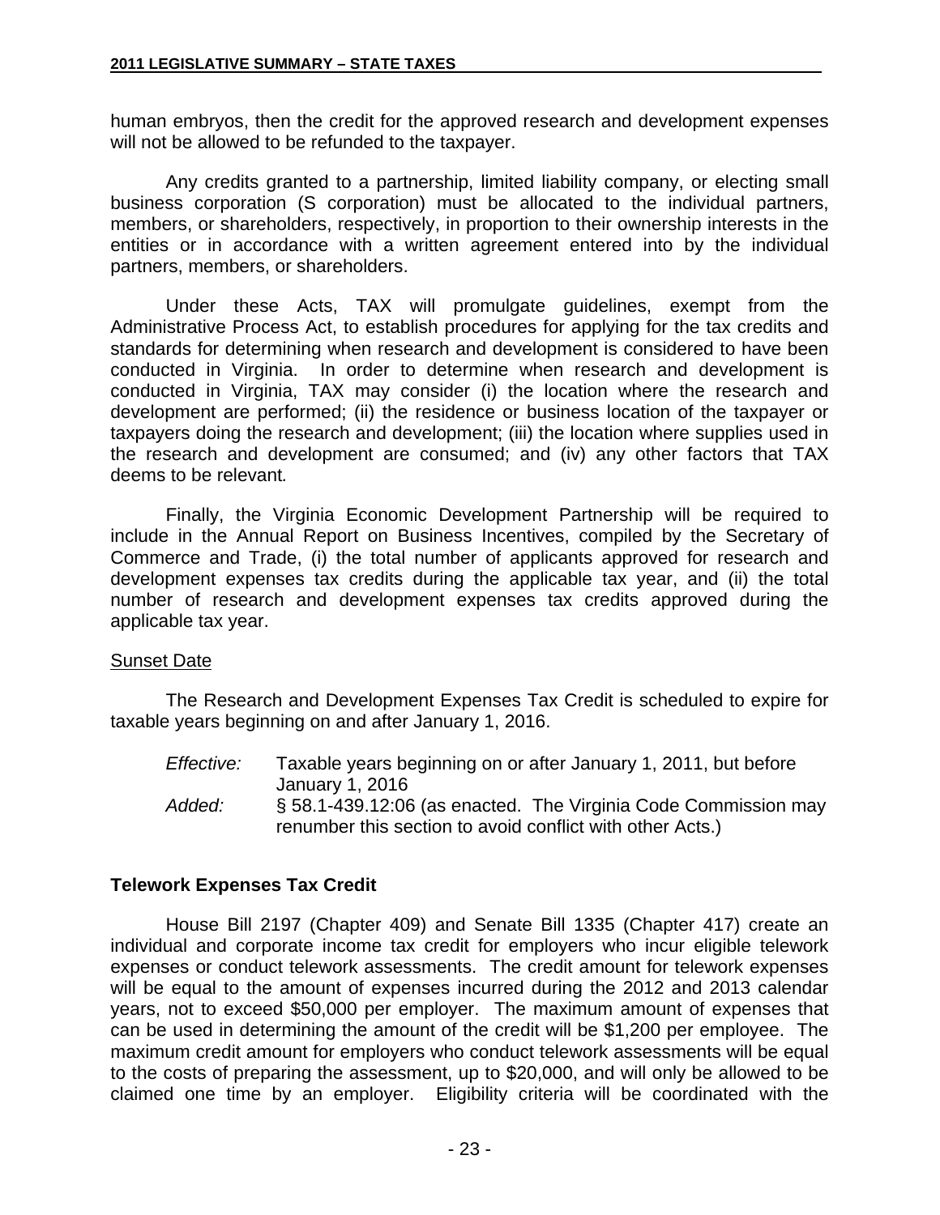human embryos, then the credit for the approved research and development expenses will not be allowed to be refunded to the taxpayer.

Any credits granted to a partnership, limited liability company, or electing small business corporation (S corporation) must be allocated to the individual partners, members, or shareholders, respectively, in proportion to their ownership interests in the entities or in accordance with a written agreement entered into by the individual partners, members, or shareholders.

Under these Acts, TAX will promulgate guidelines, exempt from the Administrative Process Act, to establish procedures for applying for the tax credits and standards for determining when research and development is considered to have been conducted in Virginia. In order to determine when research and development is conducted in Virginia, TAX may consider (i) the location where the research and development are performed; (ii) the residence or business location of the taxpayer or taxpayers doing the research and development; (iii) the location where supplies used in the research and development are consumed; and (iv) any other factors that TAX deems to be relevant.

Finally, the Virginia Economic Development Partnership will be required to include in the Annual Report on Business Incentives, compiled by the Secretary of Commerce and Trade, (i) the total number of applicants approved for research and development expenses tax credits during the applicable tax year, and (ii) the total number of research and development expenses tax credits approved during the applicable tax year.

Sunset Date

The Research and Development Expenses Tax Credit is scheduled to expire for taxable years beginning on and after January 1, 2016.

*Effective:* Taxable years beginning on or after January 1, 2011, but before January 1, 2016

*Added:* § 58.1-439.12:06 (as enacted. The Virginia Code Commission may renumber this section to avoid conflict with other Acts.)

### Telework Expenses Tax Credit

House Bill 2197 (Chapter 409) and Senate Bill 1335 (Chapter 417) create an individual and corporate income tax credit for employers who incur eligible telework expenses or conduct telework assessments. The credit amount for telework expenses will be equal to the amount of expenses incurred during the 2012 and 2013 calendar years, not to exceed $50,000 per employer. The maximum amount of expenses that can be used in determining the amount of the credit will be $1,200 per employee. The maximum credit amount for employers who conduct telework assessments will be equal to the costs of preparing the assessment, up to $20,000, and will only be allowed to be claimed one time by an employer. Eligibility criteria will be coordinated with the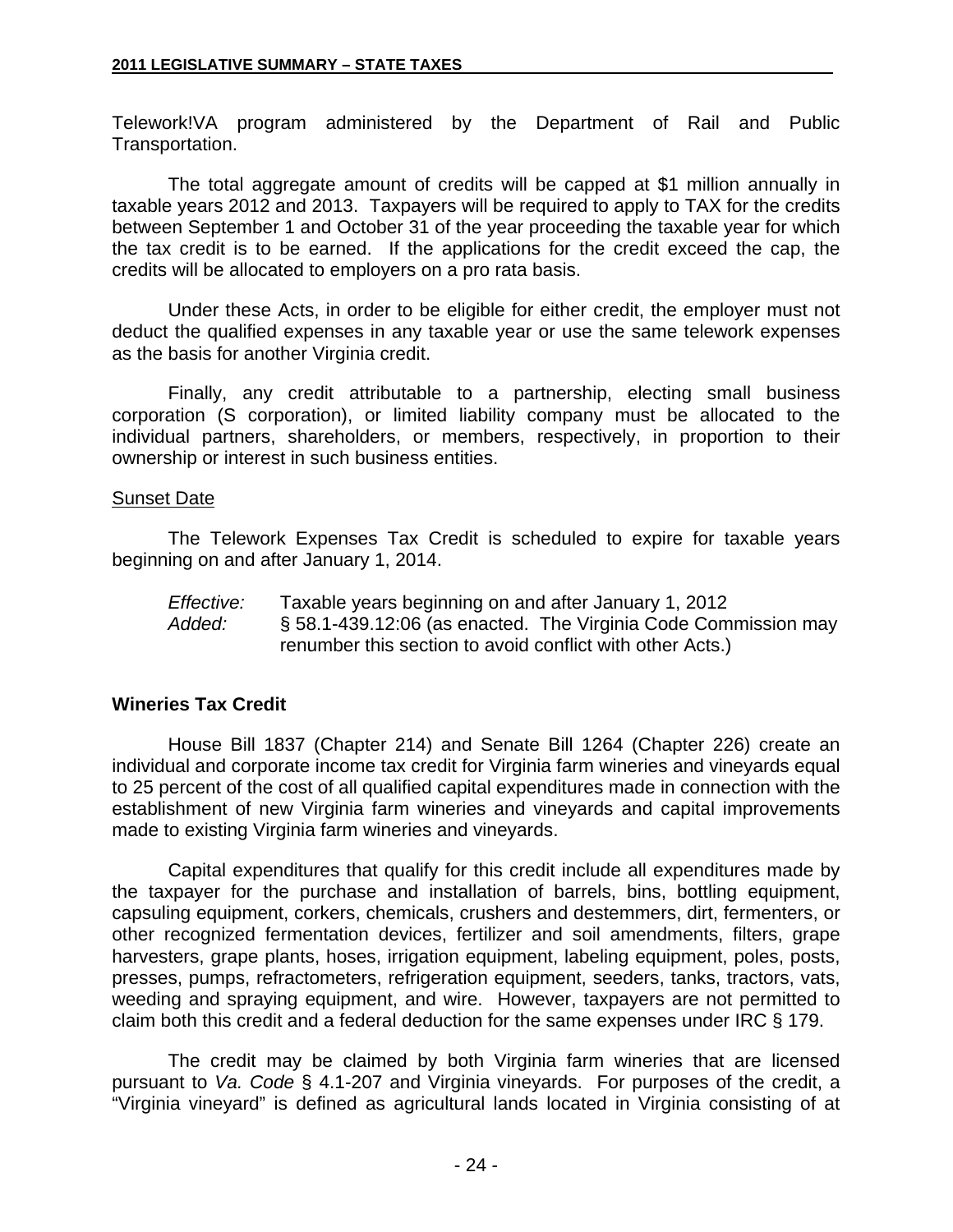Telework!VA program administered by the Department of Rail and Public Transportation.

The total aggregate amount of credits will be capped at $1 million annually in taxable years 2012 and 2013. Taxpayers will be required to apply to TAX for the credits between September 1 and October 31 of the year proceeding the taxable year for which the tax credit is to be earned. If the applications for the credit exceed the cap, the credits will be allocated to employers on a pro rata basis.

Under these Acts, in order to be eligible for either credit, the employer must not deduct the qualified expenses in any taxable year or use the same telework expenses as the basis for another Virginia credit.

Finally, any credit attributable to a partnership, electing small business corporation (S corporation), or limited liability company must be allocated to the individual partners, shareholders, or members, respectively, in proportion to their ownership or interest in such business entities.

<u>Sunset Date</u>

The Telework Expenses Tax Credit is scheduled to expire for taxable years beginning on and after January 1, 2014.

*Effective:* Taxable years beginning on and after January 1, 2012
*Added:* § 58.1-439.12:06 (as enacted. The Virginia Code Commission may renumber this section to avoid conflict with other Acts.)

**Wineries Tax Credit**

House Bill 1837 (Chapter 214) and Senate Bill 1264 (Chapter 226) create an individual and corporate income tax credit for Virginia farm wineries and vineyards equal to 25 percent of the cost of all qualified capital expenditures made in connection with the establishment of new Virginia farm wineries and vineyards and capital improvements made to existing Virginia farm wineries and vineyards.

Capital expenditures that qualify for this credit include all expenditures made by the taxpayer for the purchase and installation of barrels, bins, bottling equipment, capsuling equipment, corkers, chemicals, crushers and destemmers, dirt, fermenters, or other recognized fermentation devices, fertilizer and soil amendments, filters, grape harvesters, grape plants, hoses, irrigation equipment, labeling equipment, poles, posts, presses, pumps, refractometers, refrigeration equipment, seeders, tanks, tractors, vats, weeding and spraying equipment, and wire. However, taxpayers are not permitted to claim both this credit and a federal deduction for the same expenses under IRC § 179.

The credit may be claimed by both Virginia farm wineries that are licensed pursuant to *Va. Code* § 4.1-207 and Virginia vineyards. For purposes of the credit, a "Virginia vineyard" is defined as agricultural lands located in Virginia consisting of at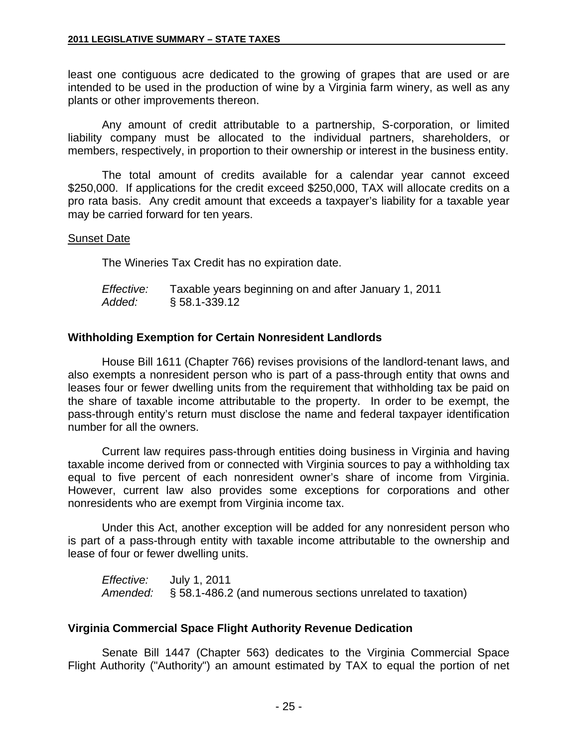least one contiguous acre dedicated to the growing of grapes that are used or are intended to be used in the production of wine by a Virginia farm winery, as well as any plants or other improvements thereon.

Any amount of credit attributable to a partnership, S-corporation, or limited liability company must be allocated to the individual partners, shareholders, or members, respectively, in proportion to their ownership or interest in the business entity.

The total amount of credits available for a calendar year cannot exceed $250,000. If applications for the credit exceed $250,000, TAX will allocate credits on a pro rata basis. Any credit amount that exceeds a taxpayer's liability for a taxable year may be carried forward for ten years.

Sunset Date

The Wineries Tax Credit has no expiration date.

*Effective:* Taxable years beginning on and after January 1, 2011
*Added:* § 58.1-339.12

**Withholding Exemption for Certain Nonresident Landlords**

House Bill 1611 (Chapter 766) revises provisions of the landlord-tenant laws, and also exempts a nonresident person who is part of a pass-through entity that owns and leases four or fewer dwelling units from the requirement that withholding tax be paid on the share of taxable income attributable to the property. In order to be exempt, the pass-through entity's return must disclose the name and federal taxpayer identification number for all the owners.

Current law requires pass-through entities doing business in Virginia and having taxable income derived from or connected with Virginia sources to pay a withholding tax equal to five percent of each nonresident owner's share of income from Virginia. However, current law also provides some exceptions for corporations and other nonresidents who are exempt from Virginia income tax.

Under this Act, another exception will be added for any nonresident person who is part of a pass-through entity with taxable income attributable to the ownership and lease of four or fewer dwelling units.

*Effective:* July 1, 2011
*Amended:* § 58.1-486.2 (and numerous sections unrelated to taxation)

**Virginia Commercial Space Flight Authority Revenue Dedication**

Senate Bill 1447 (Chapter 563) dedicates to the Virginia Commercial Space Flight Authority ("Authority") an amount estimated by TAX to equal the portion of net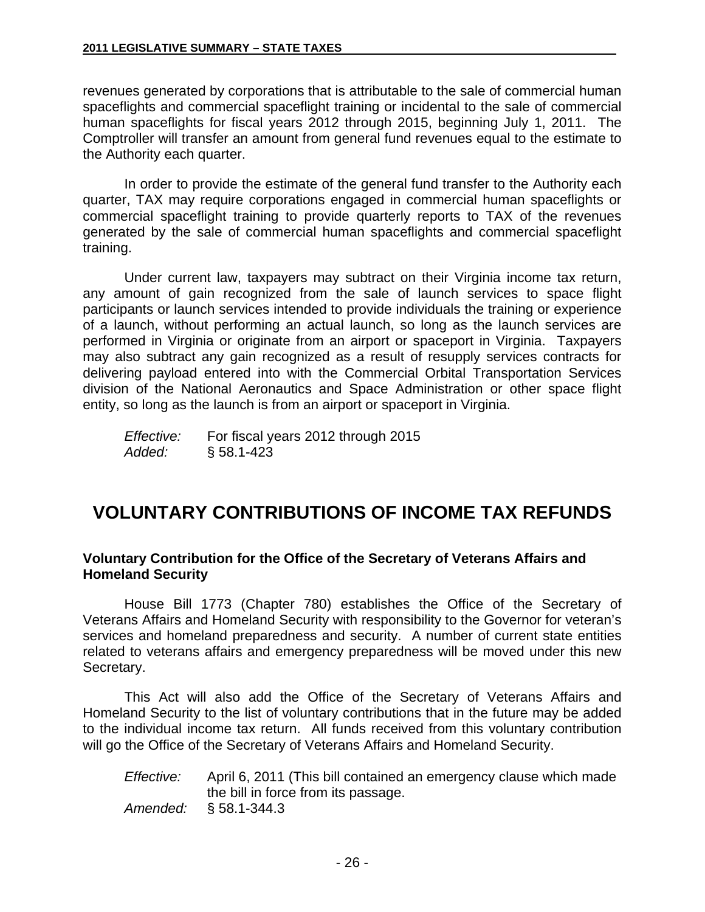revenues generated by corporations that is attributable to the sale of commercial human spaceflights and commercial spaceflight training or incidental to the sale of commercial human spaceflights for fiscal years 2012 through 2015, beginning July 1, 2011. The Comptroller will transfer an amount from general fund revenues equal to the estimate to the Authority each quarter.

In order to provide the estimate of the general fund transfer to the Authority each quarter, TAX may require corporations engaged in commercial human spaceflights or commercial spaceflight training to provide quarterly reports to TAX of the revenues generated by the sale of commercial human spaceflights and commercial spaceflight training.

Under current law, taxpayers may subtract on their Virginia income tax return, any amount of gain recognized from the sale of launch services to space flight participants or launch services intended to provide individuals the training or experience of a launch, without performing an actual launch, so long as the launch services are performed in Virginia or originate from an airport or spaceport in Virginia. Taxpayers may also subtract any gain recognized as a result of resupply services contracts for delivering payload entered into with the Commercial Orbital Transportation Services division of the National Aeronautics and Space Administration or other space flight entity, so long as the launch is from an airport or spaceport in Virginia.

*Effective:* For fiscal years 2012 through 2015
*Added:* § 58.1-423

# VOLUNTARY CONTRIBUTIONS OF INCOME TAX REFUNDS

**Voluntary Contribution for the Office of the Secretary of Veterans Affairs and Homeland Security**

House Bill 1773 (Chapter 780) establishes the Office of the Secretary of Veterans Affairs and Homeland Security with responsibility to the Governor for veteran's services and homeland preparedness and security. A number of current state entities related to veterans affairs and emergency preparedness will be moved under this new Secretary.

This Act will also add the Office of the Secretary of Veterans Affairs and Homeland Security to the list of voluntary contributions that in the future may be added to the individual income tax return. All funds received from this voluntary contribution will go the Office of the Secretary of Veterans Affairs and Homeland Security.

*Effective:* April 6, 2011 (This bill contained an emergency clause which made the bill in force from its passage.
*Amended:* § 58.1-344.3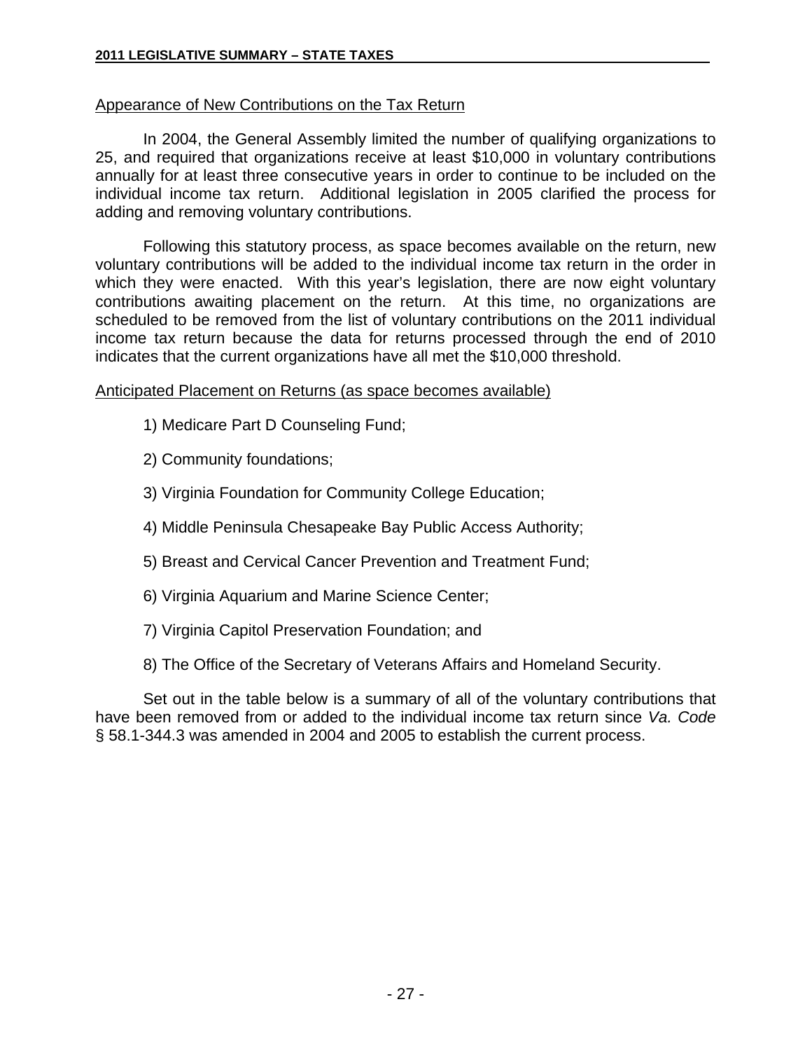Appearance of New Contributions on the Tax Return

In 2004, the General Assembly limited the number of qualifying organizations to 25, and required that organizations receive at least $10,000 in voluntary contributions annually for at least three consecutive years in order to continue to be included on the individual income tax return. Additional legislation in 2005 clarified the process for adding and removing voluntary contributions.

Following this statutory process, as space becomes available on the return, new voluntary contributions will be added to the individual income tax return in the order in which they were enacted. With this year's legislation, there are now eight voluntary contributions awaiting placement on the return. At this time, no organizations are scheduled to be removed from the list of voluntary contributions on the 2011 individual income tax return because the data for returns processed through the end of 2010 indicates that the current organizations have all met the $10,000 threshold.

Anticipated Placement on Returns (as space becomes available)

1) Medicare Part D Counseling Fund;

2) Community foundations;

3) Virginia Foundation for Community College Education;

4) Middle Peninsula Chesapeake Bay Public Access Authority;

5) Breast and Cervical Cancer Prevention and Treatment Fund;

6) Virginia Aquarium and Marine Science Center;

7) Virginia Capitol Preservation Foundation; and

8) The Office of the Secretary of Veterans Affairs and Homeland Security.

Set out in the table below is a summary of all of the voluntary contributions that have been removed from or added to the individual income tax return since *Va. Code* § 58.1-344.3 was amended in 2004 and 2005 to establish the current process.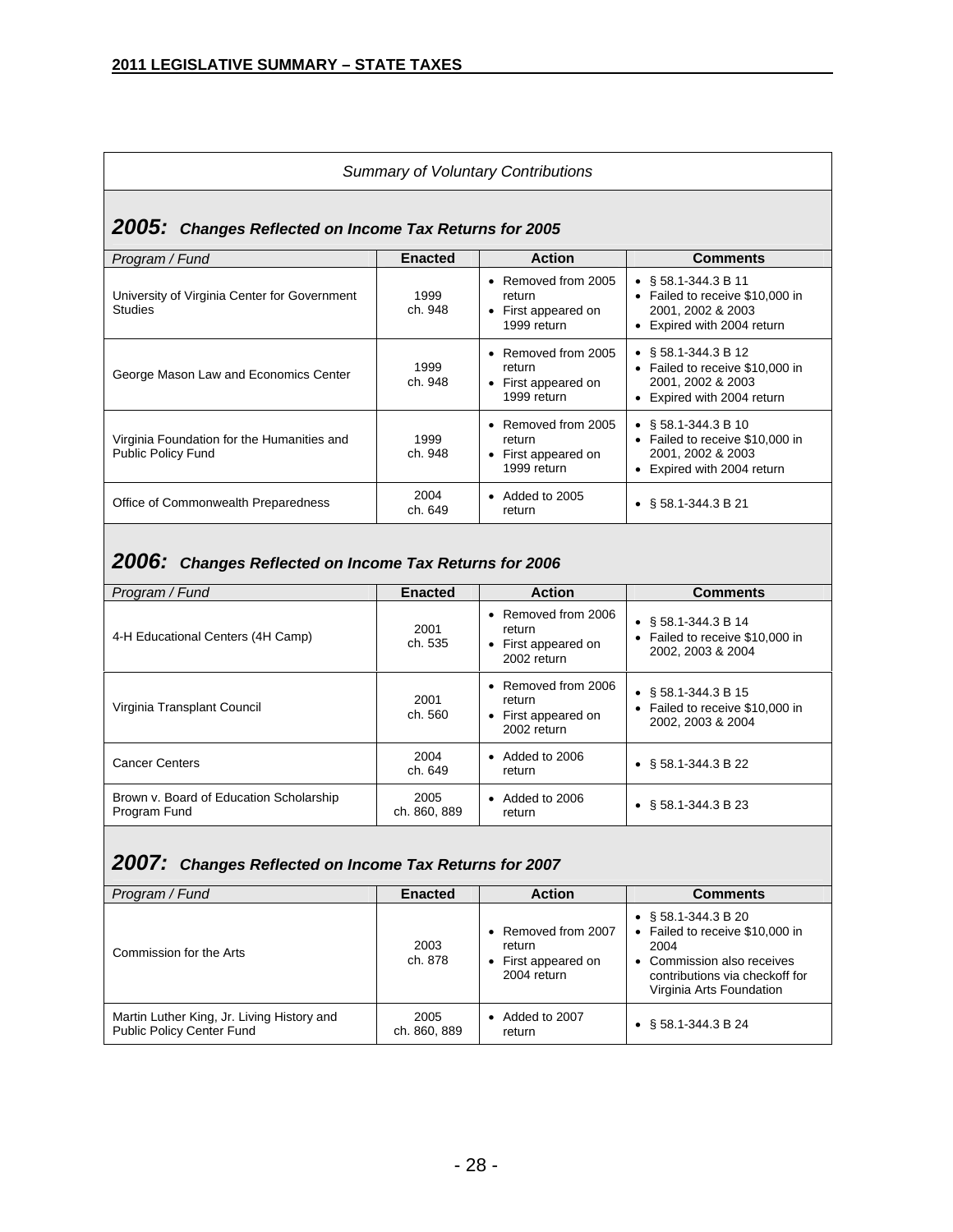*Summary of Voluntary Contributions*

## *2005: Changes Reflected on Income Tax Returns for 2005*

| *Program / Fund* | Enacted | Action | Comments |
|---|---|---|---|
| University of Virginia Center for Government Studies | 1999 ch. 948 | • Removed from 2005 return<br>• First appeared on 1999 return | • § 58.1-344.3 B 11<br>• Failed to receive $10,000 in 2001, 2002 & 2003<br>• Expired with 2004 return |
| George Mason Law and Economics Center | 1999 ch. 948 | • Removed from 2005 return<br>• First appeared on 1999 return | • § 58.1-344.3 B 12<br>• Failed to receive $10,000 in 2001, 2002 & 2003<br>• Expired with 2004 return |
| Virginia Foundation for the Humanities and Public Policy Fund | 1999 ch. 948 | • Removed from 2005 return<br>• First appeared on 1999 return | • § 58.1-344.3 B 10<br>• Failed to receive $10,000 in 2001, 2002 & 2003<br>• Expired with 2004 return |
| Office of Commonwealth Preparedness | 2004 ch. 649 | • Added to 2005 return | • § 58.1-344.3 B 21 |

## *2006: Changes Reflected on Income Tax Returns for 2006*

| *Program / Fund* | Enacted | Action | Comments |
|---|---|---|---|
| 4-H Educational Centers (4H Camp) | 2001 ch. 535 | • Removed from 2006 return<br>• First appeared on 2002 return | • § 58.1-344.3 B 14<br>• Failed to receive $10,000 in 2002, 2003 & 2004 |
| Virginia Transplant Council | 2001 ch. 560 | • Removed from 2006 return<br>• First appeared on 2002 return | • § 58.1-344.3 B 15<br>• Failed to receive $10,000 in 2002, 2003 & 2004 |
| Cancer Centers | 2004 ch. 649 | • Added to 2006 return | • § 58.1-344.3 B 22 |
| Brown v. Board of Education Scholarship Program Fund | 2005 ch. 860, 889 | • Added to 2006 return | • § 58.1-344.3 B 23 |

## *2007: Changes Reflected on Income Tax Returns for 2007*

| *Program / Fund* | Enacted | Action | Comments |
|---|---|---|---|
| Commission for the Arts | 2003 ch. 878 | • Removed from 2007 return<br>• First appeared on 2004 return | • § 58.1-344.3 B 20<br>• Failed to receive $10,000 in 2004<br>• Commission also receives contributions via checkoff for Virginia Arts Foundation |
| Martin Luther King, Jr. Living History and Public Policy Center Fund | 2005 ch. 860, 889 | • Added to 2007 return | • § 58.1-344.3 B 24 |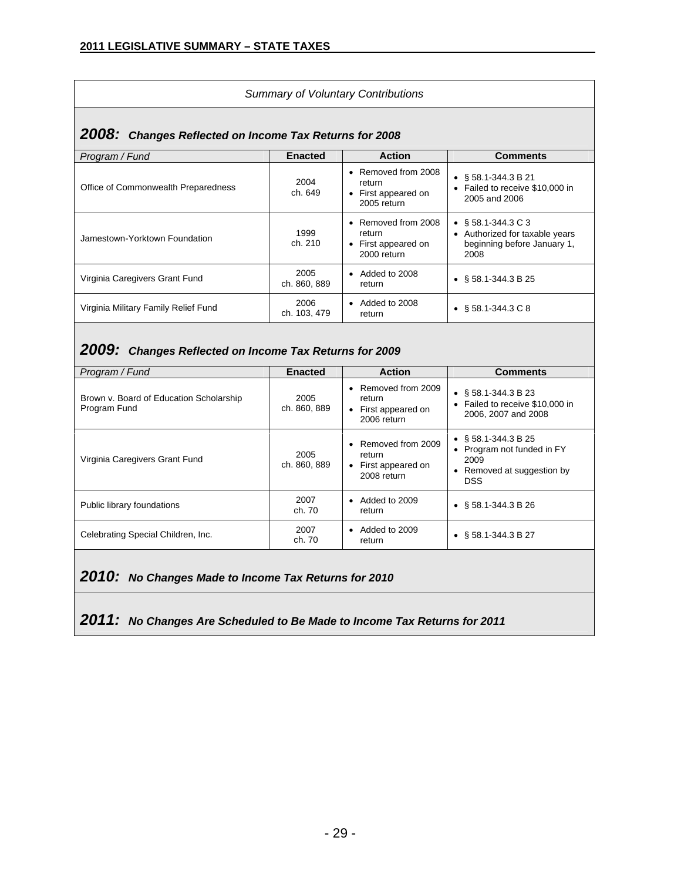*Summary of Voluntary Contributions*

## 2008: *Changes Reflected on Income Tax Returns for 2008*

| *Program / Fund* | Enacted | Action | Comments |
|---|---|---|---|
| Office of Commonwealth Preparedness | 2004 ch. 649 | • Removed from 2008 return<br>• First appeared on 2005 return | • § 58.1-344.3 B 21<br>• Failed to receive $10,000 in 2005 and 2006 |
| Jamestown-Yorktown Foundation | 1999 ch. 210 | • Removed from 2008 return<br>• First appeared on 2000 return | • § 58.1-344.3 C 3<br>• Authorized for taxable years beginning before January 1, 2008 |
| Virginia Caregivers Grant Fund | 2005 ch. 860, 889 | • Added to 2008 return | • § 58.1-344.3 B 25 |
| Virginia Military Family Relief Fund | 2006 ch. 103, 479 | • Added to 2008 return | • § 58.1-344.3 C 8 |

## 2009: *Changes Reflected on Income Tax Returns for 2009*

| *Program / Fund* | Enacted | Action | Comments |
|---|---|---|---|
| Brown v. Board of Education Scholarship Program Fund | 2005 ch. 860, 889 | • Removed from 2009 return<br>• First appeared on 2006 return | • § 58.1-344.3 B 23<br>• Failed to receive $10,000 in 2006, 2007 and 2008 |
| Virginia Caregivers Grant Fund | 2005 ch. 860, 889 | • Removed from 2009 return<br>• First appeared on 2008 return | • § 58.1-344.3 B 25<br>• Program not funded in FY 2009<br>• Removed at suggestion by DSS |
| Public library foundations | 2007 ch. 70 | • Added to 2009 return | • § 58.1-344.3 B 26 |
| Celebrating Special Children, Inc. | 2007 ch. 70 | • Added to 2009 return | • § 58.1-344.3 B 27 |

## 2010: *No Changes Made to Income Tax Returns for 2010*

## 2011: *No Changes Are Scheduled to Be Made to Income Tax Returns for 2011*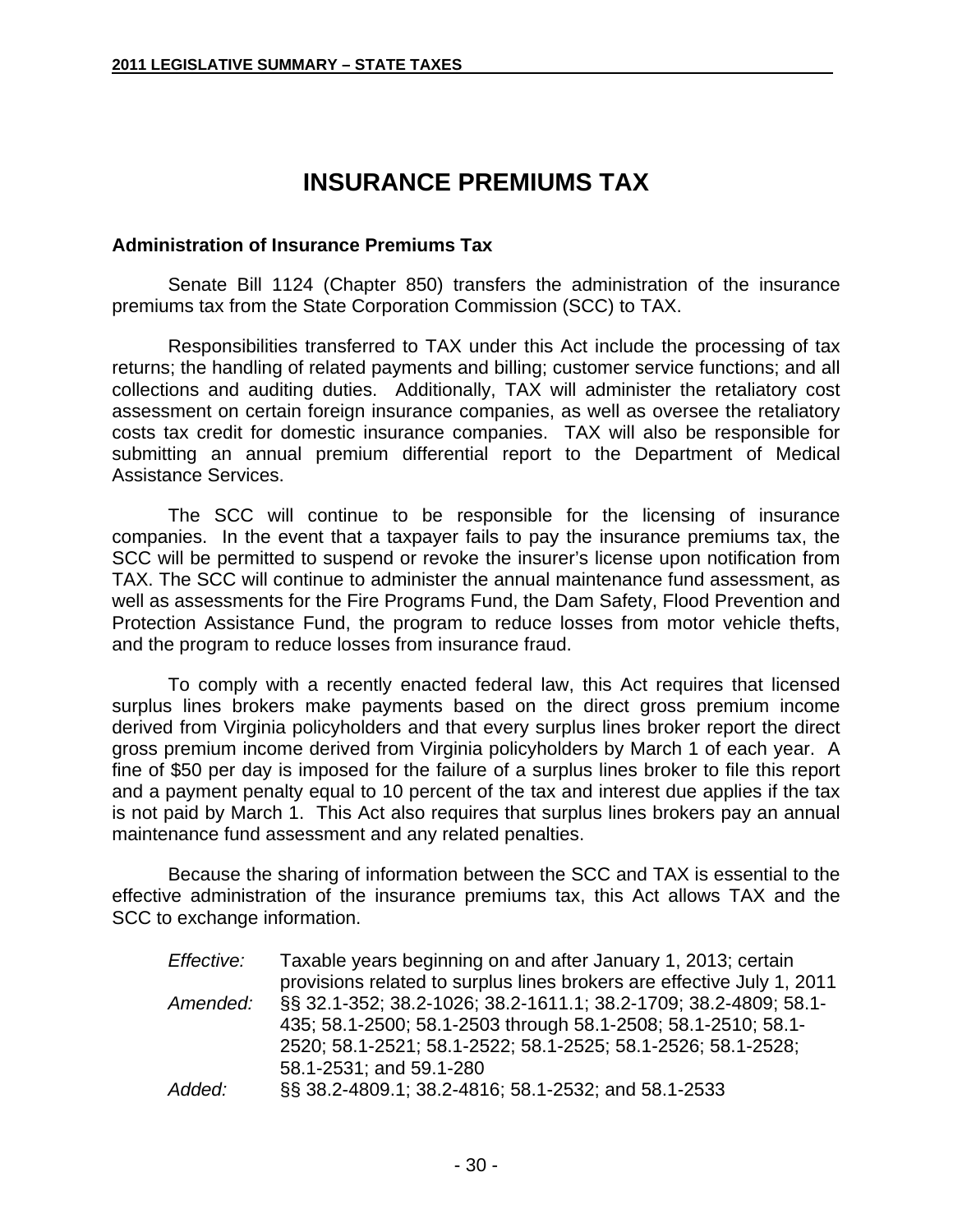# INSURANCE PREMIUMS TAX

### Administration of Insurance Premiums Tax

Senate Bill 1124 (Chapter 850) transfers the administration of the insurance premiums tax from the State Corporation Commission (SCC) to TAX.

Responsibilities transferred to TAX under this Act include the processing of tax returns; the handling of related payments and billing; customer service functions; and all collections and auditing duties. Additionally, TAX will administer the retaliatory cost assessment on certain foreign insurance companies, as well as oversee the retaliatory costs tax credit for domestic insurance companies. TAX will also be responsible for submitting an annual premium differential report to the Department of Medical Assistance Services.

The SCC will continue to be responsible for the licensing of insurance companies. In the event that a taxpayer fails to pay the insurance premiums tax, the SCC will be permitted to suspend or revoke the insurer's license upon notification from TAX. The SCC will continue to administer the annual maintenance fund assessment, as well as assessments for the Fire Programs Fund, the Dam Safety, Flood Prevention and Protection Assistance Fund, the program to reduce losses from motor vehicle thefts, and the program to reduce losses from insurance fraud.

To comply with a recently enacted federal law, this Act requires that licensed surplus lines brokers make payments based on the direct gross premium income derived from Virginia policyholders and that every surplus lines broker report the direct gross premium income derived from Virginia policyholders by March 1 of each year. A fine of $50 per day is imposed for the failure of a surplus lines broker to file this report and a payment penalty equal to 10 percent of the tax and interest due applies if the tax is not paid by March 1. This Act also requires that surplus lines brokers pay an annual maintenance fund assessment and any related penalties.

Because the sharing of information between the SCC and TAX is essential to the effective administration of the insurance premiums tax, this Act allows TAX and the SCC to exchange information.

*Effective:* Taxable years beginning on and after January 1, 2013; certain provisions related to surplus lines brokers are effective July 1, 2011

*Amended:* §§ 32.1-352; 38.2-1026; 38.2-1611.1; 38.2-1709; 38.2-4809; 58.1-435; 58.1-2500; 58.1-2503 through 58.1-2508; 58.1-2510; 58.1-2520; 58.1-2521; 58.1-2522; 58.1-2525; 58.1-2526; 58.1-2528; 58.1-2531; and 59.1-280

*Added:* §§ 38.2-4809.1; 38.2-4816; 58.1-2532; and 58.1-2533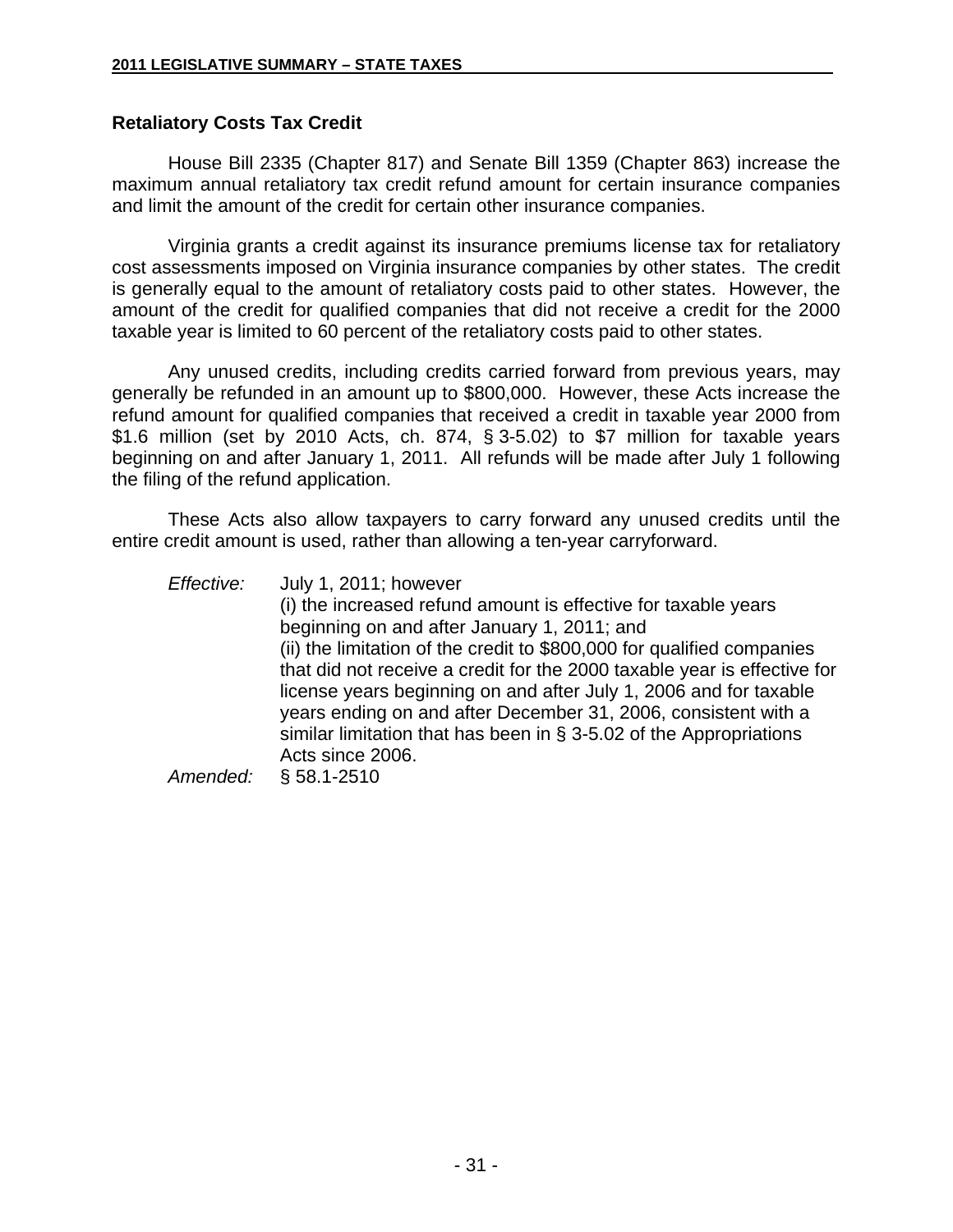## Retaliatory Costs Tax Credit

House Bill 2335 (Chapter 817) and Senate Bill 1359 (Chapter 863) increase the maximum annual retaliatory tax credit refund amount for certain insurance companies and limit the amount of the credit for certain other insurance companies.

Virginia grants a credit against its insurance premiums license tax for retaliatory cost assessments imposed on Virginia insurance companies by other states. The credit is generally equal to the amount of retaliatory costs paid to other states. However, the amount of the credit for qualified companies that did not receive a credit for the 2000 taxable year is limited to 60 percent of the retaliatory costs paid to other states.

Any unused credits, including credits carried forward from previous years, may generally be refunded in an amount up to $800,000. However, these Acts increase the refund amount for qualified companies that received a credit in taxable year 2000 from $1.6 million (set by 2010 Acts, ch. 874, § 3-5.02) to $7 million for taxable years beginning on and after January 1, 2011. All refunds will be made after July 1 following the filing of the refund application.

These Acts also allow taxpayers to carry forward any unused credits until the entire credit amount is used, rather than allowing a ten-year carryforward.

*Effective:* July 1, 2011; however
(i) the increased refund amount is effective for taxable years beginning on and after January 1, 2011; and
(ii) the limitation of the credit to $800,000 for qualified companies that did not receive a credit for the 2000 taxable year is effective for license years beginning on and after July 1, 2006 and for taxable years ending on and after December 31, 2006, consistent with a similar limitation that has been in § 3-5.02 of the Appropriations Acts since 2006.

*Amended:* § 58.1-2510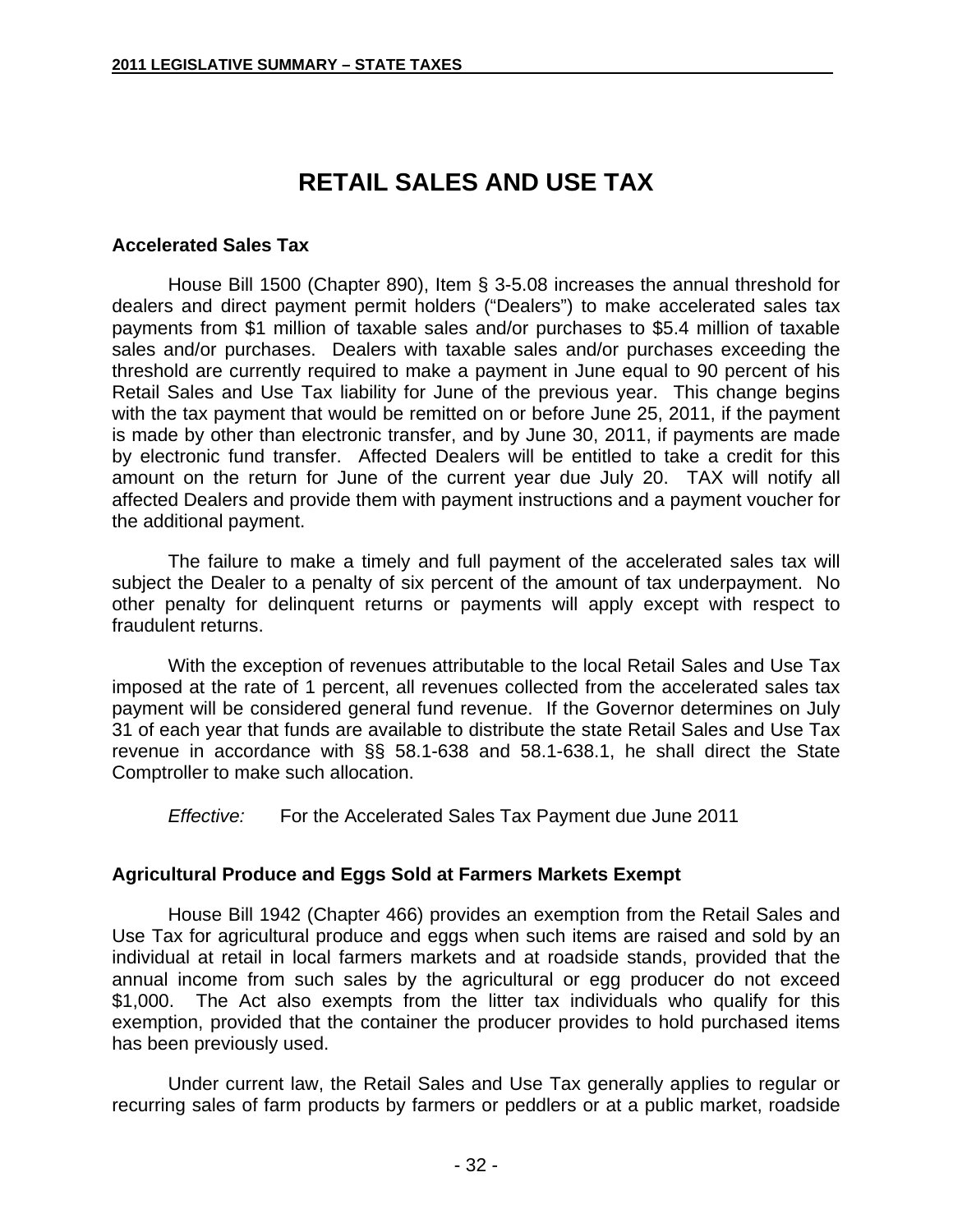# RETAIL SALES AND USE TAX

### Accelerated Sales Tax

House Bill 1500 (Chapter 890), Item § 3-5.08 increases the annual threshold for dealers and direct payment permit holders ("Dealers") to make accelerated sales tax payments from $1 million of taxable sales and/or purchases to $5.4 million of taxable sales and/or purchases. Dealers with taxable sales and/or purchases exceeding the threshold are currently required to make a payment in June equal to 90 percent of his Retail Sales and Use Tax liability for June of the previous year. This change begins with the tax payment that would be remitted on or before June 25, 2011, if the payment is made by other than electronic transfer, and by June 30, 2011, if payments are made by electronic fund transfer. Affected Dealers will be entitled to take a credit for this amount on the return for June of the current year due July 20. TAX will notify all affected Dealers and provide them with payment instructions and a payment voucher for the additional payment.

The failure to make a timely and full payment of the accelerated sales tax will subject the Dealer to a penalty of six percent of the amount of tax underpayment. No other penalty for delinquent returns or payments will apply except with respect to fraudulent returns.

With the exception of revenues attributable to the local Retail Sales and Use Tax imposed at the rate of 1 percent, all revenues collected from the accelerated sales tax payment will be considered general fund revenue. If the Governor determines on July 31 of each year that funds are available to distribute the state Retail Sales and Use Tax revenue in accordance with §§ 58.1-638 and 58.1-638.1, he shall direct the State Comptroller to make such allocation.

*Effective:* For the Accelerated Sales Tax Payment due June 2011

### Agricultural Produce and Eggs Sold at Farmers Markets Exempt

House Bill 1942 (Chapter 466) provides an exemption from the Retail Sales and Use Tax for agricultural produce and eggs when such items are raised and sold by an individual at retail in local farmers markets and at roadside stands, provided that the annual income from such sales by the agricultural or egg producer do not exceed $1,000. The Act also exempts from the litter tax individuals who qualify for this exemption, provided that the container the producer provides to hold purchased items has been previously used.

Under current law, the Retail Sales and Use Tax generally applies to regular or recurring sales of farm products by farmers or peddlers or at a public market, roadside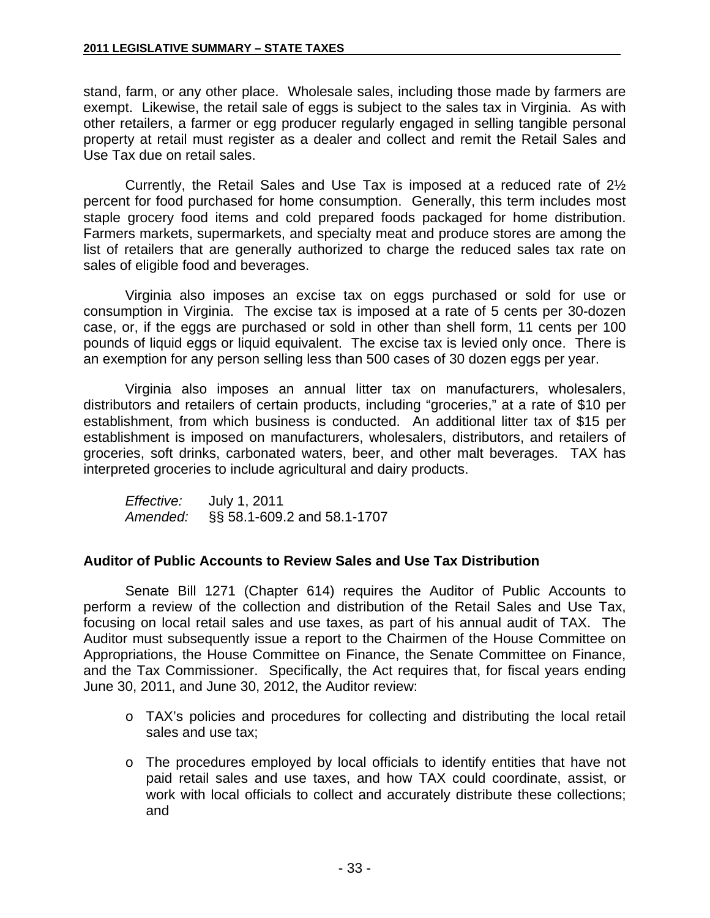stand, farm, or any other place. Wholesale sales, including those made by farmers are exempt. Likewise, the retail sale of eggs is subject to the sales tax in Virginia. As with other retailers, a farmer or egg producer regularly engaged in selling tangible personal property at retail must register as a dealer and collect and remit the Retail Sales and Use Tax due on retail sales.

Currently, the Retail Sales and Use Tax is imposed at a reduced rate of 2½ percent for food purchased for home consumption. Generally, this term includes most staple grocery food items and cold prepared foods packaged for home distribution. Farmers markets, supermarkets, and specialty meat and produce stores are among the list of retailers that are generally authorized to charge the reduced sales tax rate on sales of eligible food and beverages.

Virginia also imposes an excise tax on eggs purchased or sold for use or consumption in Virginia. The excise tax is imposed at a rate of 5 cents per 30-dozen case, or, if the eggs are purchased or sold in other than shell form, 11 cents per 100 pounds of liquid eggs or liquid equivalent. The excise tax is levied only once. There is an exemption for any person selling less than 500 cases of 30 dozen eggs per year.

Virginia also imposes an annual litter tax on manufacturers, wholesalers, distributors and retailers of certain products, including "groceries," at a rate of $10 per establishment, from which business is conducted. An additional litter tax of $15 per establishment is imposed on manufacturers, wholesalers, distributors, and retailers of groceries, soft drinks, carbonated waters, beer, and other malt beverages. TAX has interpreted groceries to include agricultural and dairy products.

*Effective:* July 1, 2011
*Amended:* §§ 58.1-609.2 and 58.1-1707

### Auditor of Public Accounts to Review Sales and Use Tax Distribution

Senate Bill 1271 (Chapter 614) requires the Auditor of Public Accounts to perform a review of the collection and distribution of the Retail Sales and Use Tax, focusing on local retail sales and use taxes, as part of his annual audit of TAX. The Auditor must subsequently issue a report to the Chairmen of the House Committee on Appropriations, the House Committee on Finance, the Senate Committee on Finance, and the Tax Commissioner. Specifically, the Act requires that, for fiscal years ending June 30, 2011, and June 30, 2012, the Auditor review:

- TAX's policies and procedures for collecting and distributing the local retail sales and use tax;
- The procedures employed by local officials to identify entities that have not paid retail sales and use taxes, and how TAX could coordinate, assist, or work with local officials to collect and accurately distribute these collections; and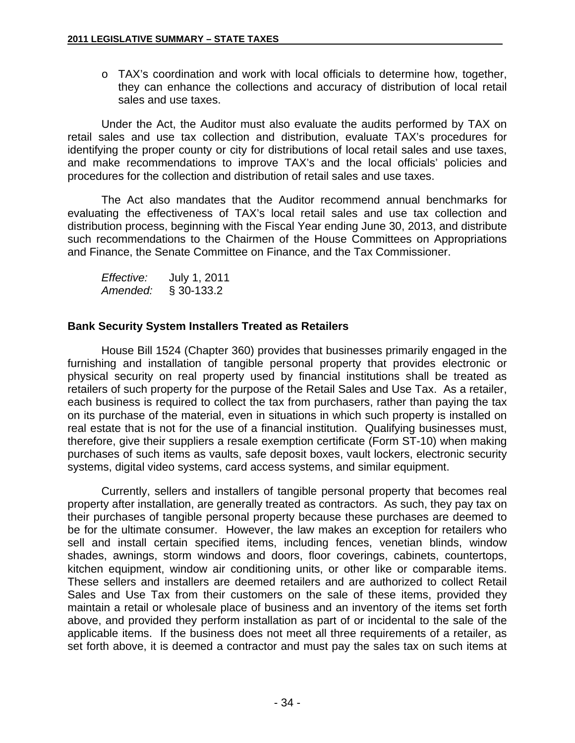- TAX's coordination and work with local officials to determine how, together, they can enhance the collections and accuracy of distribution of local retail sales and use taxes.

Under the Act, the Auditor must also evaluate the audits performed by TAX on retail sales and use tax collection and distribution, evaluate TAX's procedures for identifying the proper county or city for distributions of local retail sales and use taxes, and make recommendations to improve TAX's and the local officials' policies and procedures for the collection and distribution of retail sales and use taxes.

The Act also mandates that the Auditor recommend annual benchmarks for evaluating the effectiveness of TAX's local retail sales and use tax collection and distribution process, beginning with the Fiscal Year ending June 30, 2013, and distribute such recommendations to the Chairmen of the House Committees on Appropriations and Finance, the Senate Committee on Finance, and the Tax Commissioner.

*Effective:* July 1, 2011
*Amended:* § 30-133.2

### Bank Security System Installers Treated as Retailers

House Bill 1524 (Chapter 360) provides that businesses primarily engaged in the furnishing and installation of tangible personal property that provides electronic or physical security on real property used by financial institutions shall be treated as retailers of such property for the purpose of the Retail Sales and Use Tax. As a retailer, each business is required to collect the tax from purchasers, rather than paying the tax on its purchase of the material, even in situations in which such property is installed on real estate that is not for the use of a financial institution. Qualifying businesses must, therefore, give their suppliers a resale exemption certificate (Form ST-10) when making purchases of such items as vaults, safe deposit boxes, vault lockers, electronic security systems, digital video systems, card access systems, and similar equipment.

Currently, sellers and installers of tangible personal property that becomes real property after installation, are generally treated as contractors. As such, they pay tax on their purchases of tangible personal property because these purchases are deemed to be for the ultimate consumer. However, the law makes an exception for retailers who sell and install certain specified items, including fences, venetian blinds, window shades, awnings, storm windows and doors, floor coverings, cabinets, countertops, kitchen equipment, window air conditioning units, or other like or comparable items. These sellers and installers are deemed retailers and are authorized to collect Retail Sales and Use Tax from their customers on the sale of these items, provided they maintain a retail or wholesale place of business and an inventory of the items set forth above, and provided they perform installation as part of or incidental to the sale of the applicable items. If the business does not meet all three requirements of a retailer, as set forth above, it is deemed a contractor and must pay the sales tax on such items at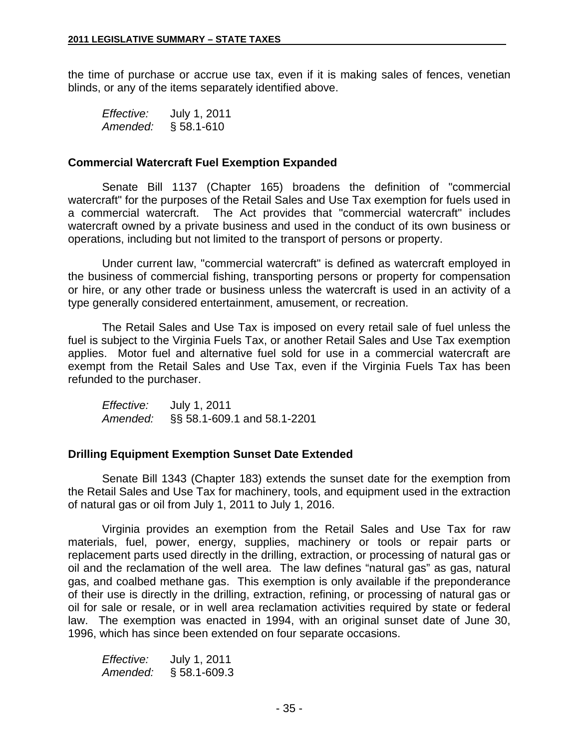the time of purchase or accrue use tax, even if it is making sales of fences, venetian blinds, or any of the items separately identified above.

*Effective:* July 1, 2011
*Amended:* § 58.1-610

### Commercial Watercraft Fuel Exemption Expanded

Senate Bill 1137 (Chapter 165) broadens the definition of "commercial watercraft" for the purposes of the Retail Sales and Use Tax exemption for fuels used in a commercial watercraft. The Act provides that "commercial watercraft" includes watercraft owned by a private business and used in the conduct of its own business or operations, including but not limited to the transport of persons or property.

Under current law, "commercial watercraft" is defined as watercraft employed in the business of commercial fishing, transporting persons or property for compensation or hire, or any other trade or business unless the watercraft is used in an activity of a type generally considered entertainment, amusement, or recreation.

The Retail Sales and Use Tax is imposed on every retail sale of fuel unless the fuel is subject to the Virginia Fuels Tax, or another Retail Sales and Use Tax exemption applies. Motor fuel and alternative fuel sold for use in a commercial watercraft are exempt from the Retail Sales and Use Tax, even if the Virginia Fuels Tax has been refunded to the purchaser.

*Effective:* July 1, 2011
*Amended:* §§ 58.1-609.1 and 58.1-2201

### Drilling Equipment Exemption Sunset Date Extended

Senate Bill 1343 (Chapter 183) extends the sunset date for the exemption from the Retail Sales and Use Tax for machinery, tools, and equipment used in the extraction of natural gas or oil from July 1, 2011 to July 1, 2016.

Virginia provides an exemption from the Retail Sales and Use Tax for raw materials, fuel, power, energy, supplies, machinery or tools or repair parts or replacement parts used directly in the drilling, extraction, or processing of natural gas or oil and the reclamation of the well area. The law defines "natural gas" as gas, natural gas, and coalbed methane gas. This exemption is only available if the preponderance of their use is directly in the drilling, extraction, refining, or processing of natural gas or oil for sale or resale, or in well area reclamation activities required by state or federal law. The exemption was enacted in 1994, with an original sunset date of June 30, 1996, which has since been extended on four separate occasions.

*Effective:* July 1, 2011
*Amended:* § 58.1-609.3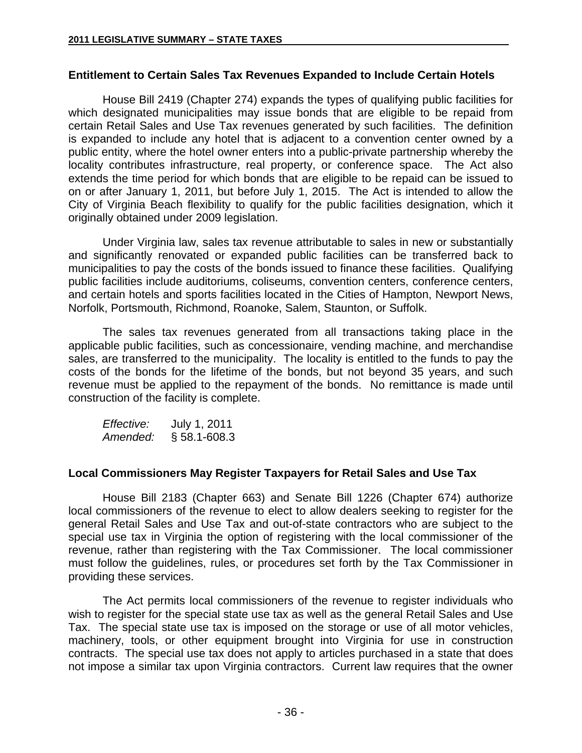### Entitlement to Certain Sales Tax Revenues Expanded to Include Certain Hotels

House Bill 2419 (Chapter 274) expands the types of qualifying public facilities for which designated municipalities may issue bonds that are eligible to be repaid from certain Retail Sales and Use Tax revenues generated by such facilities. The definition is expanded to include any hotel that is adjacent to a convention center owned by a public entity, where the hotel owner enters into a public-private partnership whereby the locality contributes infrastructure, real property, or conference space. The Act also extends the time period for which bonds that are eligible to be repaid can be issued to on or after January 1, 2011, but before July 1, 2015. The Act is intended to allow the City of Virginia Beach flexibility to qualify for the public facilities designation, which it originally obtained under 2009 legislation.

Under Virginia law, sales tax revenue attributable to sales in new or substantially and significantly renovated or expanded public facilities can be transferred back to municipalities to pay the costs of the bonds issued to finance these facilities. Qualifying public facilities include auditoriums, coliseums, convention centers, conference centers, and certain hotels and sports facilities located in the Cities of Hampton, Newport News, Norfolk, Portsmouth, Richmond, Roanoke, Salem, Staunton, or Suffolk.

The sales tax revenues generated from all transactions taking place in the applicable public facilities, such as concessionaire, vending machine, and merchandise sales, are transferred to the municipality. The locality is entitled to the funds to pay the costs of the bonds for the lifetime of the bonds, but not beyond 35 years, and such revenue must be applied to the repayment of the bonds. No remittance is made until construction of the facility is complete.

*Effective:* July 1, 2011
*Amended:* § 58.1-608.3

### Local Commissioners May Register Taxpayers for Retail Sales and Use Tax

House Bill 2183 (Chapter 663) and Senate Bill 1226 (Chapter 674) authorize local commissioners of the revenue to elect to allow dealers seeking to register for the general Retail Sales and Use Tax and out-of-state contractors who are subject to the special use tax in Virginia the option of registering with the local commissioner of the revenue, rather than registering with the Tax Commissioner. The local commissioner must follow the guidelines, rules, or procedures set forth by the Tax Commissioner in providing these services.

The Act permits local commissioners of the revenue to register individuals who wish to register for the special state use tax as well as the general Retail Sales and Use Tax. The special state use tax is imposed on the storage or use of all motor vehicles, machinery, tools, or other equipment brought into Virginia for use in construction contracts. The special use tax does not apply to articles purchased in a state that does not impose a similar tax upon Virginia contractors. Current law requires that the owner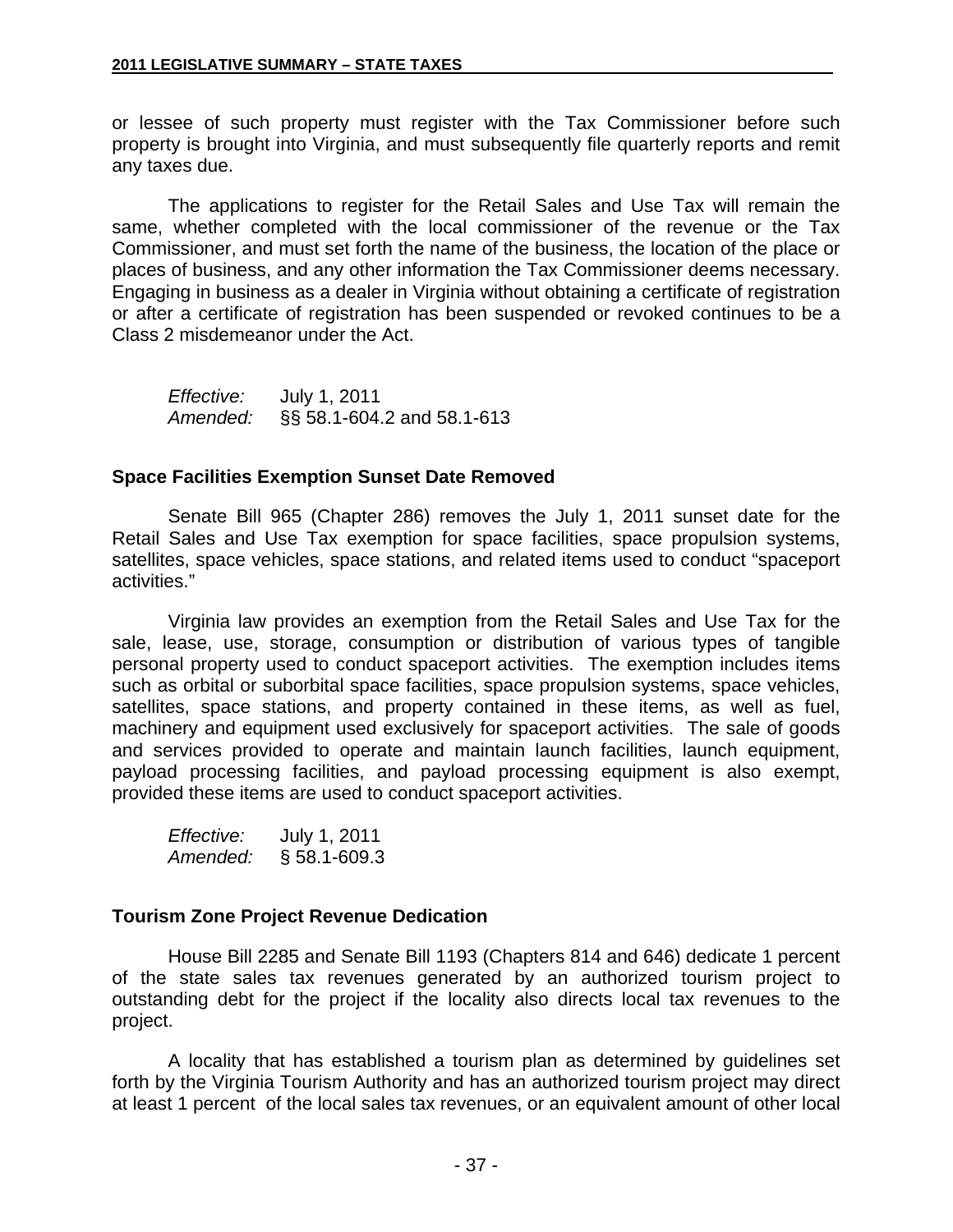or lessee of such property must register with the Tax Commissioner before such property is brought into Virginia, and must subsequently file quarterly reports and remit any taxes due.

The applications to register for the Retail Sales and Use Tax will remain the same, whether completed with the local commissioner of the revenue or the Tax Commissioner, and must set forth the name of the business, the location of the place or places of business, and any other information the Tax Commissioner deems necessary. Engaging in business as a dealer in Virginia without obtaining a certificate of registration or after a certificate of registration has been suspended or revoked continues to be a Class 2 misdemeanor under the Act.

*Effective:* July 1, 2011
*Amended:* §§ 58.1-604.2 and 58.1-613

### Space Facilities Exemption Sunset Date Removed

Senate Bill 965 (Chapter 286) removes the July 1, 2011 sunset date for the Retail Sales and Use Tax exemption for space facilities, space propulsion systems, satellites, space vehicles, space stations, and related items used to conduct "spaceport activities."

Virginia law provides an exemption from the Retail Sales and Use Tax for the sale, lease, use, storage, consumption or distribution of various types of tangible personal property used to conduct spaceport activities. The exemption includes items such as orbital or suborbital space facilities, space propulsion systems, space vehicles, satellites, space stations, and property contained in these items, as well as fuel, machinery and equipment used exclusively for spaceport activities. The sale of goods and services provided to operate and maintain launch facilities, launch equipment, payload processing facilities, and payload processing equipment is also exempt, provided these items are used to conduct spaceport activities.

*Effective:* July 1, 2011
*Amended:* § 58.1-609.3

### Tourism Zone Project Revenue Dedication

House Bill 2285 and Senate Bill 1193 (Chapters 814 and 646) dedicate 1 percent of the state sales tax revenues generated by an authorized tourism project to outstanding debt for the project if the locality also directs local tax revenues to the project.

A locality that has established a tourism plan as determined by guidelines set forth by the Virginia Tourism Authority and has an authorized tourism project may direct at least 1 percent of the local sales tax revenues, or an equivalent amount of other local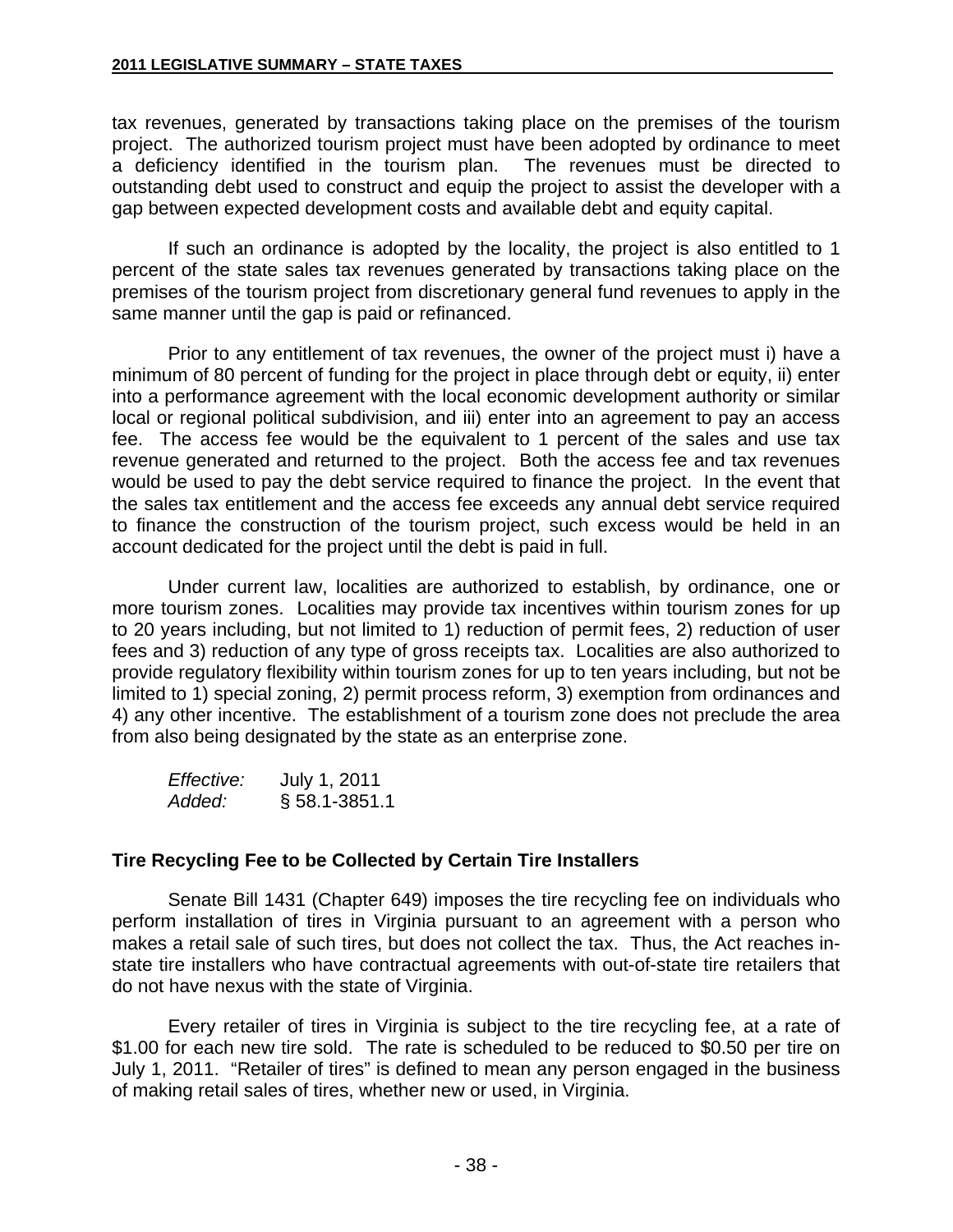tax revenues, generated by transactions taking place on the premises of the tourism project. The authorized tourism project must have been adopted by ordinance to meet a deficiency identified in the tourism plan. The revenues must be directed to outstanding debt used to construct and equip the project to assist the developer with a gap between expected development costs and available debt and equity capital.

If such an ordinance is adopted by the locality, the project is also entitled to 1 percent of the state sales tax revenues generated by transactions taking place on the premises of the tourism project from discretionary general fund revenues to apply in the same manner until the gap is paid or refinanced.

Prior to any entitlement of tax revenues, the owner of the project must i) have a minimum of 80 percent of funding for the project in place through debt or equity, ii) enter into a performance agreement with the local economic development authority or similar local or regional political subdivision, and iii) enter into an agreement to pay an access fee. The access fee would be the equivalent to 1 percent of the sales and use tax revenue generated and returned to the project. Both the access fee and tax revenues would be used to pay the debt service required to finance the project. In the event that the sales tax entitlement and the access fee exceeds any annual debt service required to finance the construction of the tourism project, such excess would be held in an account dedicated for the project until the debt is paid in full.

Under current law, localities are authorized to establish, by ordinance, one or more tourism zones. Localities may provide tax incentives within tourism zones for up to 20 years including, but not limited to 1) reduction of permit fees, 2) reduction of user fees and 3) reduction of any type of gross receipts tax. Localities are also authorized to provide regulatory flexibility within tourism zones for up to ten years including, but not be limited to 1) special zoning, 2) permit process reform, 3) exemption from ordinances and 4) any other incentive. The establishment of a tourism zone does not preclude the area from also being designated by the state as an enterprise zone.

*Effective:* July 1, 2011
*Added:* § 58.1-3851.1

### Tire Recycling Fee to be Collected by Certain Tire Installers

Senate Bill 1431 (Chapter 649) imposes the tire recycling fee on individuals who perform installation of tires in Virginia pursuant to an agreement with a person who makes a retail sale of such tires, but does not collect the tax. Thus, the Act reaches in-state tire installers who have contractual agreements with out-of-state tire retailers that do not have nexus with the state of Virginia.

Every retailer of tires in Virginia is subject to the tire recycling fee, at a rate of \$1.00 for each new tire sold. The rate is scheduled to be reduced to \$0.50 per tire on July 1, 2011. "Retailer of tires" is defined to mean any person engaged in the business of making retail sales of tires, whether new or used, in Virginia.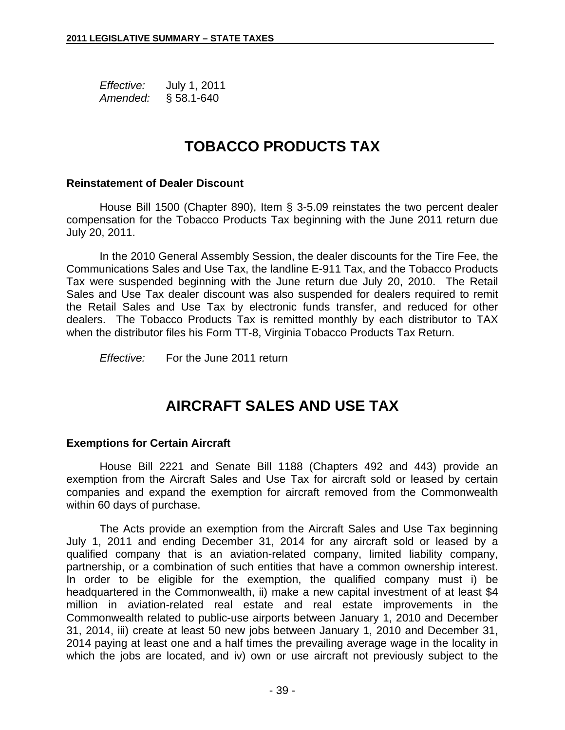*Effective:* July 1, 2011
*Amended:* § 58.1-640

# TOBACCO PRODUCTS TAX

### Reinstatement of Dealer Discount

House Bill 1500 (Chapter 890), Item § 3-5.09 reinstates the two percent dealer compensation for the Tobacco Products Tax beginning with the June 2011 return due July 20, 2011.

In the 2010 General Assembly Session, the dealer discounts for the Tire Fee, the Communications Sales and Use Tax, the landline E-911 Tax, and the Tobacco Products Tax were suspended beginning with the June return due July 20, 2010. The Retail Sales and Use Tax dealer discount was also suspended for dealers required to remit the Retail Sales and Use Tax by electronic funds transfer, and reduced for other dealers. The Tobacco Products Tax is remitted monthly by each distributor to TAX when the distributor files his Form TT-8, Virginia Tobacco Products Tax Return.

*Effective:* For the June 2011 return

# AIRCRAFT SALES AND USE TAX

### Exemptions for Certain Aircraft

House Bill 2221 and Senate Bill 1188 (Chapters 492 and 443) provide an exemption from the Aircraft Sales and Use Tax for aircraft sold or leased by certain companies and expand the exemption for aircraft removed from the Commonwealth within 60 days of purchase.

The Acts provide an exemption from the Aircraft Sales and Use Tax beginning July 1, 2011 and ending December 31, 2014 for any aircraft sold or leased by a qualified company that is an aviation-related company, limited liability company, partnership, or a combination of such entities that have a common ownership interest. In order to be eligible for the exemption, the qualified company must i) be headquartered in the Commonwealth, ii) make a new capital investment of at least $4 million in aviation-related real estate and real estate improvements in the Commonwealth related to public-use airports between January 1, 2010 and December 31, 2014, iii) create at least 50 new jobs between January 1, 2010 and December 31, 2014 paying at least one and a half times the prevailing average wage in the locality in which the jobs are located, and iv) own or use aircraft not previously subject to the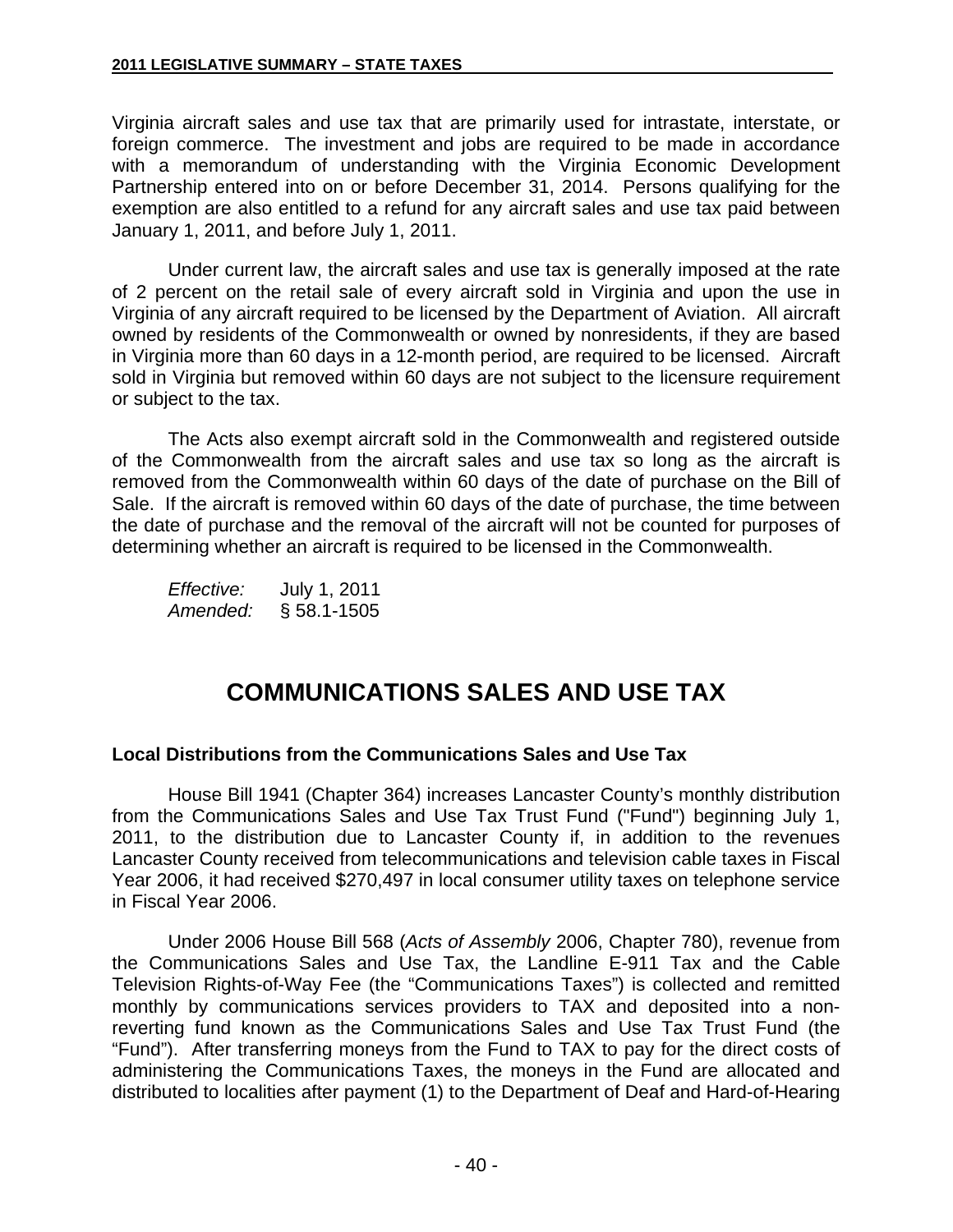Virginia aircraft sales and use tax that are primarily used for intrastate, interstate, or foreign commerce. The investment and jobs are required to be made in accordance with a memorandum of understanding with the Virginia Economic Development Partnership entered into on or before December 31, 2014. Persons qualifying for the exemption are also entitled to a refund for any aircraft sales and use tax paid between January 1, 2011, and before July 1, 2011.

Under current law, the aircraft sales and use tax is generally imposed at the rate of 2 percent on the retail sale of every aircraft sold in Virginia and upon the use in Virginia of any aircraft required to be licensed by the Department of Aviation. All aircraft owned by residents of the Commonwealth or owned by nonresidents, if they are based in Virginia more than 60 days in a 12-month period, are required to be licensed. Aircraft sold in Virginia but removed within 60 days are not subject to the licensure requirement or subject to the tax.

The Acts also exempt aircraft sold in the Commonwealth and registered outside of the Commonwealth from the aircraft sales and use tax so long as the aircraft is removed from the Commonwealth within 60 days of the date of purchase on the Bill of Sale. If the aircraft is removed within 60 days of the date of purchase, the time between the date of purchase and the removal of the aircraft will not be counted for purposes of determining whether an aircraft is required to be licensed in the Commonwealth.

*Effective:* July 1, 2011
*Amended:* § 58.1-1505

# COMMUNICATIONS SALES AND USE TAX

### Local Distributions from the Communications Sales and Use Tax

House Bill 1941 (Chapter 364) increases Lancaster County's monthly distribution from the Communications Sales and Use Tax Trust Fund ("Fund") beginning July 1, 2011, to the distribution due to Lancaster County if, in addition to the revenues Lancaster County received from telecommunications and television cable taxes in Fiscal Year 2006, it had received $270,497 in local consumer utility taxes on telephone service in Fiscal Year 2006.

Under 2006 House Bill 568 (*Acts of Assembly* 2006, Chapter 780), revenue from the Communications Sales and Use Tax, the Landline E-911 Tax and the Cable Television Rights-of-Way Fee (the "Communications Taxes") is collected and remitted monthly by communications services providers to TAX and deposited into a non-reverting fund known as the Communications Sales and Use Tax Trust Fund (the "Fund"). After transferring moneys from the Fund to TAX to pay for the direct costs of administering the Communications Taxes, the moneys in the Fund are allocated and distributed to localities after payment (1) to the Department of Deaf and Hard-of-Hearing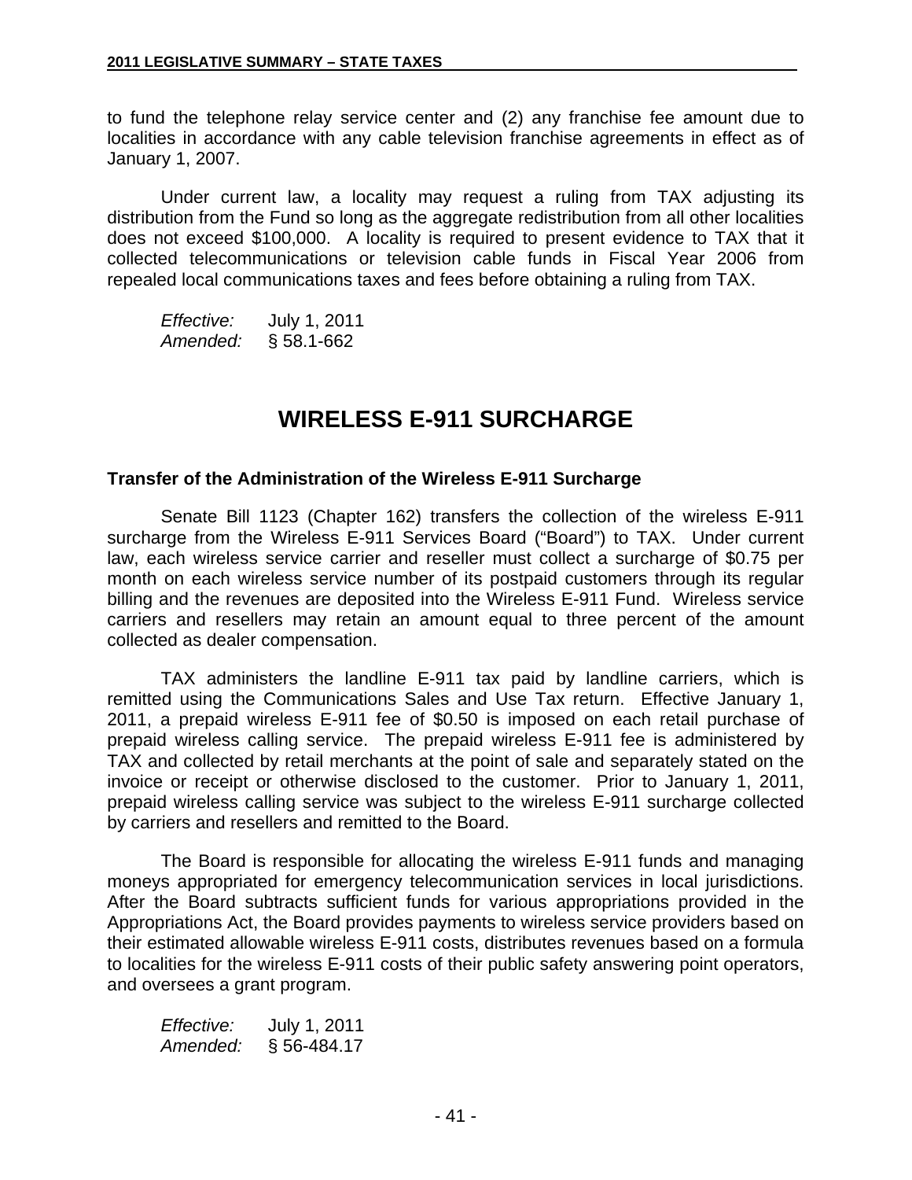to fund the telephone relay service center and (2) any franchise fee amount due to localities in accordance with any cable television franchise agreements in effect as of January 1, 2007.

Under current law, a locality may request a ruling from TAX adjusting its distribution from the Fund so long as the aggregate redistribution from all other localities does not exceed $100,000. A locality is required to present evidence to TAX that it collected telecommunications or television cable funds in Fiscal Year 2006 from repealed local communications taxes and fees before obtaining a ruling from TAX.

*Effective:* July 1, 2011
*Amended:* § 58.1-662

# WIRELESS E-911 SURCHARGE

### Transfer of the Administration of the Wireless E-911 Surcharge

Senate Bill 1123 (Chapter 162) transfers the collection of the wireless E-911 surcharge from the Wireless E-911 Services Board ("Board") to TAX. Under current law, each wireless service carrier and reseller must collect a surcharge of $0.75 per month on each wireless service number of its postpaid customers through its regular billing and the revenues are deposited into the Wireless E-911 Fund. Wireless service carriers and resellers may retain an amount equal to three percent of the amount collected as dealer compensation.

TAX administers the landline E-911 tax paid by landline carriers, which is remitted using the Communications Sales and Use Tax return. Effective January 1, 2011, a prepaid wireless E-911 fee of $0.50 is imposed on each retail purchase of prepaid wireless calling service. The prepaid wireless E-911 fee is administered by TAX and collected by retail merchants at the point of sale and separately stated on the invoice or receipt or otherwise disclosed to the customer. Prior to January 1, 2011, prepaid wireless calling service was subject to the wireless E-911 surcharge collected by carriers and resellers and remitted to the Board.

The Board is responsible for allocating the wireless E-911 funds and managing moneys appropriated for emergency telecommunication services in local jurisdictions. After the Board subtracts sufficient funds for various appropriations provided in the Appropriations Act, the Board provides payments to wireless service providers based on their estimated allowable wireless E-911 costs, distributes revenues based on a formula to localities for the wireless E-911 costs of their public safety answering point operators, and oversees a grant program.

*Effective:* July 1, 2011
*Amended:* § 56-484.17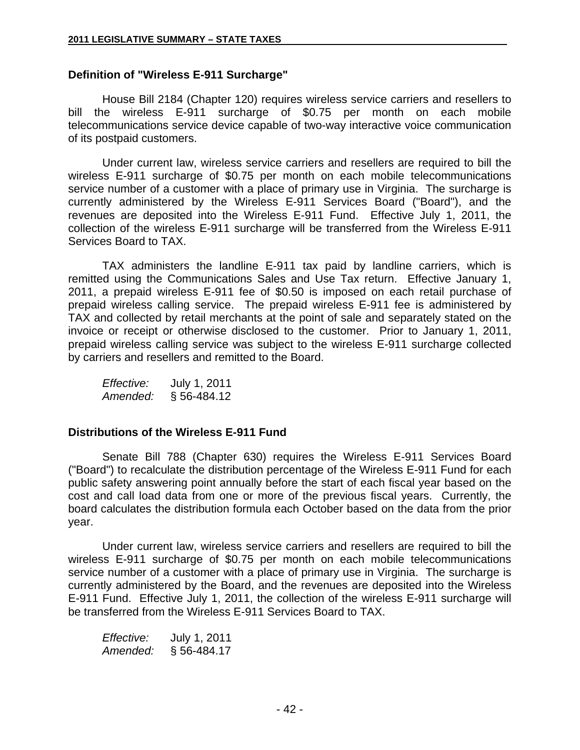### Definition of "Wireless E-911 Surcharge"

House Bill 2184 (Chapter 120) requires wireless service carriers and resellers to bill the wireless E-911 surcharge of $0.75 per month on each mobile telecommunications service device capable of two-way interactive voice communication of its postpaid customers.

Under current law, wireless service carriers and resellers are required to bill the wireless E-911 surcharge of $0.75 per month on each mobile telecommunications service number of a customer with a place of primary use in Virginia. The surcharge is currently administered by the Wireless E-911 Services Board ("Board"), and the revenues are deposited into the Wireless E-911 Fund. Effective July 1, 2011, the collection of the wireless E-911 surcharge will be transferred from the Wireless E-911 Services Board to TAX.

TAX administers the landline E-911 tax paid by landline carriers, which is remitted using the Communications Sales and Use Tax return. Effective January 1, 2011, a prepaid wireless E-911 fee of $0.50 is imposed on each retail purchase of prepaid wireless calling service. The prepaid wireless E-911 fee is administered by TAX and collected by retail merchants at the point of sale and separately stated on the invoice or receipt or otherwise disclosed to the customer. Prior to January 1, 2011, prepaid wireless calling service was subject to the wireless E-911 surcharge collected by carriers and resellers and remitted to the Board.

*Effective:* July 1, 2011
*Amended:* § 56-484.12

### Distributions of the Wireless E-911 Fund

Senate Bill 788 (Chapter 630) requires the Wireless E-911 Services Board ("Board") to recalculate the distribution percentage of the Wireless E-911 Fund for each public safety answering point annually before the start of each fiscal year based on the cost and call load data from one or more of the previous fiscal years. Currently, the board calculates the distribution formula each October based on the data from the prior year.

Under current law, wireless service carriers and resellers are required to bill the wireless E-911 surcharge of $0.75 per month on each mobile telecommunications service number of a customer with a place of primary use in Virginia. The surcharge is currently administered by the Board, and the revenues are deposited into the Wireless E-911 Fund. Effective July 1, 2011, the collection of the wireless E-911 surcharge will be transferred from the Wireless E-911 Services Board to TAX.

*Effective:* July 1, 2011
*Amended:* § 56-484.17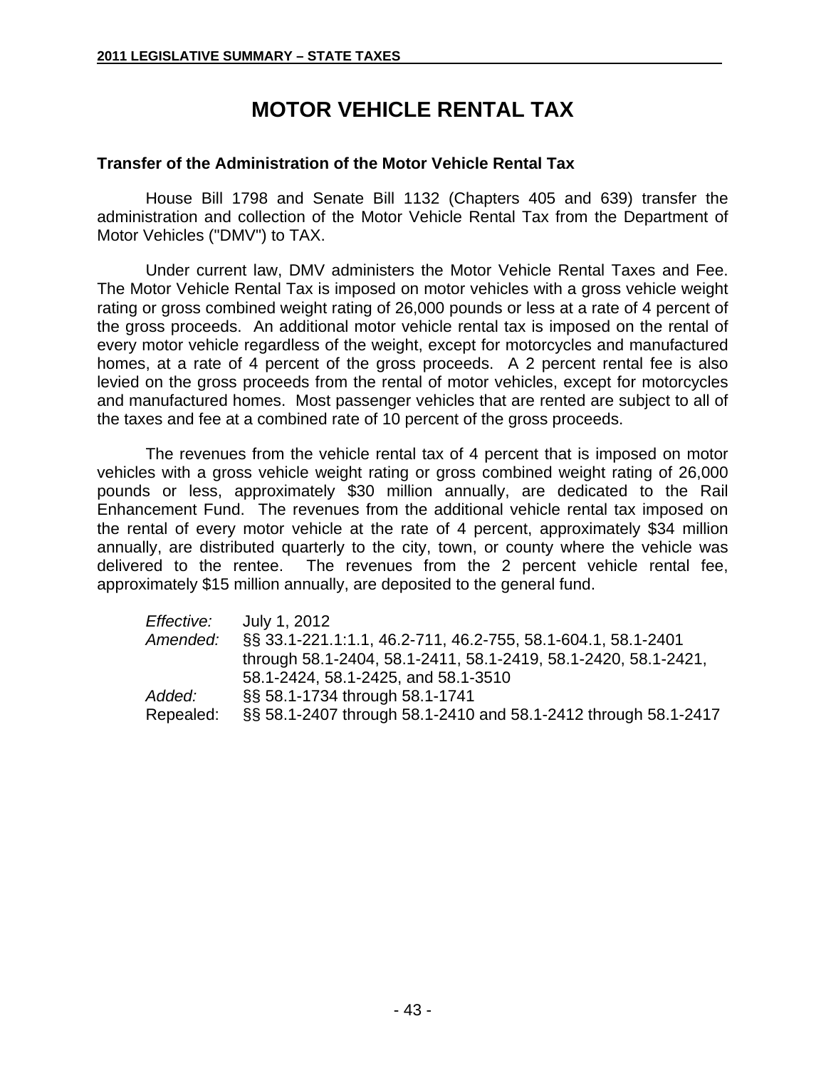# MOTOR VEHICLE RENTAL TAX

### Transfer of the Administration of the Motor Vehicle Rental Tax

House Bill 1798 and Senate Bill 1132 (Chapters 405 and 639) transfer the administration and collection of the Motor Vehicle Rental Tax from the Department of Motor Vehicles ("DMV") to TAX.

Under current law, DMV administers the Motor Vehicle Rental Taxes and Fee. The Motor Vehicle Rental Tax is imposed on motor vehicles with a gross vehicle weight rating or gross combined weight rating of 26,000 pounds or less at a rate of 4 percent of the gross proceeds. An additional motor vehicle rental tax is imposed on the rental of every motor vehicle regardless of the weight, except for motorcycles and manufactured homes, at a rate of 4 percent of the gross proceeds. A 2 percent rental fee is also levied on the gross proceeds from the rental of motor vehicles, except for motorcycles and manufactured homes. Most passenger vehicles that are rented are subject to all of the taxes and fee at a combined rate of 10 percent of the gross proceeds.

The revenues from the vehicle rental tax of 4 percent that is imposed on motor vehicles with a gross vehicle weight rating or gross combined weight rating of 26,000 pounds or less, approximately $30 million annually, are dedicated to the Rail Enhancement Fund. The revenues from the additional vehicle rental tax imposed on the rental of every motor vehicle at the rate of 4 percent, approximately $34 million annually, are distributed quarterly to the city, town, or county where the vehicle was delivered to the rentee. The revenues from the 2 percent vehicle rental fee, approximately $15 million annually, are deposited to the general fund.

*Effective:* July 1, 2012
*Amended:* §§ 33.1-221.1:1.1, 46.2-711, 46.2-755, 58.1-604.1, 58.1-2401 through 58.1-2404, 58.1-2411, 58.1-2419, 58.1-2420, 58.1-2421, 58.1-2424, 58.1-2425, and 58.1-3510
*Added:* §§ 58.1-1734 through 58.1-1741
Repealed: §§ 58.1-2407 through 58.1-2410 and 58.1-2412 through 58.1-2417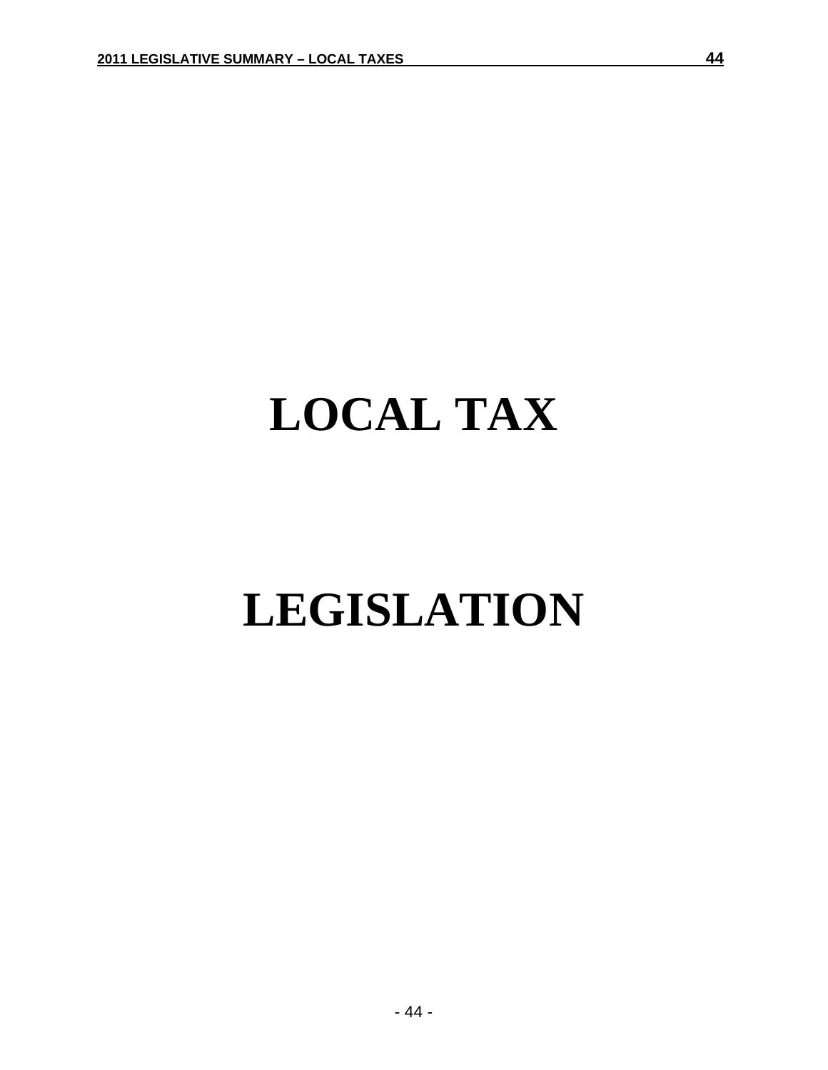# LOCAL TAX

# LEGISLATION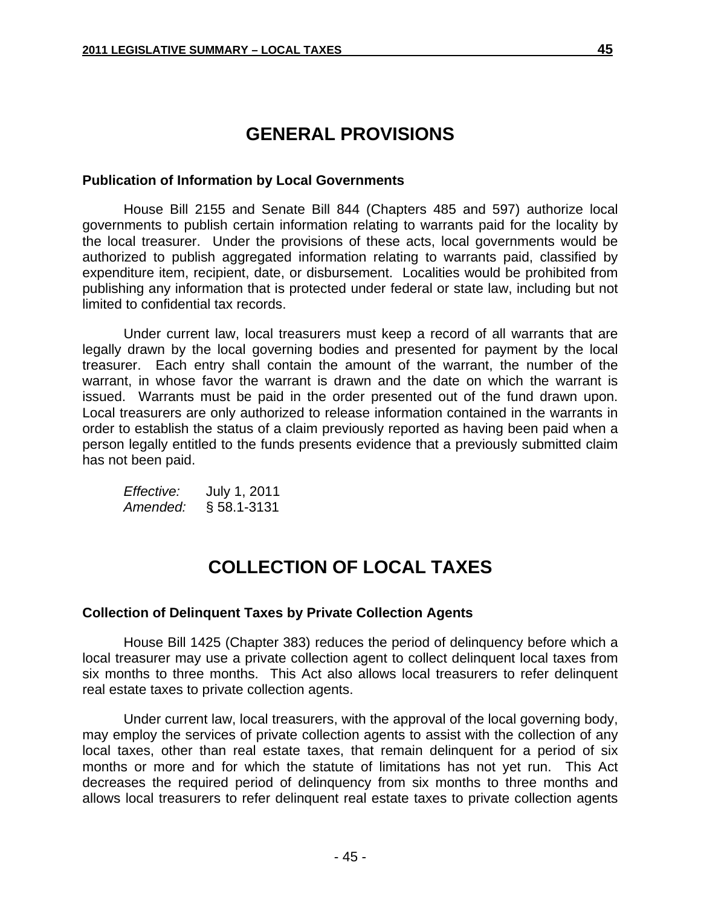# GENERAL PROVISIONS

### Publication of Information by Local Governments

House Bill 2155 and Senate Bill 844 (Chapters 485 and 597) authorize local governments to publish certain information relating to warrants paid for the locality by the local treasurer. Under the provisions of these acts, local governments would be authorized to publish aggregated information relating to warrants paid, classified by expenditure item, recipient, date, or disbursement. Localities would be prohibited from publishing any information that is protected under federal or state law, including but not limited to confidential tax records.

Under current law, local treasurers must keep a record of all warrants that are legally drawn by the local governing bodies and presented for payment by the local treasurer. Each entry shall contain the amount of the warrant, the number of the warrant, in whose favor the warrant is drawn and the date on which the warrant is issued. Warrants must be paid in the order presented out of the fund drawn upon. Local treasurers are only authorized to release information contained in the warrants in order to establish the status of a claim previously reported as having been paid when a person legally entitled to the funds presents evidence that a previously submitted claim has not been paid.

*Effective:* July 1, 2011
*Amended:* § 58.1-3131

# COLLECTION OF LOCAL TAXES

### Collection of Delinquent Taxes by Private Collection Agents

House Bill 1425 (Chapter 383) reduces the period of delinquency before which a local treasurer may use a private collection agent to collect delinquent local taxes from six months to three months. This Act also allows local treasurers to refer delinquent real estate taxes to private collection agents.

Under current law, local treasurers, with the approval of the local governing body, may employ the services of private collection agents to assist with the collection of any local taxes, other than real estate taxes, that remain delinquent for a period of six months or more and for which the statute of limitations has not yet run. This Act decreases the required period of delinquency from six months to three months and allows local treasurers to refer delinquent real estate taxes to private collection agents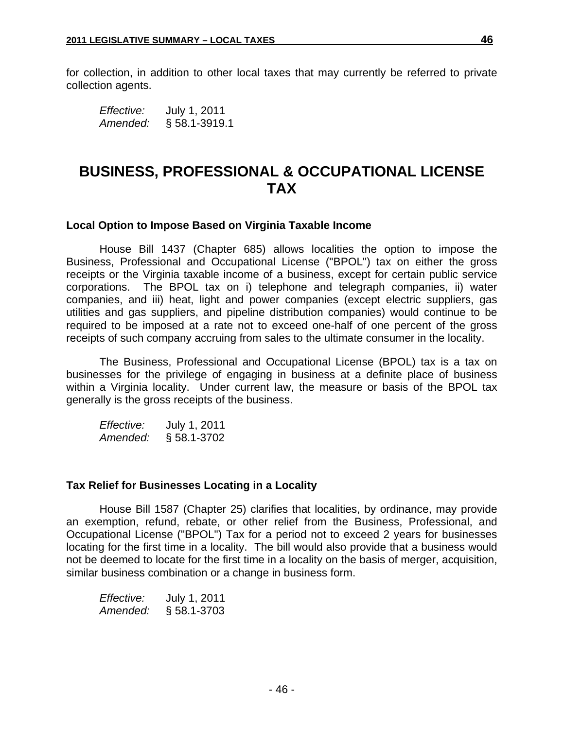for collection, in addition to other local taxes that may currently be referred to private collection agents.

*Effective:* July 1, 2011
*Amended:* § 58.1-3919.1

# BUSINESS, PROFESSIONAL & OCCUPATIONAL LICENSE TAX

### Local Option to Impose Based on Virginia Taxable Income

House Bill 1437 (Chapter 685) allows localities the option to impose the Business, Professional and Occupational License ("BPOL") tax on either the gross receipts or the Virginia taxable income of a business, except for certain public service corporations. The BPOL tax on i) telephone and telegraph companies, ii) water companies, and iii) heat, light and power companies (except electric suppliers, gas utilities and gas suppliers, and pipeline distribution companies) would continue to be required to be imposed at a rate not to exceed one-half of one percent of the gross receipts of such company accruing from sales to the ultimate consumer in the locality.

The Business, Professional and Occupational License (BPOL) tax is a tax on businesses for the privilege of engaging in business at a definite place of business within a Virginia locality. Under current law, the measure or basis of the BPOL tax generally is the gross receipts of the business.

*Effective:* July 1, 2011
*Amended:* § 58.1-3702

### Tax Relief for Businesses Locating in a Locality

House Bill 1587 (Chapter 25) clarifies that localities, by ordinance, may provide an exemption, refund, rebate, or other relief from the Business, Professional, and Occupational License ("BPOL") Tax for a period not to exceed 2 years for businesses locating for the first time in a locality. The bill would also provide that a business would not be deemed to locate for the first time in a locality on the basis of merger, acquisition, similar business combination or a change in business form.

*Effective:* July 1, 2011
*Amended:* § 58.1-3703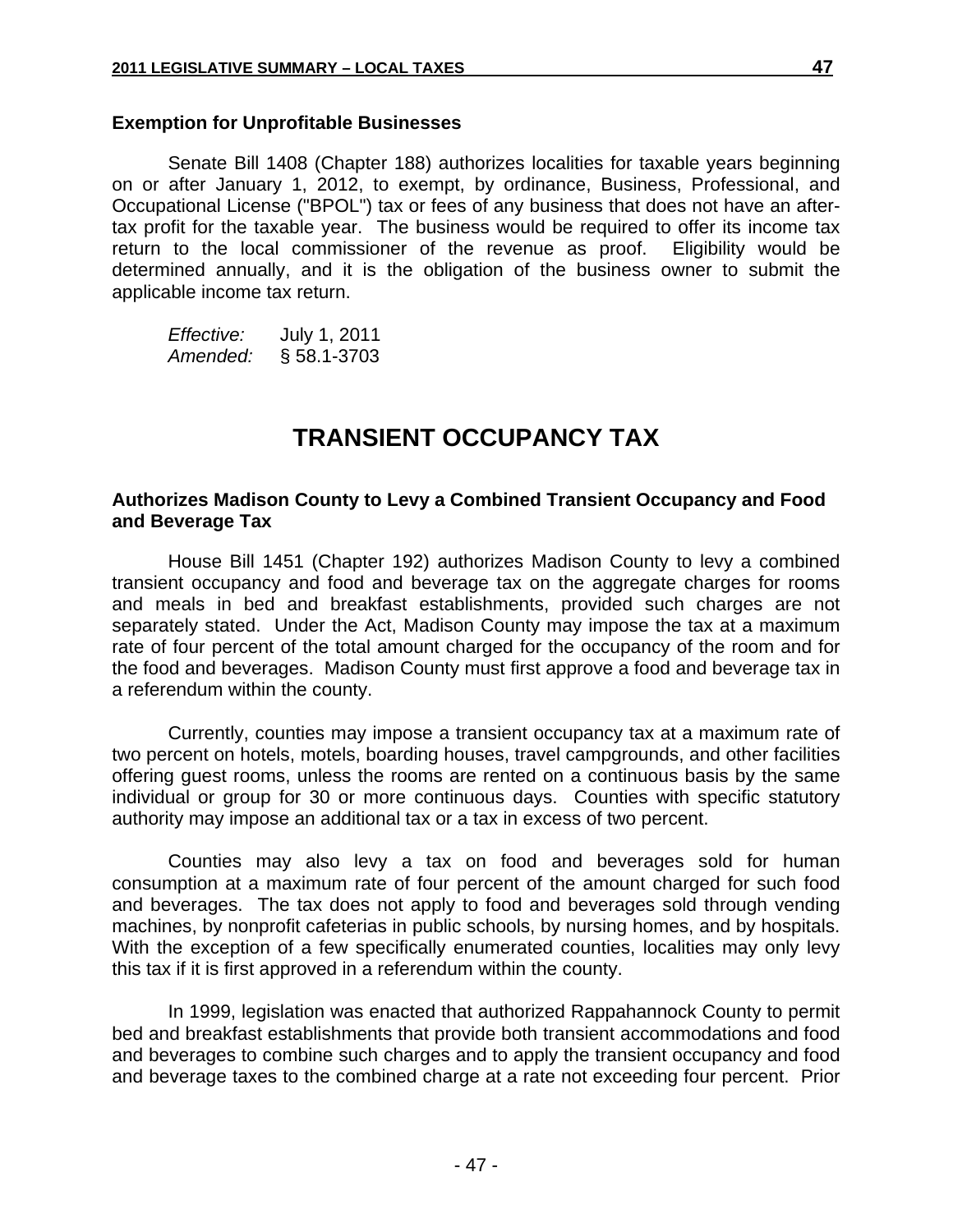### Exemption for Unprofitable Businesses

Senate Bill 1408 (Chapter 188) authorizes localities for taxable years beginning on or after January 1, 2012, to exempt, by ordinance, Business, Professional, and Occupational License ("BPOL") tax or fees of any business that does not have an after-tax profit for the taxable year. The business would be required to offer its income tax return to the local commissioner of the revenue as proof. Eligibility would be determined annually, and it is the obligation of the business owner to submit the applicable income tax return.

*Effective:* July 1, 2011
*Amended:* § 58.1-3703

## TRANSIENT OCCUPANCY TAX

### Authorizes Madison County to Levy a Combined Transient Occupancy and Food and Beverage Tax

House Bill 1451 (Chapter 192) authorizes Madison County to levy a combined transient occupancy and food and beverage tax on the aggregate charges for rooms and meals in bed and breakfast establishments, provided such charges are not separately stated. Under the Act, Madison County may impose the tax at a maximum rate of four percent of the total amount charged for the occupancy of the room and for the food and beverages. Madison County must first approve a food and beverage tax in a referendum within the county.

Currently, counties may impose a transient occupancy tax at a maximum rate of two percent on hotels, motels, boarding houses, travel campgrounds, and other facilities offering guest rooms, unless the rooms are rented on a continuous basis by the same individual or group for 30 or more continuous days. Counties with specific statutory authority may impose an additional tax or a tax in excess of two percent.

Counties may also levy a tax on food and beverages sold for human consumption at a maximum rate of four percent of the amount charged for such food and beverages. The tax does not apply to food and beverages sold through vending machines, by nonprofit cafeterias in public schools, by nursing homes, and by hospitals. With the exception of a few specifically enumerated counties, localities may only levy this tax if it is first approved in a referendum within the county.

In 1999, legislation was enacted that authorized Rappahannock County to permit bed and breakfast establishments that provide both transient accommodations and food and beverages to combine such charges and to apply the transient occupancy and food and beverage taxes to the combined charge at a rate not exceeding four percent. Prior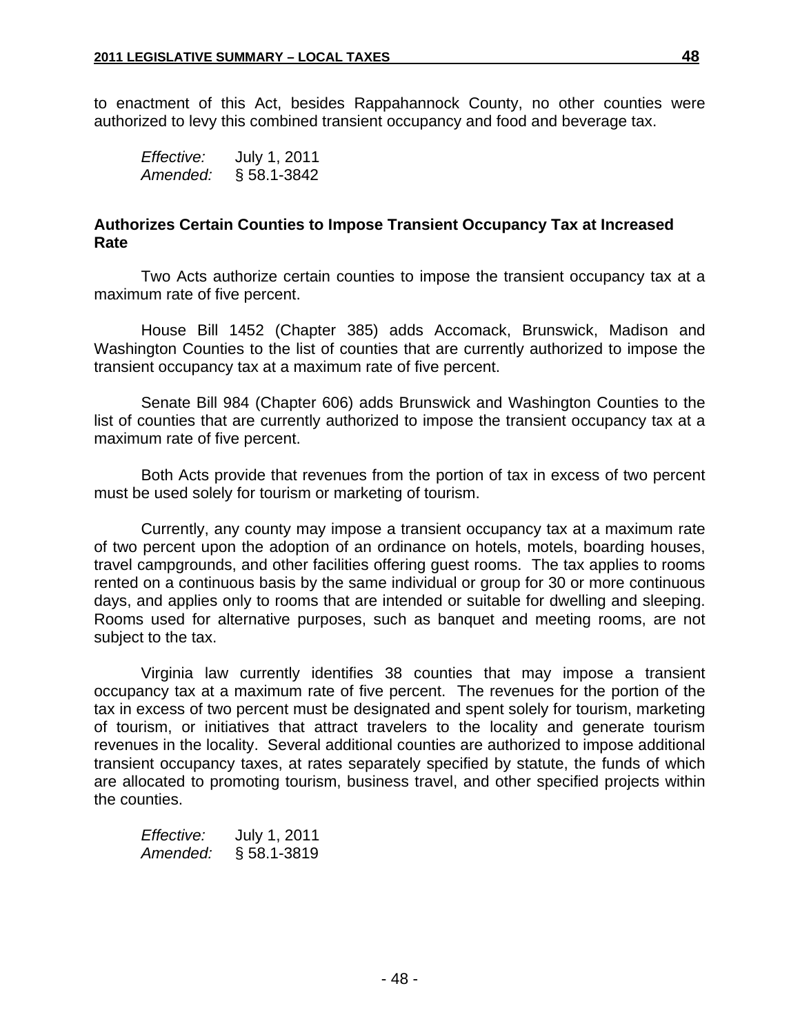to enactment of this Act, besides Rappahannock County, no other counties were authorized to levy this combined transient occupancy and food and beverage tax.

*Effective:* July 1, 2011
*Amended:* § 58.1-3842

### Authorizes Certain Counties to Impose Transient Occupancy Tax at Increased Rate

Two Acts authorize certain counties to impose the transient occupancy tax at a maximum rate of five percent.

House Bill 1452 (Chapter 385) adds Accomack, Brunswick, Madison and Washington Counties to the list of counties that are currently authorized to impose the transient occupancy tax at a maximum rate of five percent.

Senate Bill 984 (Chapter 606) adds Brunswick and Washington Counties to the list of counties that are currently authorized to impose the transient occupancy tax at a maximum rate of five percent.

Both Acts provide that revenues from the portion of tax in excess of two percent must be used solely for tourism or marketing of tourism.

Currently, any county may impose a transient occupancy tax at a maximum rate of two percent upon the adoption of an ordinance on hotels, motels, boarding houses, travel campgrounds, and other facilities offering guest rooms. The tax applies to rooms rented on a continuous basis by the same individual or group for 30 or more continuous days, and applies only to rooms that are intended or suitable for dwelling and sleeping. Rooms used for alternative purposes, such as banquet and meeting rooms, are not subject to the tax.

Virginia law currently identifies 38 counties that may impose a transient occupancy tax at a maximum rate of five percent. The revenues for the portion of the tax in excess of two percent must be designated and spent solely for tourism, marketing of tourism, or initiatives that attract travelers to the locality and generate tourism revenues in the locality. Several additional counties are authorized to impose additional transient occupancy taxes, at rates separately specified by statute, the funds of which are allocated to promoting tourism, business travel, and other specified projects within the counties.

*Effective:* July 1, 2011
*Amended:* § 58.1-3819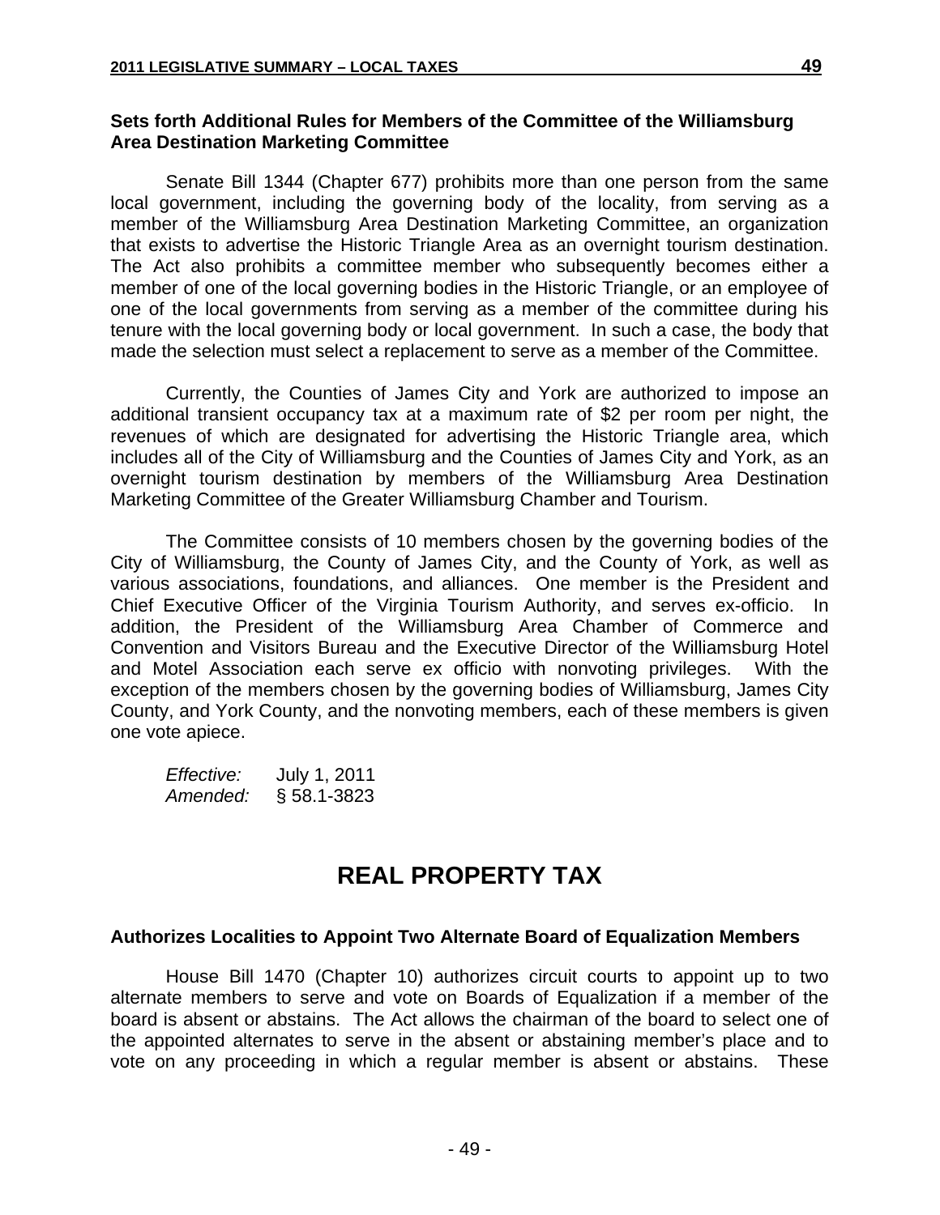### Sets forth Additional Rules for Members of the Committee of the Williamsburg Area Destination Marketing Committee

Senate Bill 1344 (Chapter 677) prohibits more than one person from the same local government, including the governing body of the locality, from serving as a member of the Williamsburg Area Destination Marketing Committee, an organization that exists to advertise the Historic Triangle Area as an overnight tourism destination. The Act also prohibits a committee member who subsequently becomes either a member of one of the local governing bodies in the Historic Triangle, or an employee of one of the local governments from serving as a member of the committee during his tenure with the local governing body or local government. In such a case, the body that made the selection must select a replacement to serve as a member of the Committee.

Currently, the Counties of James City and York are authorized to impose an additional transient occupancy tax at a maximum rate of $2 per room per night, the revenues of which are designated for advertising the Historic Triangle area, which includes all of the City of Williamsburg and the Counties of James City and York, as an overnight tourism destination by members of the Williamsburg Area Destination Marketing Committee of the Greater Williamsburg Chamber and Tourism.

The Committee consists of 10 members chosen by the governing bodies of the City of Williamsburg, the County of James City, and the County of York, as well as various associations, foundations, and alliances. One member is the President and Chief Executive Officer of the Virginia Tourism Authority, and serves ex-officio. In addition, the President of the Williamsburg Area Chamber of Commerce and Convention and Visitors Bureau and the Executive Director of the Williamsburg Hotel and Motel Association each serve ex officio with nonvoting privileges. With the exception of the members chosen by the governing bodies of Williamsburg, James City County, and York County, and the nonvoting members, each of these members is given one vote apiece.

*Effective:* July 1, 2011
*Amended:* § 58.1-3823

## REAL PROPERTY TAX

### Authorizes Localities to Appoint Two Alternate Board of Equalization Members

House Bill 1470 (Chapter 10) authorizes circuit courts to appoint up to two alternate members to serve and vote on Boards of Equalization if a member of the board is absent or abstains. The Act allows the chairman of the board to select one of the appointed alternates to serve in the absent or abstaining member's place and to vote on any proceeding in which a regular member is absent or abstains. These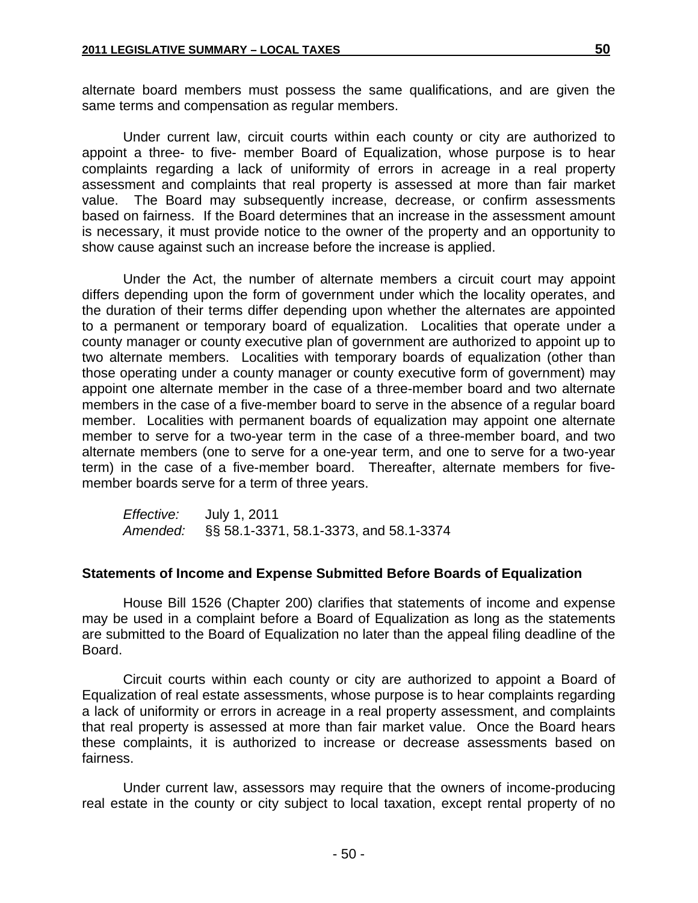alternate board members must possess the same qualifications, and are given the same terms and compensation as regular members.

Under current law, circuit courts within each county or city are authorized to appoint a three- to five- member Board of Equalization, whose purpose is to hear complaints regarding a lack of uniformity of errors in acreage in a real property assessment and complaints that real property is assessed at more than fair market value. The Board may subsequently increase, decrease, or confirm assessments based on fairness. If the Board determines that an increase in the assessment amount is necessary, it must provide notice to the owner of the property and an opportunity to show cause against such an increase before the increase is applied.

Under the Act, the number of alternate members a circuit court may appoint differs depending upon the form of government under which the locality operates, and the duration of their terms differ depending upon whether the alternates are appointed to a permanent or temporary board of equalization. Localities that operate under a county manager or county executive plan of government are authorized to appoint up to two alternate members. Localities with temporary boards of equalization (other than those operating under a county manager or county executive form of government) may appoint one alternate member in the case of a three-member board and two alternate members in the case of a five-member board to serve in the absence of a regular board member. Localities with permanent boards of equalization may appoint one alternate member to serve for a two-year term in the case of a three-member board, and two alternate members (one to serve for a one-year term, and one to serve for a two-year term) in the case of a five-member board. Thereafter, alternate members for five-member boards serve for a term of three years.

*Effective:* July 1, 2011
*Amended:* §§ 58.1-3371, 58.1-3373, and 58.1-3374

**Statements of Income and Expense Submitted Before Boards of Equalization**

House Bill 1526 (Chapter 200) clarifies that statements of income and expense may be used in a complaint before a Board of Equalization as long as the statements are submitted to the Board of Equalization no later than the appeal filing deadline of the Board.

Circuit courts within each county or city are authorized to appoint a Board of Equalization of real estate assessments, whose purpose is to hear complaints regarding a lack of uniformity or errors in acreage in a real property assessment, and complaints that real property is assessed at more than fair market value. Once the Board hears these complaints, it is authorized to increase or decrease assessments based on fairness.

Under current law, assessors may require that the owners of income-producing real estate in the county or city subject to local taxation, except rental property of no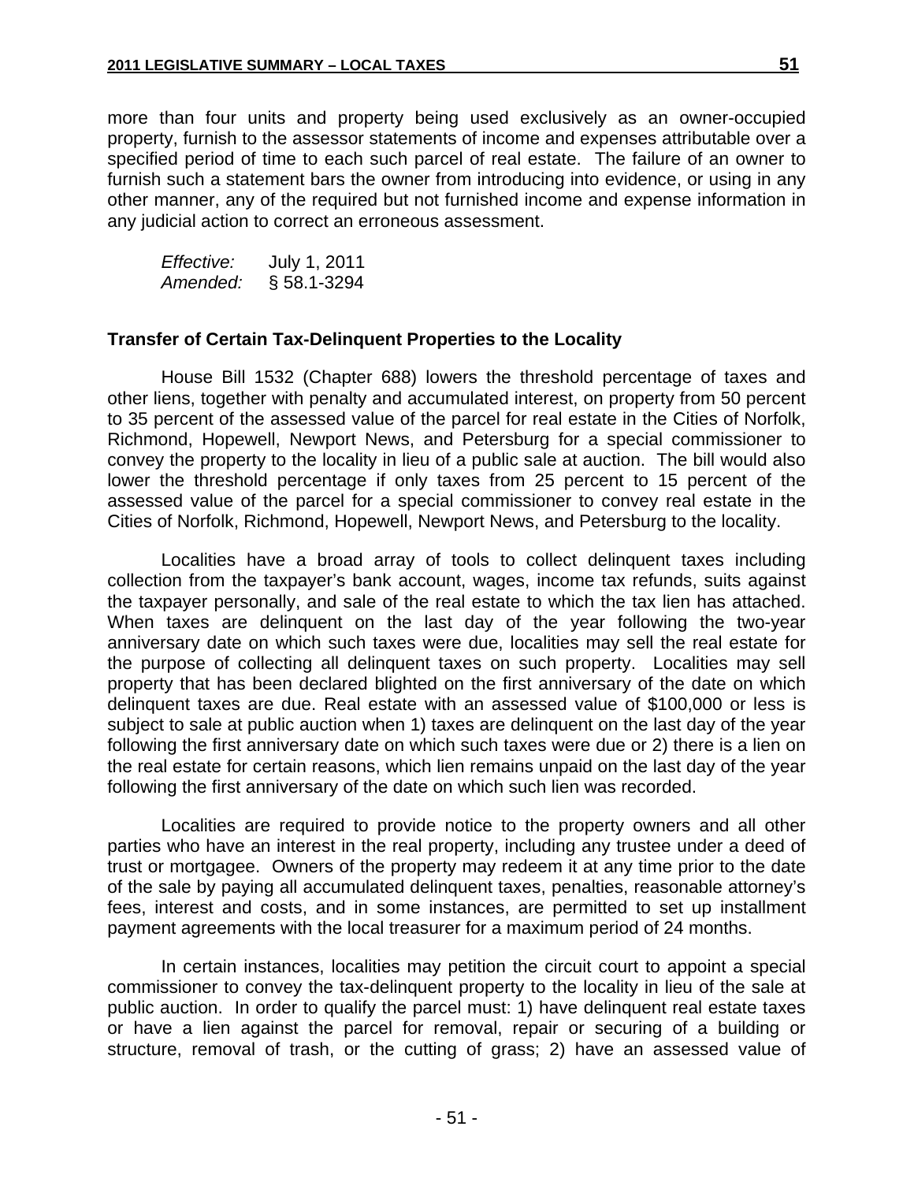more than four units and property being used exclusively as an owner-occupied property, furnish to the assessor statements of income and expenses attributable over a specified period of time to each such parcel of real estate. The failure of an owner to furnish such a statement bars the owner from introducing into evidence, or using in any other manner, any of the required but not furnished income and expense information in any judicial action to correct an erroneous assessment.

*Effective:* July 1, 2011
*Amended:* § 58.1-3294

**Transfer of Certain Tax-Delinquent Properties to the Locality**

House Bill 1532 (Chapter 688) lowers the threshold percentage of taxes and other liens, together with penalty and accumulated interest, on property from 50 percent to 35 percent of the assessed value of the parcel for real estate in the Cities of Norfolk, Richmond, Hopewell, Newport News, and Petersburg for a special commissioner to convey the property to the locality in lieu of a public sale at auction. The bill would also lower the threshold percentage if only taxes from 25 percent to 15 percent of the assessed value of the parcel for a special commissioner to convey real estate in the Cities of Norfolk, Richmond, Hopewell, Newport News, and Petersburg to the locality.

Localities have a broad array of tools to collect delinquent taxes including collection from the taxpayer's bank account, wages, income tax refunds, suits against the taxpayer personally, and sale of the real estate to which the tax lien has attached. When taxes are delinquent on the last day of the year following the two-year anniversary date on which such taxes were due, localities may sell the real estate for the purpose of collecting all delinquent taxes on such property. Localities may sell property that has been declared blighted on the first anniversary of the date on which delinquent taxes are due. Real estate with an assessed value of $100,000 or less is subject to sale at public auction when 1) taxes are delinquent on the last day of the year following the first anniversary date on which such taxes were due or 2) there is a lien on the real estate for certain reasons, which lien remains unpaid on the last day of the year following the first anniversary of the date on which such lien was recorded.

Localities are required to provide notice to the property owners and all other parties who have an interest in the real property, including any trustee under a deed of trust or mortgagee. Owners of the property may redeem it at any time prior to the date of the sale by paying all accumulated delinquent taxes, penalties, reasonable attorney's fees, interest and costs, and in some instances, are permitted to set up installment payment agreements with the local treasurer for a maximum period of 24 months.

In certain instances, localities may petition the circuit court to appoint a special commissioner to convey the tax-delinquent property to the locality in lieu of the sale at public auction. In order to qualify the parcel must: 1) have delinquent real estate taxes or have a lien against the parcel for removal, repair or securing of a building or structure, removal of trash, or the cutting of grass; 2) have an assessed value of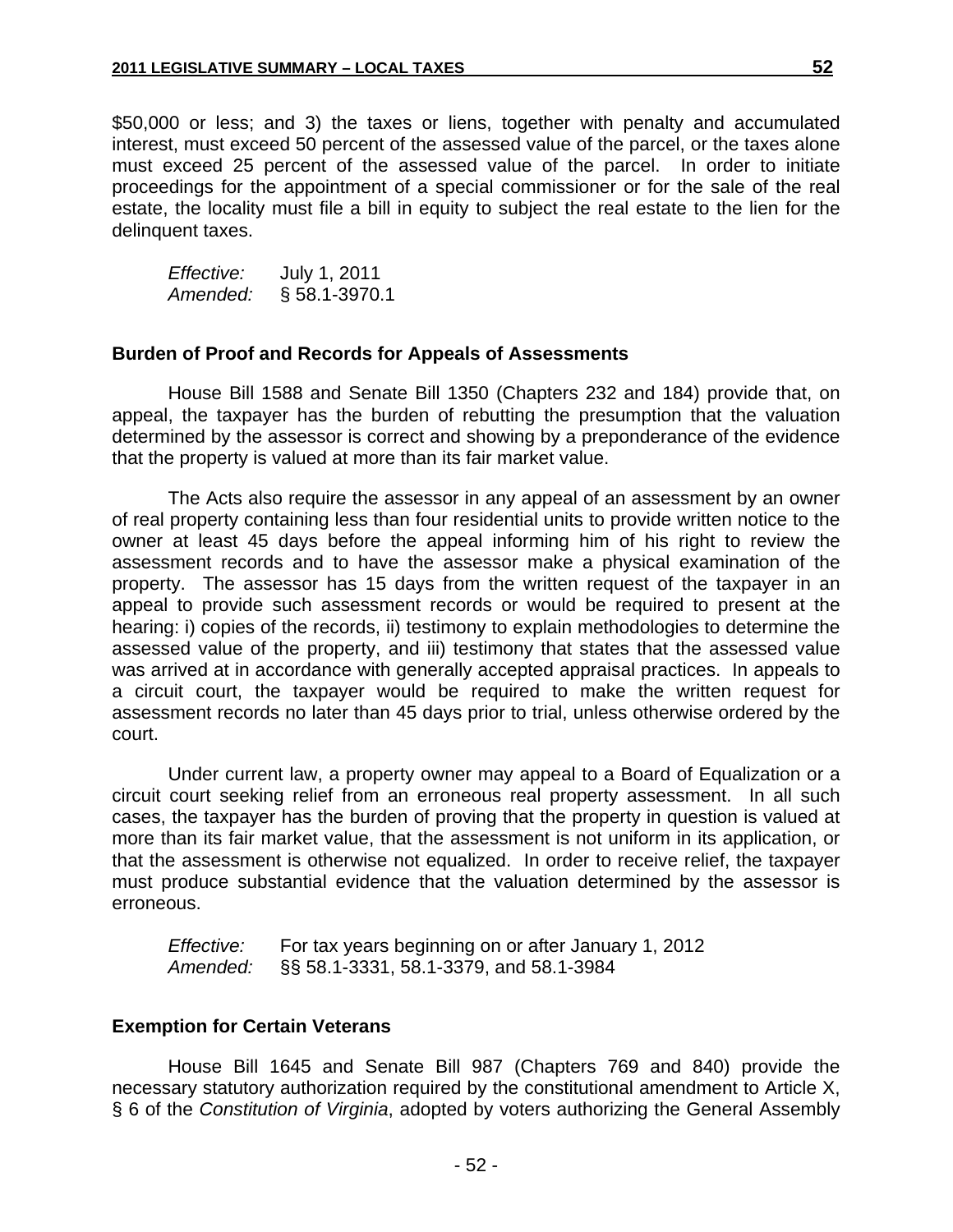$50,000 or less; and 3) the taxes or liens, together with penalty and accumulated interest, must exceed 50 percent of the assessed value of the parcel, or the taxes alone must exceed 25 percent of the assessed value of the parcel. In order to initiate proceedings for the appointment of a special commissioner or for the sale of the real estate, the locality must file a bill in equity to subject the real estate to the lien for the delinquent taxes.

*Effective:* July 1, 2011
*Amended:* § 58.1-3970.1

### Burden of Proof and Records for Appeals of Assessments

House Bill 1588 and Senate Bill 1350 (Chapters 232 and 184) provide that, on appeal, the taxpayer has the burden of rebutting the presumption that the valuation determined by the assessor is correct and showing by a preponderance of the evidence that the property is valued at more than its fair market value.

The Acts also require the assessor in any appeal of an assessment by an owner of real property containing less than four residential units to provide written notice to the owner at least 45 days before the appeal informing him of his right to review the assessment records and to have the assessor make a physical examination of the property. The assessor has 15 days from the written request of the taxpayer in an appeal to provide such assessment records or would be required to present at the hearing: i) copies of the records, ii) testimony to explain methodologies to determine the assessed value of the property, and iii) testimony that states that the assessed value was arrived at in accordance with generally accepted appraisal practices. In appeals to a circuit court, the taxpayer would be required to make the written request for assessment records no later than 45 days prior to trial, unless otherwise ordered by the court.

Under current law, a property owner may appeal to a Board of Equalization or a circuit court seeking relief from an erroneous real property assessment. In all such cases, the taxpayer has the burden of proving that the property in question is valued at more than its fair market value, that the assessment is not uniform in its application, or that the assessment is otherwise not equalized. In order to receive relief, the taxpayer must produce substantial evidence that the valuation determined by the assessor is erroneous.

*Effective:* For tax years beginning on or after January 1, 2012
*Amended:* §§ 58.1-3331, 58.1-3379, and 58.1-3984

### Exemption for Certain Veterans

House Bill 1645 and Senate Bill 987 (Chapters 769 and 840) provide the necessary statutory authorization required by the constitutional amendment to Article X, § 6 of the *Constitution of Virginia*, adopted by voters authorizing the General Assembly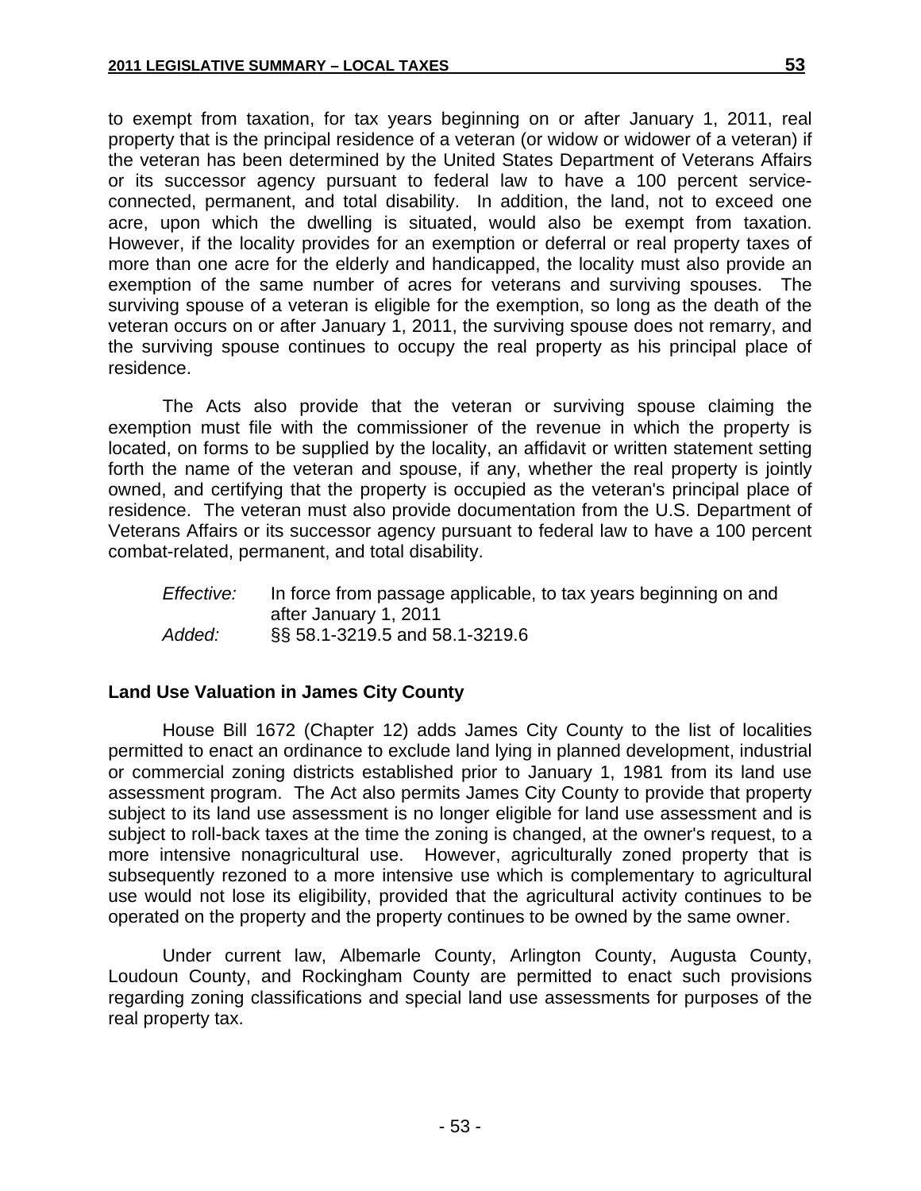to exempt from taxation, for tax years beginning on or after January 1, 2011, real property that is the principal residence of a veteran (or widow or widower of a veteran) if the veteran has been determined by the United States Department of Veterans Affairs or its successor agency pursuant to federal law to have a 100 percent service-connected, permanent, and total disability. In addition, the land, not to exceed one acre, upon which the dwelling is situated, would also be exempt from taxation. However, if the locality provides for an exemption or deferral or real property taxes of more than one acre for the elderly and handicapped, the locality must also provide an exemption of the same number of acres for veterans and surviving spouses. The surviving spouse of a veteran is eligible for the exemption, so long as the death of the veteran occurs on or after January 1, 2011, the surviving spouse does not remarry, and the surviving spouse continues to occupy the real property as his principal place of residence.

The Acts also provide that the veteran or surviving spouse claiming the exemption must file with the commissioner of the revenue in which the property is located, on forms to be supplied by the locality, an affidavit or written statement setting forth the name of the veteran and spouse, if any, whether the real property is jointly owned, and certifying that the property is occupied as the veteran's principal place of residence. The veteran must also provide documentation from the U.S. Department of Veterans Affairs or its successor agency pursuant to federal law to have a 100 percent combat-related, permanent, and total disability.

*Effective:* In force from passage applicable, to tax years beginning on and after January 1, 2011
*Added:* §§ 58.1-3219.5 and 58.1-3219.6

### Land Use Valuation in James City County

House Bill 1672 (Chapter 12) adds James City County to the list of localities permitted to enact an ordinance to exclude land lying in planned development, industrial or commercial zoning districts established prior to January 1, 1981 from its land use assessment program. The Act also permits James City County to provide that property subject to its land use assessment is no longer eligible for land use assessment and is subject to roll-back taxes at the time the zoning is changed, at the owner's request, to a more intensive nonagricultural use. However, agriculturally zoned property that is subsequently rezoned to a more intensive use which is complementary to agricultural use would not lose its eligibility, provided that the agricultural activity continues to be operated on the property and the property continues to be owned by the same owner.

Under current law, Albemarle County, Arlington County, Augusta County, Loudoun County, and Rockingham County are permitted to enact such provisions regarding zoning classifications and special land use assessments for purposes of the real property tax.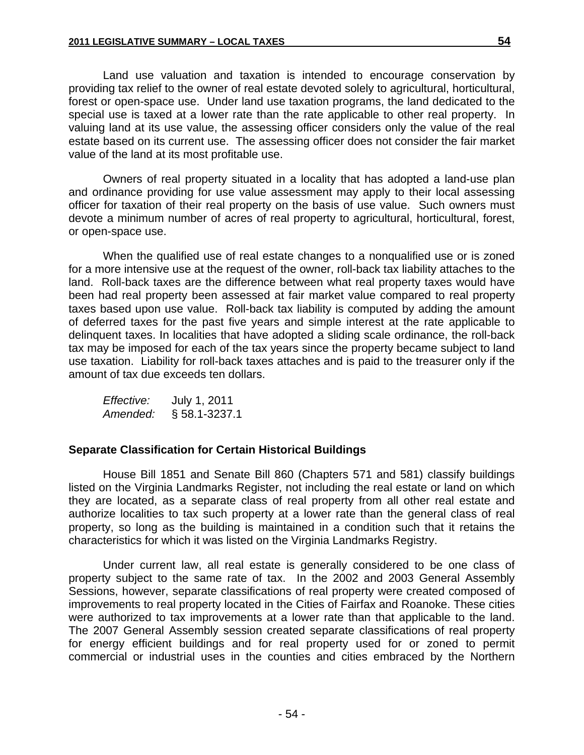Land use valuation and taxation is intended to encourage conservation by providing tax relief to the owner of real estate devoted solely to agricultural, horticultural, forest or open-space use. Under land use taxation programs, the land dedicated to the special use is taxed at a lower rate than the rate applicable to other real property. In valuing land at its use value, the assessing officer considers only the value of the real estate based on its current use. The assessing officer does not consider the fair market value of the land at its most profitable use.

Owners of real property situated in a locality that has adopted a land-use plan and ordinance providing for use value assessment may apply to their local assessing officer for taxation of their real property on the basis of use value. Such owners must devote a minimum number of acres of real property to agricultural, horticultural, forest, or open-space use.

When the qualified use of real estate changes to a nonqualified use or is zoned for a more intensive use at the request of the owner, roll-back tax liability attaches to the land. Roll-back taxes are the difference between what real property taxes would have been had real property been assessed at fair market value compared to real property taxes based upon use value. Roll-back tax liability is computed by adding the amount of deferred taxes for the past five years and simple interest at the rate applicable to delinquent taxes. In localities that have adopted a sliding scale ordinance, the roll-back tax may be imposed for each of the tax years since the property became subject to land use taxation. Liability for roll-back taxes attaches and is paid to the treasurer only if the amount of tax due exceeds ten dollars.

*Effective:* July 1, 2011
*Amended:* § 58.1-3237.1

**Separate Classification for Certain Historical Buildings**

House Bill 1851 and Senate Bill 860 (Chapters 571 and 581) classify buildings listed on the Virginia Landmarks Register, not including the real estate or land on which they are located, as a separate class of real property from all other real estate and authorize localities to tax such property at a lower rate than the general class of real property, so long as the building is maintained in a condition such that it retains the characteristics for which it was listed on the Virginia Landmarks Registry.

Under current law, all real estate is generally considered to be one class of property subject to the same rate of tax. In the 2002 and 2003 General Assembly Sessions, however, separate classifications of real property were created composed of improvements to real property located in the Cities of Fairfax and Roanoke. These cities were authorized to tax improvements at a lower rate than that applicable to the land. The 2007 General Assembly session created separate classifications of real property for energy efficient buildings and for real property used for or zoned to permit commercial or industrial uses in the counties and cities embraced by the Northern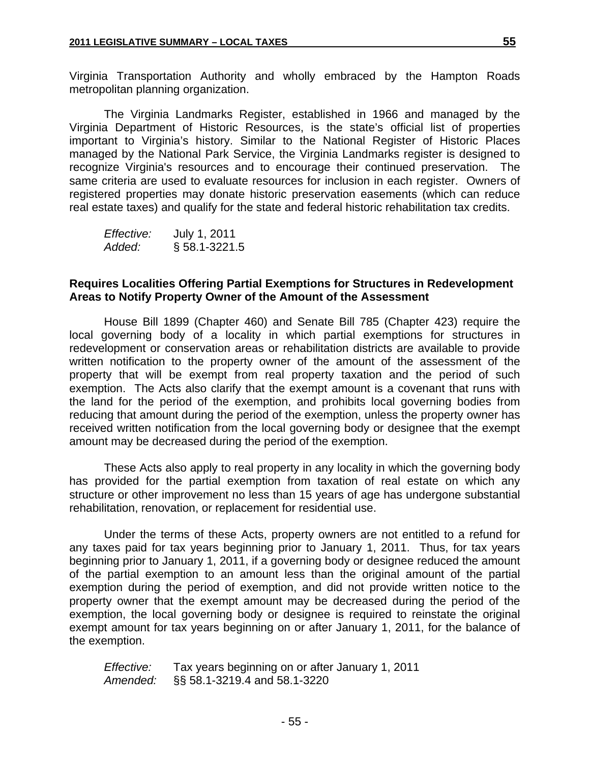Virginia Transportation Authority and wholly embraced by the Hampton Roads metropolitan planning organization.

The Virginia Landmarks Register, established in 1966 and managed by the Virginia Department of Historic Resources, is the state's official list of properties important to Virginia's history. Similar to the National Register of Historic Places managed by the National Park Service, the Virginia Landmarks register is designed to recognize Virginia's resources and to encourage their continued preservation. The same criteria are used to evaluate resources for inclusion in each register. Owners of registered properties may donate historic preservation easements (which can reduce real estate taxes) and qualify for the state and federal historic rehabilitation tax credits.

*Effective:* July 1, 2011
*Added:* § 58.1-3221.5

**Requires Localities Offering Partial Exemptions for Structures in Redevelopment Areas to Notify Property Owner of the Amount of the Assessment**

House Bill 1899 (Chapter 460) and Senate Bill 785 (Chapter 423) require the local governing body of a locality in which partial exemptions for structures in redevelopment or conservation areas or rehabilitation districts are available to provide written notification to the property owner of the amount of the assessment of the property that will be exempt from real property taxation and the period of such exemption. The Acts also clarify that the exempt amount is a covenant that runs with the land for the period of the exemption, and prohibits local governing bodies from reducing that amount during the period of the exemption, unless the property owner has received written notification from the local governing body or designee that the exempt amount may be decreased during the period of the exemption.

These Acts also apply to real property in any locality in which the governing body has provided for the partial exemption from taxation of real estate on which any structure or other improvement no less than 15 years of age has undergone substantial rehabilitation, renovation, or replacement for residential use.

Under the terms of these Acts, property owners are not entitled to a refund for any taxes paid for tax years beginning prior to January 1, 2011. Thus, for tax years beginning prior to January 1, 2011, if a governing body or designee reduced the amount of the partial exemption to an amount less than the original amount of the partial exemption during the period of exemption, and did not provide written notice to the property owner that the exempt amount may be decreased during the period of the exemption, the local governing body or designee is required to reinstate the original exempt amount for tax years beginning on or after January 1, 2011, for the balance of the exemption.

*Effective:* Tax years beginning on or after January 1, 2011
*Amended:* §§ 58.1-3219.4 and 58.1-3220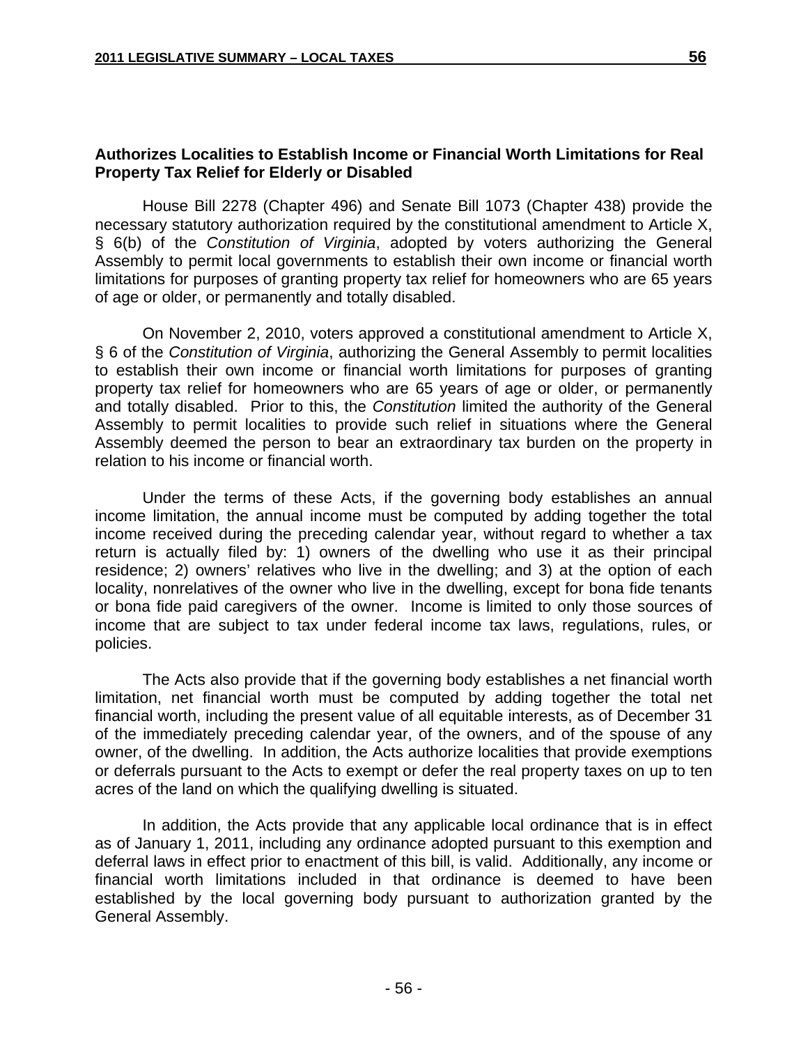**Authorizes Localities to Establish Income or Financial Worth Limitations for Real Property Tax Relief for Elderly or Disabled**

House Bill 2278 (Chapter 496) and Senate Bill 1073 (Chapter 438) provide the necessary statutory authorization required by the constitutional amendment to Article X, § 6(b) of the *Constitution of Virginia*, adopted by voters authorizing the General Assembly to permit local governments to establish their own income or financial worth limitations for purposes of granting property tax relief for homeowners who are 65 years of age or older, or permanently and totally disabled.

On November 2, 2010, voters approved a constitutional amendment to Article X, § 6 of the *Constitution of Virginia*, authorizing the General Assembly to permit localities to establish their own income or financial worth limitations for purposes of granting property tax relief for homeowners who are 65 years of age or older, or permanently and totally disabled. Prior to this, the *Constitution* limited the authority of the General Assembly to permit localities to provide such relief in situations where the General Assembly deemed the person to bear an extraordinary tax burden on the property in relation to his income or financial worth.

Under the terms of these Acts, if the governing body establishes an annual income limitation, the annual income must be computed by adding together the total income received during the preceding calendar year, without regard to whether a tax return is actually filed by: 1) owners of the dwelling who use it as their principal residence; 2) owners' relatives who live in the dwelling; and 3) at the option of each locality, nonrelatives of the owner who live in the dwelling, except for bona fide tenants or bona fide paid caregivers of the owner. Income is limited to only those sources of income that are subject to tax under federal income tax laws, regulations, rules, or policies.

The Acts also provide that if the governing body establishes a net financial worth limitation, net financial worth must be computed by adding together the total net financial worth, including the present value of all equitable interests, as of December 31 of the immediately preceding calendar year, of the owners, and of the spouse of any owner, of the dwelling. In addition, the Acts authorize localities that provide exemptions or deferrals pursuant to the Acts to exempt or defer the real property taxes on up to ten acres of the land on which the qualifying dwelling is situated.

In addition, the Acts provide that any applicable local ordinance that is in effect as of January 1, 2011, including any ordinance adopted pursuant to this exemption and deferral laws in effect prior to enactment of this bill, is valid. Additionally, any income or financial worth limitations included in that ordinance is deemed to have been established by the local governing body pursuant to authorization granted by the General Assembly.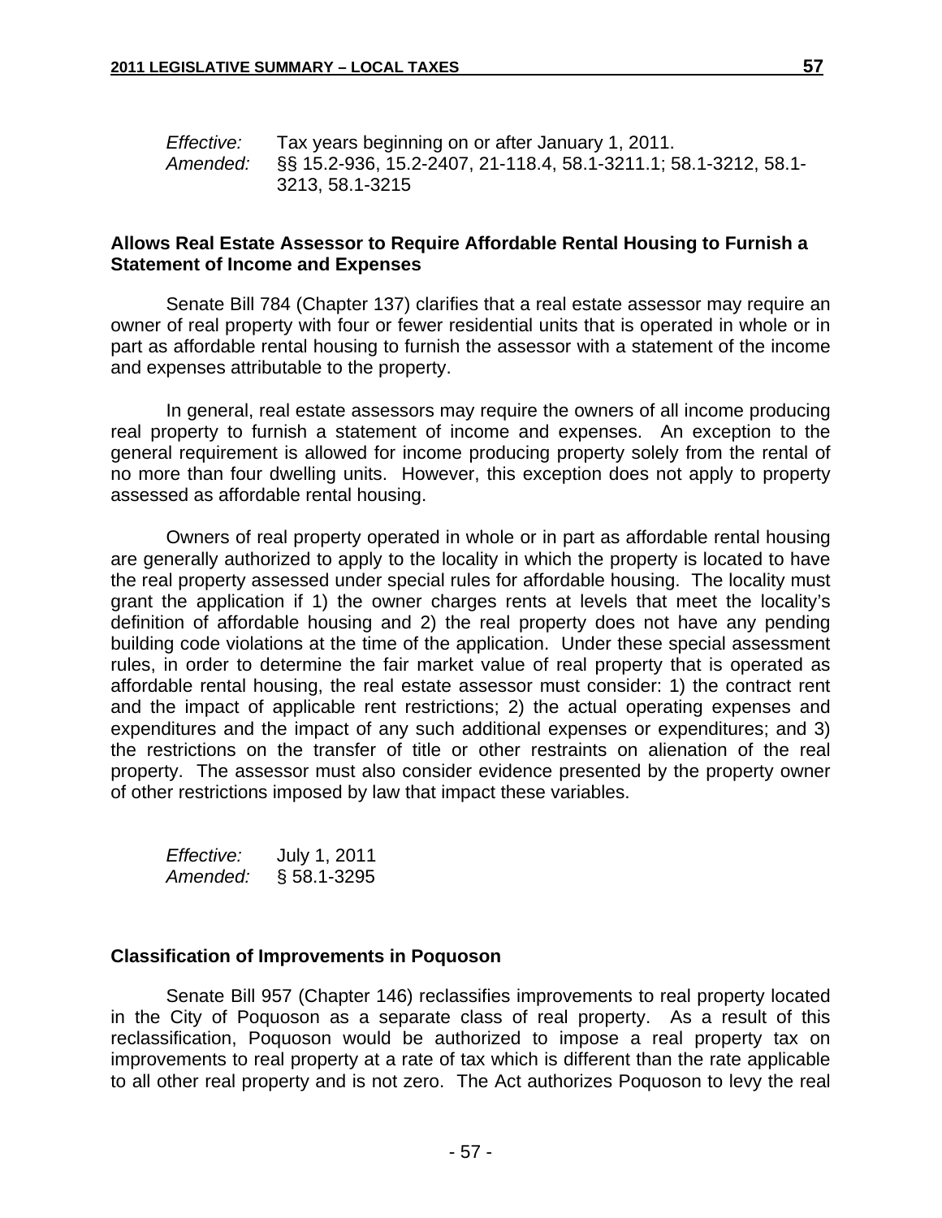*Effective:* Tax years beginning on or after January 1, 2011.
*Amended:* §§ 15.2-936, 15.2-2407, 21-118.4, 58.1-3211.1; 58.1-3212, 58.1-3213, 58.1-3215

**Allows Real Estate Assessor to Require Affordable Rental Housing to Furnish a Statement of Income and Expenses**

Senate Bill 784 (Chapter 137) clarifies that a real estate assessor may require an owner of real property with four or fewer residential units that is operated in whole or in part as affordable rental housing to furnish the assessor with a statement of the income and expenses attributable to the property.

In general, real estate assessors may require the owners of all income producing real property to furnish a statement of income and expenses. An exception to the general requirement is allowed for income producing property solely from the rental of no more than four dwelling units. However, this exception does not apply to property assessed as affordable rental housing.

Owners of real property operated in whole or in part as affordable rental housing are generally authorized to apply to the locality in which the property is located to have the real property assessed under special rules for affordable housing. The locality must grant the application if 1) the owner charges rents at levels that meet the locality's definition of affordable housing and 2) the real property does not have any pending building code violations at the time of the application. Under these special assessment rules, in order to determine the fair market value of real property that is operated as affordable rental housing, the real estate assessor must consider: 1) the contract rent and the impact of applicable rent restrictions; 2) the actual operating expenses and expenditures and the impact of any such additional expenses or expenditures; and 3) the restrictions on the transfer of title or other restraints on alienation of the real property. The assessor must also consider evidence presented by the property owner of other restrictions imposed by law that impact these variables.

*Effective:* July 1, 2011
*Amended:* § 58.1-3295

**Classification of Improvements in Poquoson**

Senate Bill 957 (Chapter 146) reclassifies improvements to real property located in the City of Poquoson as a separate class of real property. As a result of this reclassification, Poquoson would be authorized to impose a real property tax on improvements to real property at a rate of tax which is different than the rate applicable to all other real property and is not zero. The Act authorizes Poquoson to levy the real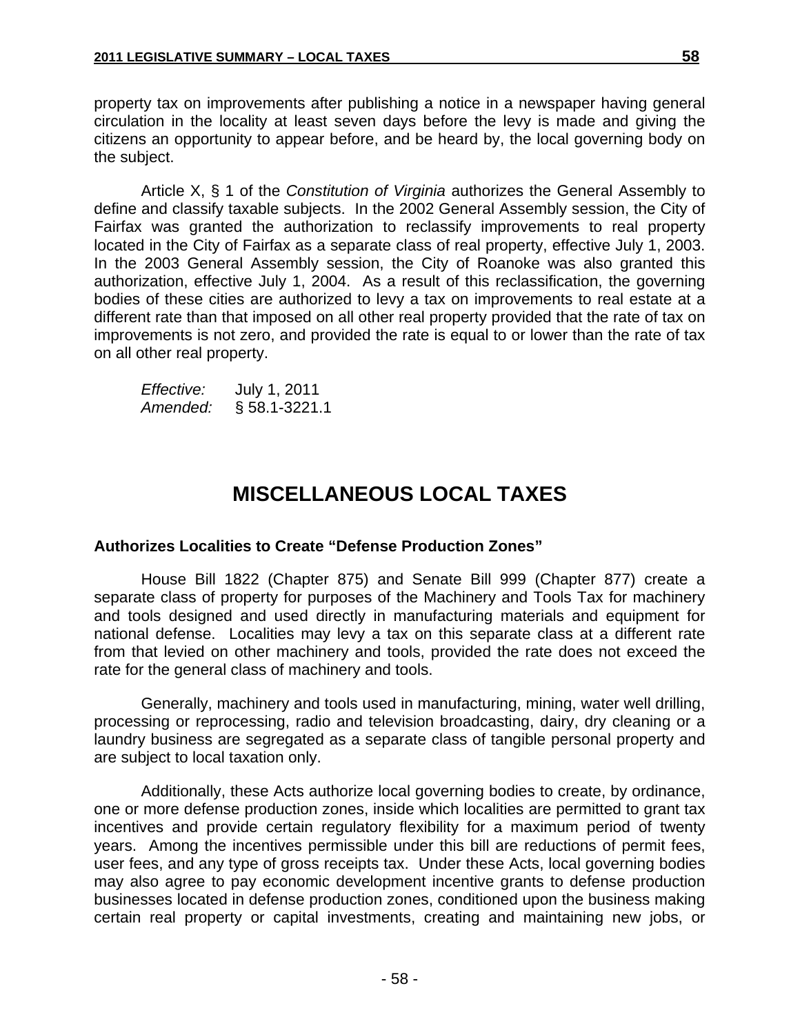property tax on improvements after publishing a notice in a newspaper having general circulation in the locality at least seven days before the levy is made and giving the citizens an opportunity to appear before, and be heard by, the local governing body on the subject.

Article X, § 1 of the *Constitution of Virginia* authorizes the General Assembly to define and classify taxable subjects. In the 2002 General Assembly session, the City of Fairfax was granted the authorization to reclassify improvements to real property located in the City of Fairfax as a separate class of real property, effective July 1, 2003. In the 2003 General Assembly session, the City of Roanoke was also granted this authorization, effective July 1, 2004. As a result of this reclassification, the governing bodies of these cities are authorized to levy a tax on improvements to real estate at a different rate than that imposed on all other real property provided that the rate of tax on improvements is not zero, and provided the rate is equal to or lower than the rate of tax on all other real property.

*Effective:* July 1, 2011
*Amended:* § 58.1-3221.1

# MISCELLANEOUS LOCAL TAXES

### Authorizes Localities to Create "Defense Production Zones"

House Bill 1822 (Chapter 875) and Senate Bill 999 (Chapter 877) create a separate class of property for purposes of the Machinery and Tools Tax for machinery and tools designed and used directly in manufacturing materials and equipment for national defense. Localities may levy a tax on this separate class at a different rate from that levied on other machinery and tools, provided the rate does not exceed the rate for the general class of machinery and tools.

Generally, machinery and tools used in manufacturing, mining, water well drilling, processing or reprocessing, radio and television broadcasting, dairy, dry cleaning or a laundry business are segregated as a separate class of tangible personal property and are subject to local taxation only.

Additionally, these Acts authorize local governing bodies to create, by ordinance, one or more defense production zones, inside which localities are permitted to grant tax incentives and provide certain regulatory flexibility for a maximum period of twenty years. Among the incentives permissible under this bill are reductions of permit fees, user fees, and any type of gross receipts tax. Under these Acts, local governing bodies may also agree to pay economic development incentive grants to defense production businesses located in defense production zones, conditioned upon the business making certain real property or capital investments, creating and maintaining new jobs, or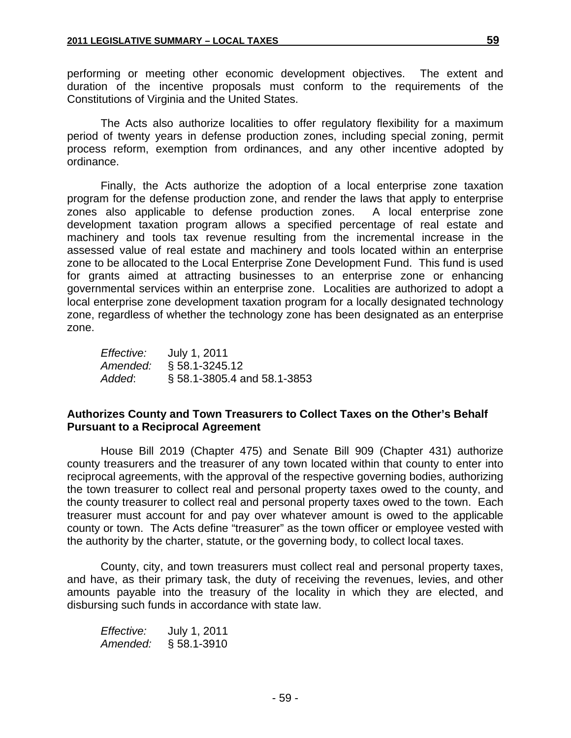performing or meeting other economic development objectives. The extent and duration of the incentive proposals must conform to the requirements of the Constitutions of Virginia and the United States.

The Acts also authorize localities to offer regulatory flexibility for a maximum period of twenty years in defense production zones, including special zoning, permit process reform, exemption from ordinances, and any other incentive adopted by ordinance.

Finally, the Acts authorize the adoption of a local enterprise zone taxation program for the defense production zone, and render the laws that apply to enterprise zones also applicable to defense production zones. A local enterprise zone development taxation program allows a specified percentage of real estate and machinery and tools tax revenue resulting from the incremental increase in the assessed value of real estate and machinery and tools located within an enterprise zone to be allocated to the Local Enterprise Zone Development Fund. This fund is used for grants aimed at attracting businesses to an enterprise zone or enhancing governmental services within an enterprise zone. Localities are authorized to adopt a local enterprise zone development taxation program for a locally designated technology zone, regardless of whether the technology zone has been designated as an enterprise zone.

*Effective:* July 1, 2011
*Amended:* § 58.1-3245.12
*Added*: § 58.1-3805.4 and 58.1-3853

**Authorizes County and Town Treasurers to Collect Taxes on the Other's Behalf Pursuant to a Reciprocal Agreement**

House Bill 2019 (Chapter 475) and Senate Bill 909 (Chapter 431) authorize county treasurers and the treasurer of any town located within that county to enter into reciprocal agreements, with the approval of the respective governing bodies, authorizing the town treasurer to collect real and personal property taxes owed to the county, and the county treasurer to collect real and personal property taxes owed to the town. Each treasurer must account for and pay over whatever amount is owed to the applicable county or town. The Acts define "treasurer" as the town officer or employee vested with the authority by the charter, statute, or the governing body, to collect local taxes.

County, city, and town treasurers must collect real and personal property taxes, and have, as their primary task, the duty of receiving the revenues, levies, and other amounts payable into the treasury of the locality in which they are elected, and disbursing such funds in accordance with state law.

*Effective:* July 1, 2011
*Amended:* § 58.1-3910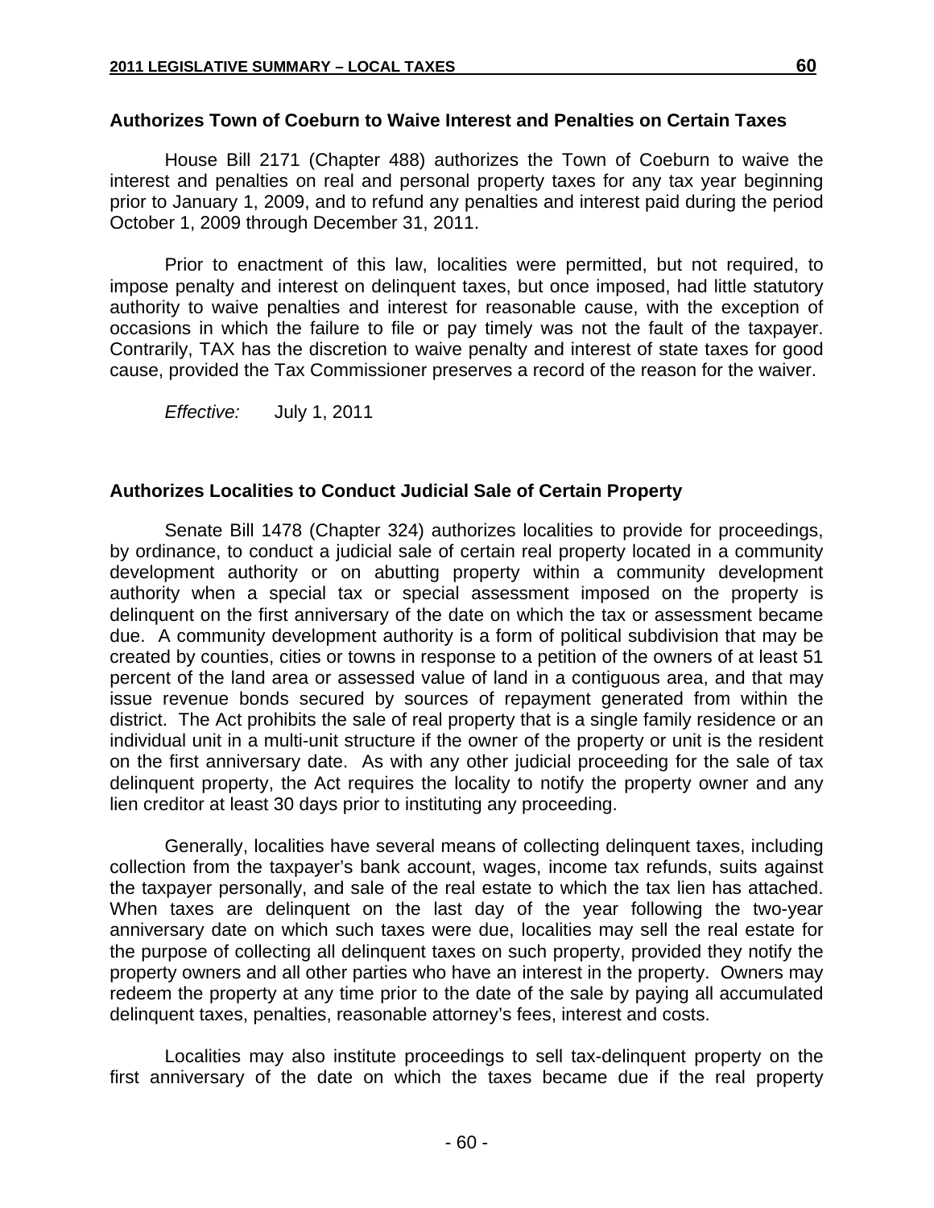### Authorizes Town of Coeburn to Waive Interest and Penalties on Certain Taxes

House Bill 2171 (Chapter 488) authorizes the Town of Coeburn to waive the interest and penalties on real and personal property taxes for any tax year beginning prior to January 1, 2009, and to refund any penalties and interest paid during the period October 1, 2009 through December 31, 2011.

Prior to enactment of this law, localities were permitted, but not required, to impose penalty and interest on delinquent taxes, but once imposed, had little statutory authority to waive penalties and interest for reasonable cause, with the exception of occasions in which the failure to file or pay timely was not the fault of the taxpayer. Contrarily, TAX has the discretion to waive penalty and interest of state taxes for good cause, provided the Tax Commissioner preserves a record of the reason for the waiver.

*Effective:* July 1, 2011

### Authorizes Localities to Conduct Judicial Sale of Certain Property

Senate Bill 1478 (Chapter 324) authorizes localities to provide for proceedings, by ordinance, to conduct a judicial sale of certain real property located in a community development authority or on abutting property within a community development authority when a special tax or special assessment imposed on the property is delinquent on the first anniversary of the date on which the tax or assessment became due. A community development authority is a form of political subdivision that may be created by counties, cities or towns in response to a petition of the owners of at least 51 percent of the land area or assessed value of land in a contiguous area, and that may issue revenue bonds secured by sources of repayment generated from within the district. The Act prohibits the sale of real property that is a single family residence or an individual unit in a multi-unit structure if the owner of the property or unit is the resident on the first anniversary date. As with any other judicial proceeding for the sale of tax delinquent property, the Act requires the locality to notify the property owner and any lien creditor at least 30 days prior to instituting any proceeding.

Generally, localities have several means of collecting delinquent taxes, including collection from the taxpayer's bank account, wages, income tax refunds, suits against the taxpayer personally, and sale of the real estate to which the tax lien has attached. When taxes are delinquent on the last day of the year following the two-year anniversary date on which such taxes were due, localities may sell the real estate for the purpose of collecting all delinquent taxes on such property, provided they notify the property owners and all other parties who have an interest in the property. Owners may redeem the property at any time prior to the date of the sale by paying all accumulated delinquent taxes, penalties, reasonable attorney's fees, interest and costs.

Localities may also institute proceedings to sell tax-delinquent property on the first anniversary of the date on which the taxes became due if the real property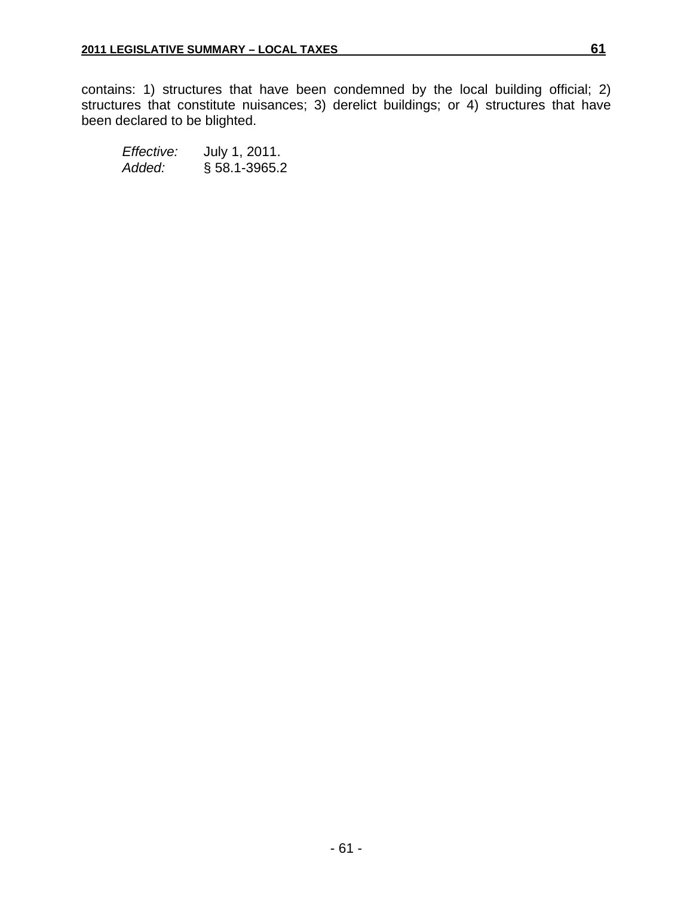contains: 1) structures that have been condemned by the local building official; 2) structures that constitute nuisances; 3) derelict buildings; or 4) structures that have been declared to be blighted.

*Effective:* July 1, 2011.
*Added:* § 58.1-3965.2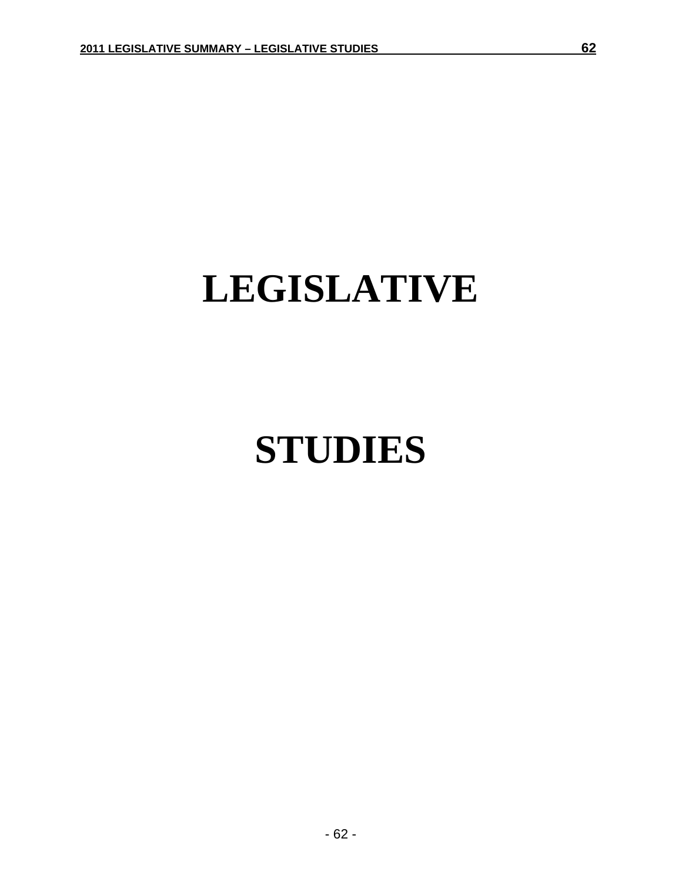# LEGISLATIVE

# STUDIES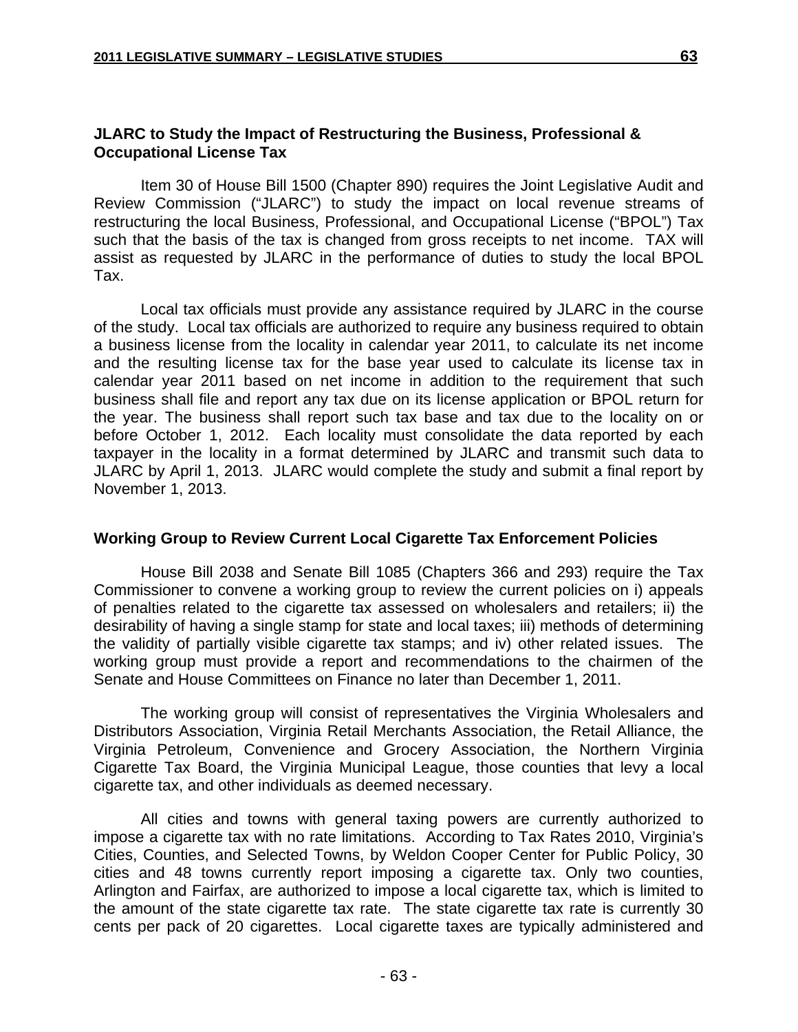## JLARC to Study the Impact of Restructuring the Business, Professional & Occupational License Tax

Item 30 of House Bill 1500 (Chapter 890) requires the Joint Legislative Audit and Review Commission ("JLARC") to study the impact on local revenue streams of restructuring the local Business, Professional, and Occupational License ("BPOL") Tax such that the basis of the tax is changed from gross receipts to net income. TAX will assist as requested by JLARC in the performance of duties to study the local BPOL Tax.

Local tax officials must provide any assistance required by JLARC in the course of the study. Local tax officials are authorized to require any business required to obtain a business license from the locality in calendar year 2011, to calculate its net income and the resulting license tax for the base year used to calculate its license tax in calendar year 2011 based on net income in addition to the requirement that such business shall file and report any tax due on its license application or BPOL return for the year. The business shall report such tax base and tax due to the locality on or before October 1, 2012. Each locality must consolidate the data reported by each taxpayer in the locality in a format determined by JLARC and transmit such data to JLARC by April 1, 2013. JLARC would complete the study and submit a final report by November 1, 2013.

## Working Group to Review Current Local Cigarette Tax Enforcement Policies

House Bill 2038 and Senate Bill 1085 (Chapters 366 and 293) require the Tax Commissioner to convene a working group to review the current policies on i) appeals of penalties related to the cigarette tax assessed on wholesalers and retailers; ii) the desirability of having a single stamp for state and local taxes; iii) methods of determining the validity of partially visible cigarette tax stamps; and iv) other related issues. The working group must provide a report and recommendations to the chairmen of the Senate and House Committees on Finance no later than December 1, 2011.

The working group will consist of representatives the Virginia Wholesalers and Distributors Association, Virginia Retail Merchants Association, the Retail Alliance, the Virginia Petroleum, Convenience and Grocery Association, the Northern Virginia Cigarette Tax Board, the Virginia Municipal League, those counties that levy a local cigarette tax, and other individuals as deemed necessary.

All cities and towns with general taxing powers are currently authorized to impose a cigarette tax with no rate limitations. According to Tax Rates 2010, Virginia's Cities, Counties, and Selected Towns, by Weldon Cooper Center for Public Policy, 30 cities and 48 towns currently report imposing a cigarette tax. Only two counties, Arlington and Fairfax, are authorized to impose a local cigarette tax, which is limited to the amount of the state cigarette tax rate. The state cigarette tax rate is currently 30 cents per pack of 20 cigarettes. Local cigarette taxes are typically administered and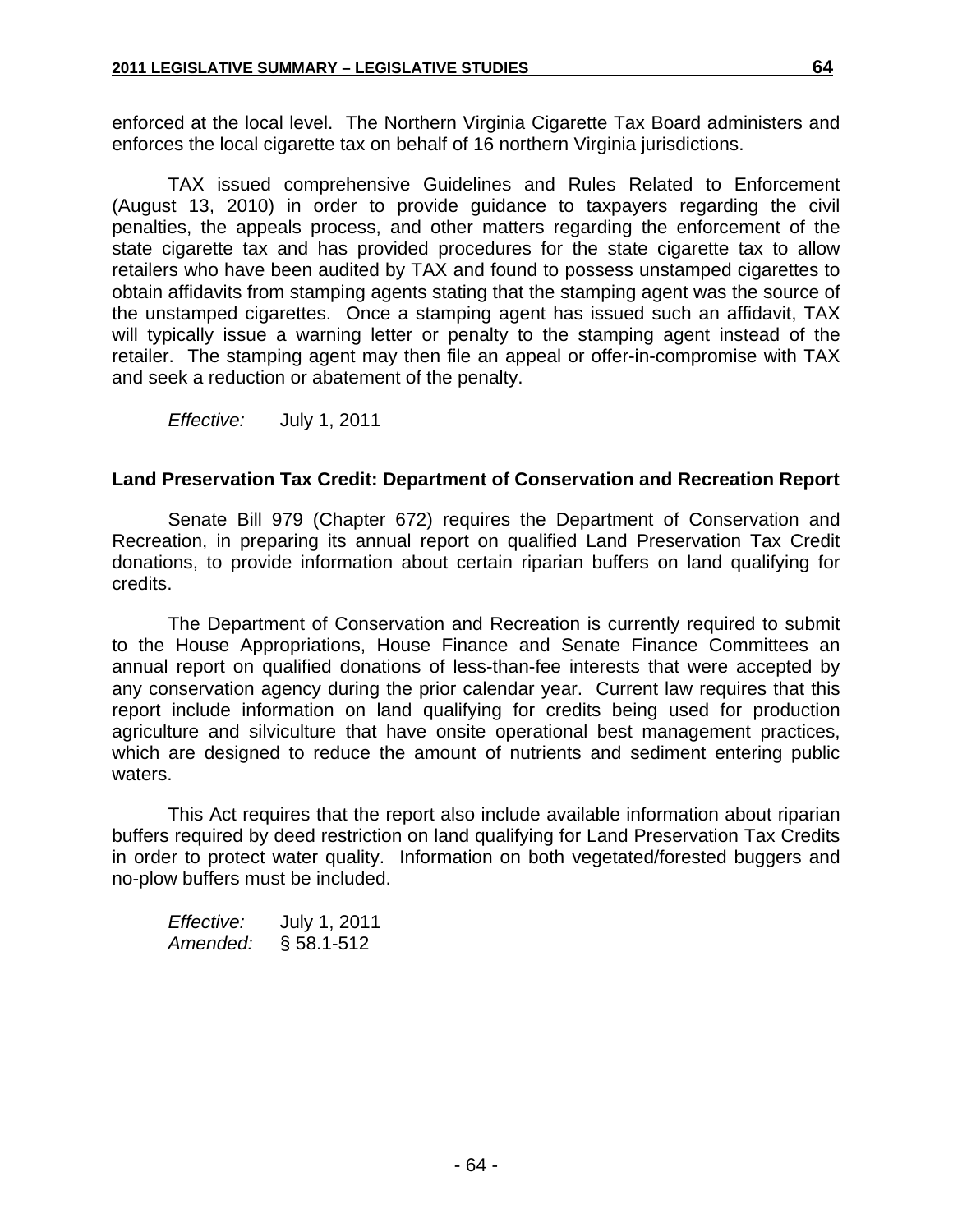enforced at the local level. The Northern Virginia Cigarette Tax Board administers and enforces the local cigarette tax on behalf of 16 northern Virginia jurisdictions.

TAX issued comprehensive Guidelines and Rules Related to Enforcement (August 13, 2010) in order to provide guidance to taxpayers regarding the civil penalties, the appeals process, and other matters regarding the enforcement of the state cigarette tax and has provided procedures for the state cigarette tax to allow retailers who have been audited by TAX and found to possess unstamped cigarettes to obtain affidavits from stamping agents stating that the stamping agent was the source of the unstamped cigarettes. Once a stamping agent has issued such an affidavit, TAX will typically issue a warning letter or penalty to the stamping agent instead of the retailer. The stamping agent may then file an appeal or offer-in-compromise with TAX and seek a reduction or abatement of the penalty.

*Effective:* July 1, 2011

**Land Preservation Tax Credit: Department of Conservation and Recreation Report**

Senate Bill 979 (Chapter 672) requires the Department of Conservation and Recreation, in preparing its annual report on qualified Land Preservation Tax Credit donations, to provide information about certain riparian buffers on land qualifying for credits.

The Department of Conservation and Recreation is currently required to submit to the House Appropriations, House Finance and Senate Finance Committees an annual report on qualified donations of less-than-fee interests that were accepted by any conservation agency during the prior calendar year. Current law requires that this report include information on land qualifying for credits being used for production agriculture and silviculture that have onsite operational best management practices, which are designed to reduce the amount of nutrients and sediment entering public waters.

This Act requires that the report also include available information about riparian buffers required by deed restriction on land qualifying for Land Preservation Tax Credits in order to protect water quality. Information on both vegetated/forested buggers and no-plow buffers must be included.

*Effective:* July 1, 2011
*Amended:* § 58.1-512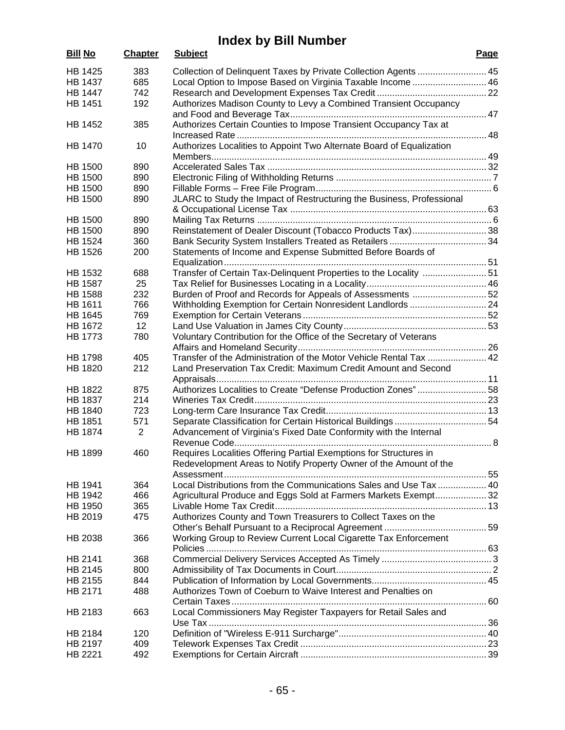# Index by Bill Number

| Bill No | Chapter | Subject | Page |
|---|---|---|---|
| HB 1425 | 383 | Collection of Delinquent Taxes by Private Collection Agents | 45 |
| HB 1437 | 685 | Local Option to Impose Based on Virginia Taxable Income | 46 |
| HB 1447 | 742 | Research and Development Expenses Tax Credit | 22 |
| HB 1451 | 192 | Authorizes Madison County to Levy a Combined Transient Occupancy and Food and Beverage Tax | 47 |
| HB 1452 | 385 | Authorizes Certain Counties to Impose Transient Occupancy Tax at Increased Rate | 48 |
| HB 1470 | 10 | Authorizes Localities to Appoint Two Alternate Board of Equalization Members | 49 |
| HB 1500 | 890 | Accelerated Sales Tax | 32 |
| HB 1500 | 890 | Electronic Filing of Withholding Returns | 7 |
| HB 1500 | 890 | Fillable Forms – Free File Program | 6 |
| HB 1500 | 890 | JLARC to Study the Impact of Restructuring the Business, Professional & Occupational License Tax | 63 |
| HB 1500 | 890 | Mailing Tax Returns | 6 |
| HB 1500 | 890 | Reinstatement of Dealer Discount (Tobacco Products Tax) | 38 |
| HB 1524 | 360 | Bank Security System Installers Treated as Retailers | 34 |
| HB 1526 | 200 | Statements of Income and Expense Submitted Before Boards of Equalization | 51 |
| HB 1532 | 688 | Transfer of Certain Tax-Delinquent Properties to the Locality | 51 |
| HB 1587 | 25 | Tax Relief for Businesses Locating in a Locality | 46 |
| HB 1588 | 232 | Burden of Proof and Records for Appeals of Assessments | 52 |
| HB 1611 | 766 | Withholding Exemption for Certain Nonresident Landlords | 24 |
| HB 1645 | 769 | Exemption for Certain Veterans | 52 |
| HB 1672 | 12 | Land Use Valuation in James City County | 53 |
| HB 1773 | 780 | Voluntary Contribution for the Office of the Secretary of Veterans Affairs and Homeland Security | 26 |
| HB 1798 | 405 | Transfer of the Administration of the Motor Vehicle Rental Tax | 42 |
| HB 1820 | 212 | Land Preservation Tax Credit: Maximum Credit Amount and Second Appraisals | 11 |
| HB 1822 | 875 | Authorizes Localities to Create "Defense Production Zones" | 58 |
| HB 1837 | 214 | Wineries Tax Credit | 23 |
| HB 1840 | 723 | Long-term Care Insurance Tax Credit | 13 |
| HB 1851 | 571 | Separate Classification for Certain Historical Buildings | 54 |
| HB 1874 | 2 | Advancement of Virginia's Fixed Date Conformity with the Internal Revenue Code | 8 |
| HB 1899 | 460 | Requires Localities Offering Partial Exemptions for Structures in Redevelopment Areas to Notify Property Owner of the Amount of the Assessment | 55 |
| HB 1941 | 364 | Local Distributions from the Communications Sales and Use Tax | 40 |
| HB 1942 | 466 | Agricultural Produce and Eggs Sold at Farmers Markets Exempt | 32 |
| HB 1950 | 365 | Livable Home Tax Credit | 13 |
| HB 2019 | 475 | Authorizes County and Town Treasurers to Collect Taxes on the Other's Behalf Pursuant to a Reciprocal Agreement | 59 |
| HB 2038 | 366 | Working Group to Review Current Local Cigarette Tax Enforcement Policies | 63 |
| HB 2141 | 368 | Commercial Delivery Services Accepted As Timely | 3 |
| HB 2145 | 800 | Admissibility of Tax Documents in Court | 2 |
| HB 2155 | 844 | Publication of Information by Local Governments | 45 |
| HB 2171 | 488 | Authorizes Town of Coeburn to Waive Interest and Penalties on Certain Taxes | 60 |
| HB 2183 | 663 | Local Commissioners May Register Taxpayers for Retail Sales and Use Tax | 36 |
| HB 2184 | 120 | Definition of "Wireless E-911 Surcharge" | 40 |
| HB 2197 | 409 | Telework Expenses Tax Credit | 23 |
| HB 2221 | 492 | Exemptions for Certain Aircraft | 39 |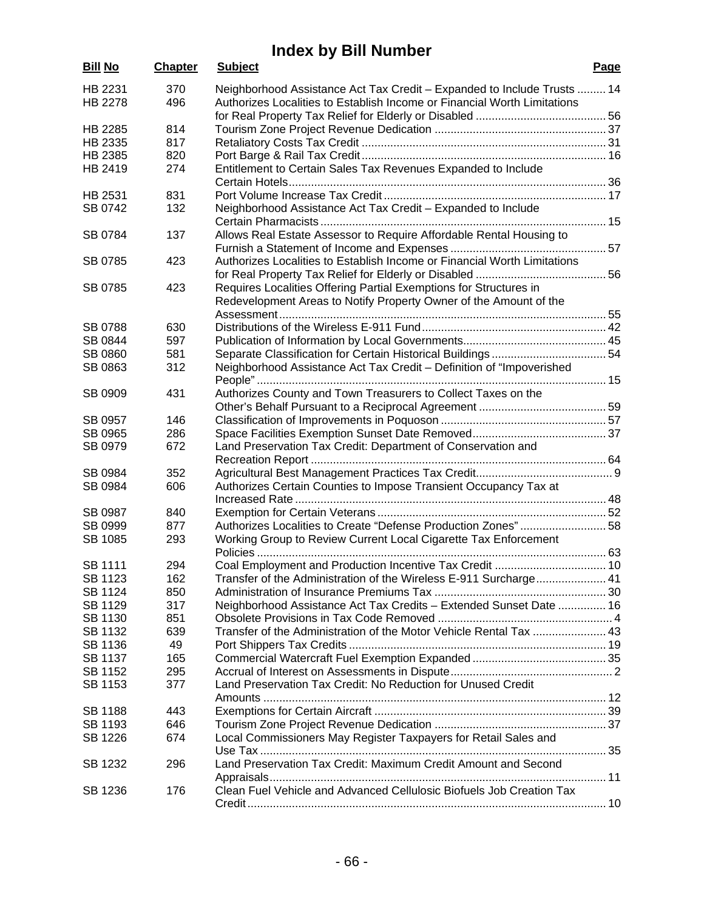# Index by Bill Number

| Bill No | Chapter | Subject | Page |
|---|---|---|---|
| HB 2231 | 370 | Neighborhood Assistance Act Tax Credit – Expanded to Include Trusts | 14 |
| HB 2278 | 496 | Authorizes Localities to Establish Income or Financial Worth Limitations for Real Property Tax Relief for Elderly or Disabled | 56 |
| HB 2285 | 814 | Tourism Zone Project Revenue Dedication | 37 |
| HB 2335 | 817 | Retaliatory Costs Tax Credit | 31 |
| HB 2385 | 820 | Port Barge & Rail Tax Credit | 16 |
| HB 2419 | 274 | Entitlement to Certain Sales Tax Revenues Expanded to Include Certain Hotels | 36 |
| HB 2531 | 831 | Port Volume Increase Tax Credit | 17 |
| SB 0742 | 132 | Neighborhood Assistance Act Tax Credit – Expanded to Include Certain Pharmacists | 15 |
| SB 0784 | 137 | Allows Real Estate Assessor to Require Affordable Rental Housing to Furnish a Statement of Income and Expenses | 57 |
| SB 0785 | 423 | Authorizes Localities to Establish Income or Financial Worth Limitations for Real Property Tax Relief for Elderly or Disabled | 56 |
| SB 0785 | 423 | Requires Localities Offering Partial Exemptions for Structures in Redevelopment Areas to Notify Property Owner of the Amount of the Assessment | 55 |
| SB 0788 | 630 | Distributions of the Wireless E-911 Fund | 42 |
| SB 0844 | 597 | Publication of Information by Local Governments | 45 |
| SB 0860 | 581 | Separate Classification for Certain Historical Buildings | 54 |
| SB 0863 | 312 | Neighborhood Assistance Act Tax Credit – Definition of "Impoverished People" | 15 |
| SB 0909 | 431 | Authorizes County and Town Treasurers to Collect Taxes on the Other's Behalf Pursuant to a Reciprocal Agreement | 59 |
| SB 0957 | 146 | Classification of Improvements in Poquoson | 57 |
| SB 0965 | 286 | Space Facilities Exemption Sunset Date Removed | 37 |
| SB 0979 | 672 | Land Preservation Tax Credit: Department of Conservation and Recreation Report | 64 |
| SB 0984 | 352 | Agricultural Best Management Practices Tax Credit | 9 |
| SB 0984 | 606 | Authorizes Certain Counties to Impose Transient Occupancy Tax at Increased Rate | 48 |
| SB 0987 | 840 | Exemption for Certain Veterans | 52 |
| SB 0999 | 877 | Authorizes Localities to Create "Defense Production Zones" | 58 |
| SB 1085 | 293 | Working Group to Review Current Local Cigarette Tax Enforcement Policies | 63 |
| SB 1111 | 294 | Coal Employment and Production Incentive Tax Credit | 10 |
| SB 1123 | 162 | Transfer of the Administration of the Wireless E-911 Surcharge | 41 |
| SB 1124 | 850 | Administration of Insurance Premiums Tax | 30 |
| SB 1129 | 317 | Neighborhood Assistance Act Tax Credits – Extended Sunset Date | 16 |
| SB 1130 | 851 | Obsolete Provisions in Tax Code Removed | 4 |
| SB 1132 | 639 | Transfer of the Administration of the Motor Vehicle Rental Tax | 43 |
| SB 1136 | 49 | Port Shippers Tax Credits | 19 |
| SB 1137 | 165 | Commercial Watercraft Fuel Exemption Expanded | 35 |
| SB 1152 | 295 | Accrual of Interest on Assessments in Dispute | 2 |
| SB 1153 | 377 | Land Preservation Tax Credit: No Reduction for Unused Credit Amounts | 12 |
| SB 1188 | 443 | Exemptions for Certain Aircraft | 39 |
| SB 1193 | 646 | Tourism Zone Project Revenue Dedication | 37 |
| SB 1226 | 674 | Local Commissioners May Register Taxpayers for Retail Sales and Use Tax | 35 |
| SB 1232 | 296 | Land Preservation Tax Credit: Maximum Credit Amount and Second Appraisals | 11 |
| SB 1236 | 176 | Clean Fuel Vehicle and Advanced Cellulosic Biofuels Job Creation Tax Credit | 10 |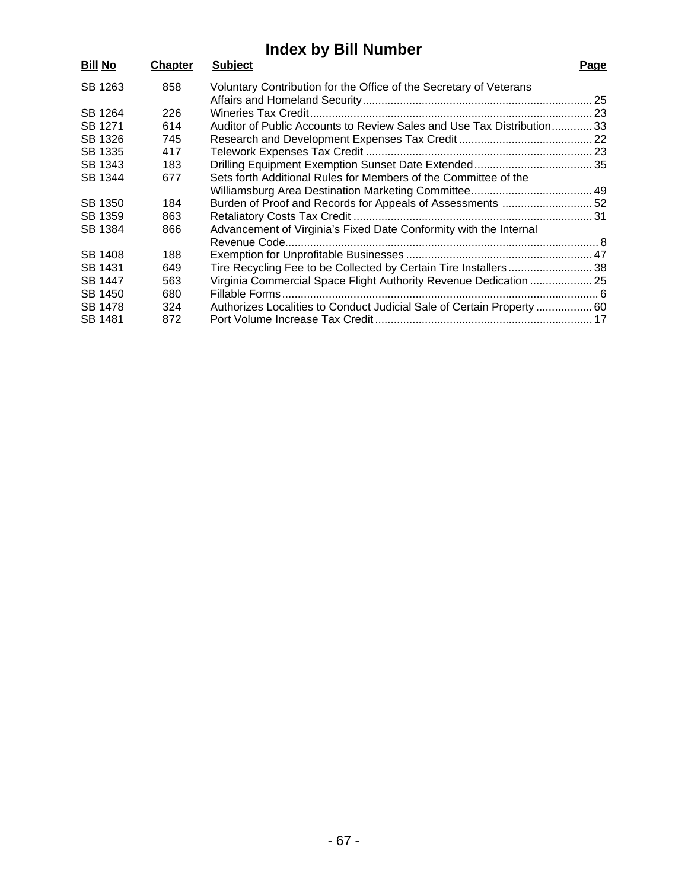# Index by Bill Number

| Bill No | Chapter | Subject | Page |
|---|---|---|---|
| SB 1263 | 858 | Voluntary Contribution for the Office of the Secretary of Veterans Affairs and Homeland Security | 25 |
| SB 1264 | 226 | Wineries Tax Credit | 23 |
| SB 1271 | 614 | Auditor of Public Accounts to Review Sales and Use Tax Distribution | 33 |
| SB 1326 | 745 | Research and Development Expenses Tax Credit | 22 |
| SB 1335 | 417 | Telework Expenses Tax Credit | 23 |
| SB 1343 | 183 | Drilling Equipment Exemption Sunset Date Extended | 35 |
| SB 1344 | 677 | Sets forth Additional Rules for Members of the Committee of the Williamsburg Area Destination Marketing Committee | 49 |
| SB 1350 | 184 | Burden of Proof and Records for Appeals of Assessments | 52 |
| SB 1359 | 863 | Retaliatory Costs Tax Credit | 31 |
| SB 1384 | 866 | Advancement of Virginia's Fixed Date Conformity with the Internal Revenue Code | 8 |
| SB 1408 | 188 | Exemption for Unprofitable Businesses | 47 |
| SB 1431 | 649 | Tire Recycling Fee to be Collected by Certain Tire Installers | 38 |
| SB 1447 | 563 | Virginia Commercial Space Flight Authority Revenue Dedication | 25 |
| SB 1450 | 680 | Fillable Forms | 6 |
| SB 1478 | 324 | Authorizes Localities to Conduct Judicial Sale of Certain Property | 60 |
| SB 1481 | 872 | Port Volume Increase Tax Credit | 17 |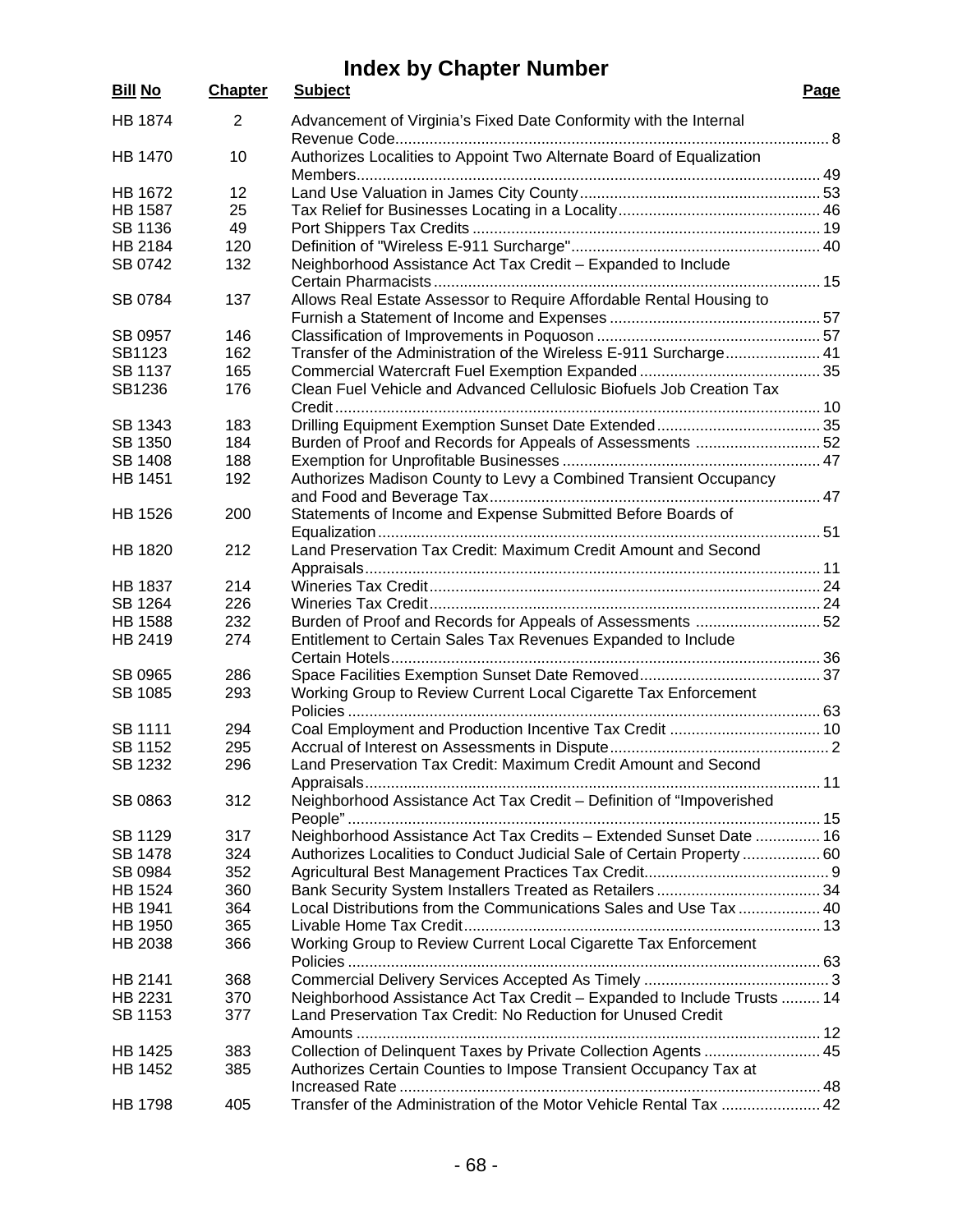# Index by Chapter Number

| Bill No | Chapter | Subject | Page |
|---|---|---|---|
| HB 1874 | 2 | Advancement of Virginia's Fixed Date Conformity with the Internal Revenue Code | 8 |
| HB 1470 | 10 | Authorizes Localities to Appoint Two Alternate Board of Equalization Members | 49 |
| HB 1672 | 12 | Land Use Valuation in James City County | 53 |
| HB 1587 | 25 | Tax Relief for Businesses Locating in a Locality | 46 |
| SB 1136 | 49 | Port Shippers Tax Credits | 19 |
| HB 2184 | 120 | Definition of "Wireless E-911 Surcharge" | 40 |
| SB 0742 | 132 | Neighborhood Assistance Act Tax Credit – Expanded to Include Certain Pharmacists | 15 |
| SB 0784 | 137 | Allows Real Estate Assessor to Require Affordable Rental Housing to Furnish a Statement of Income and Expenses | 57 |
| SB 0957 | 146 | Classification of Improvements in Poquoson | 57 |
| SB1123 | 162 | Transfer of the Administration of the Wireless E-911 Surcharge | 41 |
| SB 1137 | 165 | Commercial Watercraft Fuel Exemption Expanded | 35 |
| SB1236 | 176 | Clean Fuel Vehicle and Advanced Cellulosic Biofuels Job Creation Tax Credit | 10 |
| SB 1343 | 183 | Drilling Equipment Exemption Sunset Date Extended | 35 |
| SB 1350 | 184 | Burden of Proof and Records for Appeals of Assessments | 52 |
| SB 1408 | 188 | Exemption for Unprofitable Businesses | 47 |
| HB 1451 | 192 | Authorizes Madison County to Levy a Combined Transient Occupancy and Food and Beverage Tax | 47 |
| HB 1526 | 200 | Statements of Income and Expense Submitted Before Boards of Equalization | 51 |
| HB 1820 | 212 | Land Preservation Tax Credit: Maximum Credit Amount and Second Appraisals | 11 |
| HB 1837 | 214 | Wineries Tax Credit | 24 |
| SB 1264 | 226 | Wineries Tax Credit | 24 |
| HB 1588 | 232 | Burden of Proof and Records for Appeals of Assessments | 52 |
| HB 2419 | 274 | Entitlement to Certain Sales Tax Revenues Expanded to Include Certain Hotels | 36 |
| SB 0965 | 286 | Space Facilities Exemption Sunset Date Removed | 37 |
| SB 1085 | 293 | Working Group to Review Current Local Cigarette Tax Enforcement Policies | 63 |
| SB 1111 | 294 | Coal Employment and Production Incentive Tax Credit | 10 |
| SB 1152 | 295 | Accrual of Interest on Assessments in Dispute | 2 |
| SB 1232 | 296 | Land Preservation Tax Credit: Maximum Credit Amount and Second Appraisals | 11 |
| SB 0863 | 312 | Neighborhood Assistance Act Tax Credit – Definition of "Impoverished People" | 15 |
| SB 1129 | 317 | Neighborhood Assistance Act Tax Credits – Extended Sunset Date | 16 |
| SB 1478 | 324 | Authorizes Localities to Conduct Judicial Sale of Certain Property | 60 |
| SB 0984 | 352 | Agricultural Best Management Practices Tax Credit | 9 |
| HB 1524 | 360 | Bank Security System Installers Treated as Retailers | 34 |
| HB 1941 | 364 | Local Distributions from the Communications Sales and Use Tax | 40 |
| HB 1950 | 365 | Livable Home Tax Credit | 13 |
| HB 2038 | 366 | Working Group to Review Current Local Cigarette Tax Enforcement Policies | 63 |
| HB 2141 | 368 | Commercial Delivery Services Accepted As Timely | 3 |
| HB 2231 | 370 | Neighborhood Assistance Act Tax Credit – Expanded to Include Trusts | 14 |
| SB 1153 | 377 | Land Preservation Tax Credit: No Reduction for Unused Credit Amounts | 12 |
| HB 1425 | 383 | Collection of Delinquent Taxes by Private Collection Agents | 45 |
| HB 1452 | 385 | Authorizes Certain Counties to Impose Transient Occupancy Tax at Increased Rate | 48 |
| HB 1798 | 405 | Transfer of the Administration of the Motor Vehicle Rental Tax | 42 |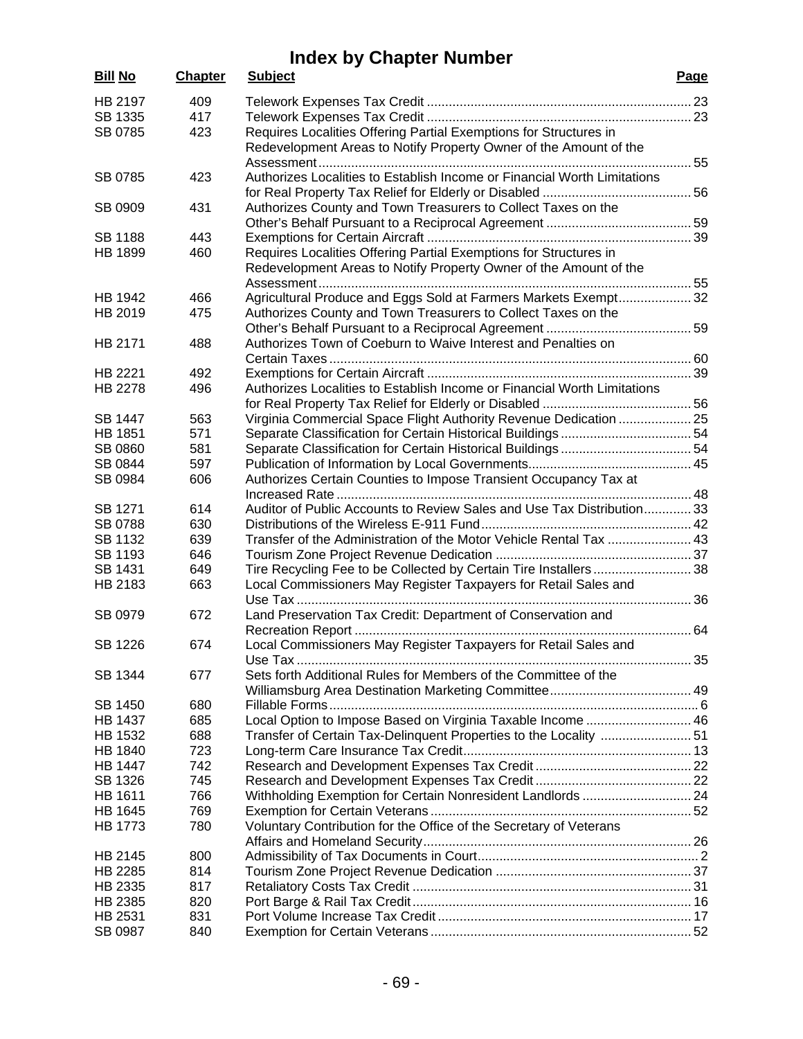# Index by Chapter Number

| Bill No | Chapter | Subject | Page |
|---|---|---|---|
| HB 2197 | 409 | Telework Expenses Tax Credit | 23 |
| SB 1335 | 417 | Telework Expenses Tax Credit | 23 |
| SB 0785 | 423 | Requires Localities Offering Partial Exemptions for Structures in Redevelopment Areas to Notify Property Owner of the Amount of the Assessment | 55 |
| SB 0785 | 423 | Authorizes Localities to Establish Income or Financial Worth Limitations for Real Property Tax Relief for Elderly or Disabled | 56 |
| SB 0909 | 431 | Authorizes County and Town Treasurers to Collect Taxes on the Other's Behalf Pursuant to a Reciprocal Agreement | 59 |
| SB 1188 | 443 | Exemptions for Certain Aircraft | 39 |
| HB 1899 | 460 | Requires Localities Offering Partial Exemptions for Structures in Redevelopment Areas to Notify Property Owner of the Amount of the Assessment | 55 |
| HB 1942 | 466 | Agricultural Produce and Eggs Sold at Farmers Markets Exempt | 32 |
| HB 2019 | 475 | Authorizes County and Town Treasurers to Collect Taxes on the Other's Behalf Pursuant to a Reciprocal Agreement | 59 |
| HB 2171 | 488 | Authorizes Town of Coeburn to Waive Interest and Penalties on Certain Taxes | 60 |
| HB 2221 | 492 | Exemptions for Certain Aircraft | 39 |
| HB 2278 | 496 | Authorizes Localities to Establish Income or Financial Worth Limitations for Real Property Tax Relief for Elderly or Disabled | 56 |
| SB 1447 | 563 | Virginia Commercial Space Flight Authority Revenue Dedication | 25 |
| HB 1851 | 571 | Separate Classification for Certain Historical Buildings | 54 |
| SB 0860 | 581 | Separate Classification for Certain Historical Buildings | 54 |
| SB 0844 | 597 | Publication of Information by Local Governments | 45 |
| SB 0984 | 606 | Authorizes Certain Counties to Impose Transient Occupancy Tax at Increased Rate | 48 |
| SB 1271 | 614 | Auditor of Public Accounts to Review Sales and Use Tax Distribution | 33 |
| SB 0788 | 630 | Distributions of the Wireless E-911 Fund | 42 |
| SB 1132 | 639 | Transfer of the Administration of the Motor Vehicle Rental Tax | 43 |
| SB 1193 | 646 | Tourism Zone Project Revenue Dedication | 37 |
| SB 1431 | 649 | Tire Recycling Fee to be Collected by Certain Tire Installers | 38 |
| HB 2183 | 663 | Local Commissioners May Register Taxpayers for Retail Sales and Use Tax | 36 |
| SB 0979 | 672 | Land Preservation Tax Credit: Department of Conservation and Recreation Report | 64 |
| SB 1226 | 674 | Local Commissioners May Register Taxpayers for Retail Sales and Use Tax | 35 |
| SB 1344 | 677 | Sets forth Additional Rules for Members of the Committee of the Williamsburg Area Destination Marketing Committee | 49 |
| SB 1450 | 680 | Fillable Forms | 6 |
| HB 1437 | 685 | Local Option to Impose Based on Virginia Taxable Income | 46 |
| HB 1532 | 688 | Transfer of Certain Tax-Delinquent Properties to the Locality | 51 |
| HB 1840 | 723 | Long-term Care Insurance Tax Credit | 13 |
| HB 1447 | 742 | Research and Development Expenses Tax Credit | 22 |
| SB 1326 | 745 | Research and Development Expenses Tax Credit | 22 |
| HB 1611 | 766 | Withholding Exemption for Certain Nonresident Landlords | 24 |
| HB 1645 | 769 | Exemption for Certain Veterans | 52 |
| HB 1773 | 780 | Voluntary Contribution for the Office of the Secretary of Veterans Affairs and Homeland Security | 26 |
| HB 2145 | 800 | Admissibility of Tax Documents in Court | 2 |
| HB 2285 | 814 | Tourism Zone Project Revenue Dedication | 37 |
| HB 2335 | 817 | Retaliatory Costs Tax Credit | 31 |
| HB 2385 | 820 | Port Barge & Rail Tax Credit | 16 |
| HB 2531 | 831 | Port Volume Increase Tax Credit | 17 |
| SB 0987 | 840 | Exemption for Certain Veterans | 52 |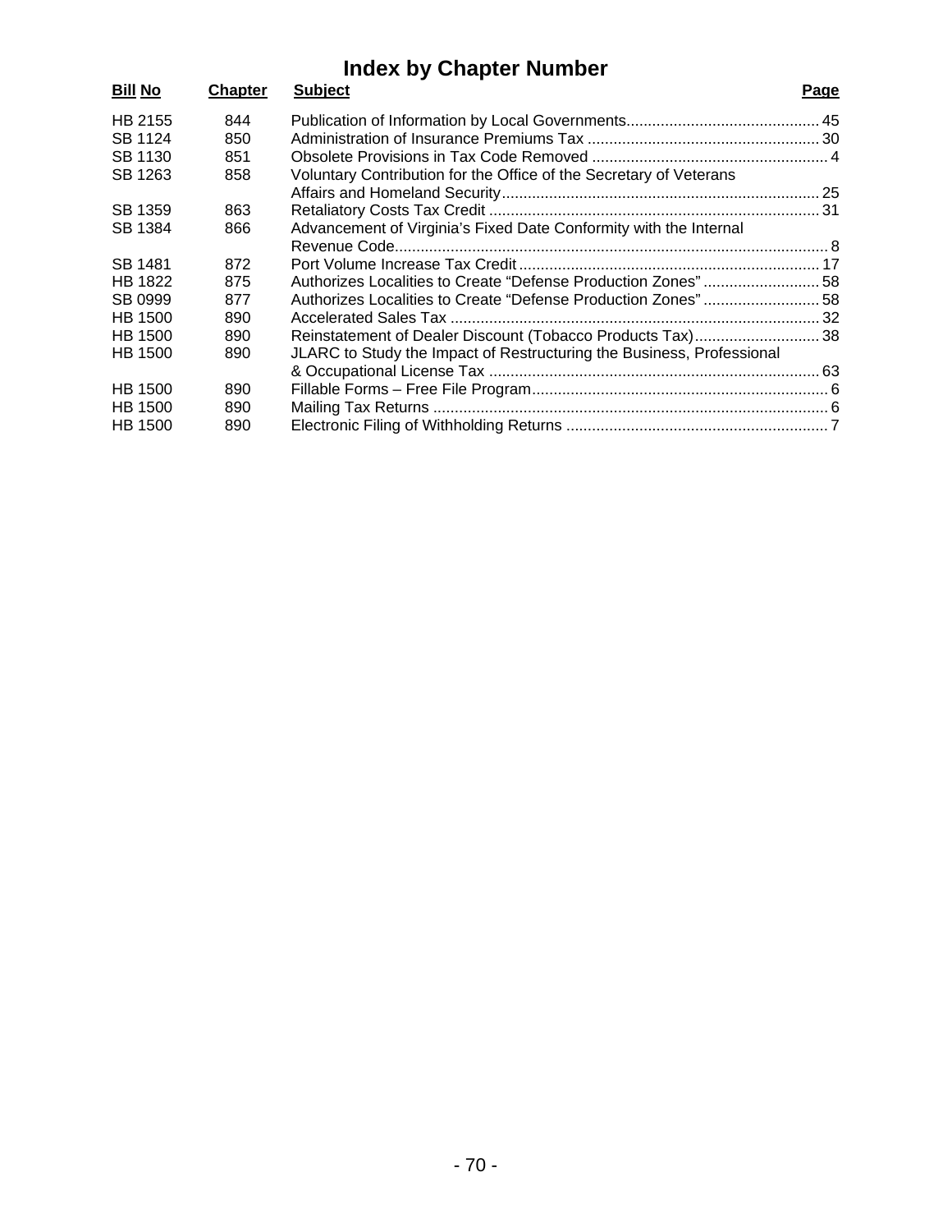# Index by Chapter Number

| Bill No | Chapter | Subject | Page |
|---|---|---|---|
| HB 2155 | 844 | Publication of Information by Local Governments | 45 |
| SB 1124 | 850 | Administration of Insurance Premiums Tax | 30 |
| SB 1130 | 851 | Obsolete Provisions in Tax Code Removed | 4 |
| SB 1263 | 858 | Voluntary Contribution for the Office of the Secretary of Veterans Affairs and Homeland Security | 25 |
| SB 1359 | 863 | Retaliatory Costs Tax Credit | 31 |
| SB 1384 | 866 | Advancement of Virginia's Fixed Date Conformity with the Internal Revenue Code | 8 |
| SB 1481 | 872 | Port Volume Increase Tax Credit | 17 |
| HB 1822 | 875 | Authorizes Localities to Create "Defense Production Zones" | 58 |
| SB 0999 | 877 | Authorizes Localities to Create "Defense Production Zones" | 58 |
| HB 1500 | 890 | Accelerated Sales Tax | 32 |
| HB 1500 | 890 | Reinstatement of Dealer Discount (Tobacco Products Tax) | 38 |
| HB 1500 | 890 | JLARC to Study the Impact of Restructuring the Business, Professional & Occupational License Tax | 63 |
| HB 1500 | 890 | Fillable Forms – Free File Program | 6 |
| HB 1500 | 890 | Mailing Tax Returns | 6 |
| HB 1500 | 890 | Electronic Filing of Withholding Returns | 7 |